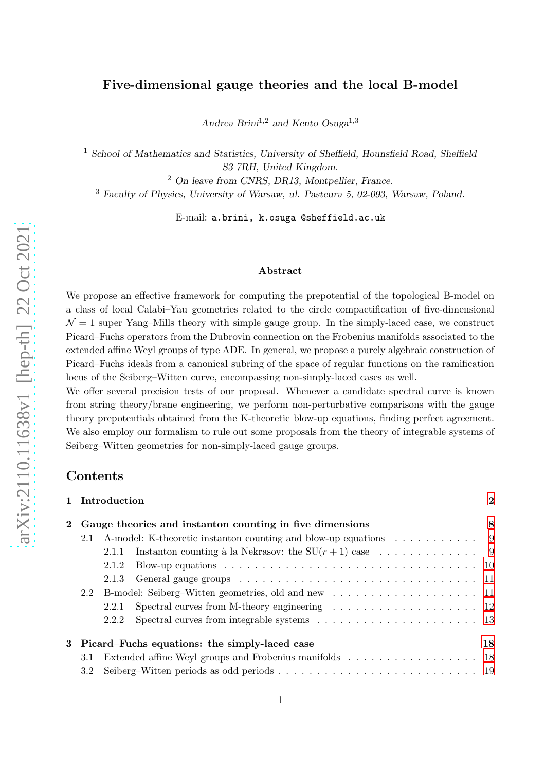# Five-dimensional gauge theories and the local B-model

*Andrea Brini*[1,2] *and Kento Osuga*[1,3]

[1] *School of Mathematics and Statistics, University of Sheffield, Hounsfield Road, Sheffield S3 7RH, United Kingdom.*

[2] *On leave from CNRS, DR13, Montpellier, France.*

[3] *Faculty of Physics, University of Warsaw, ul. Pasteura 5, 02-093, Warsaw, Poland.*

E-mail: `a.brini, k.osuga @sheffield.ac.uk`

### Abstract

We propose an effective framework for computing the prepotential of the topological B-model on a class of local Calabi–Yau geometries related to the circle compactification of five-dimensional $\mathcal{N} = 1$ super Yang–Mills theory with simple gauge group. In the simply-laced case, we construct Picard–Fuchs operators from the Dubrovin connection on the Frobenius manifolds associated to the extended affine Weyl groups of type ADE. In general, we propose a purely algebraic construction of Picard–Fuchs ideals from a canonical subring of the space of regular functions on the ramification locus of the Seiberg–Witten curve, encompassing non-simply-laced cases as well.

We offer several precision tests of our proposal. Whenever a candidate spectral curve is known from string theory/brane engineering, we perform non-perturbative comparisons with the gauge theory prepotentials obtained from the K-theoretic blow-up equations, finding perfect agreement. We also employ our formalism to rule out some proposals from the theory of integrable systems of Seiberg–Witten geometries for non-simply-laced gauge groups.

## Contents

- **1 Introduction** — 2
- **2 Gauge theories and instanton counting in five dimensions** — 8
  - 2.1 A-model: K-theoretic instanton counting and blow-up equations — 9
    - 2.1.1 Instanton counting à la Nekrasov: the $\mathrm{SU}(r+1)$ case — 9
    - 2.1.2 Blow-up equations — 10
    - 2.1.3 General gauge groups — 11
  - 2.2 B-model: Seiberg–Witten geometries, old and new — 11
    - 2.2.1 Spectral curves from M-theory engineering — 12
    - 2.2.2 Spectral curves from integrable systems — 13
- **3 Picard–Fuchs equations: the simply-laced case** — 18
  - 3.1 Extended affine Weyl groups and Frobenius manifolds — 18
  - 3.2 Seiberg–Witten periods as odd periods — 19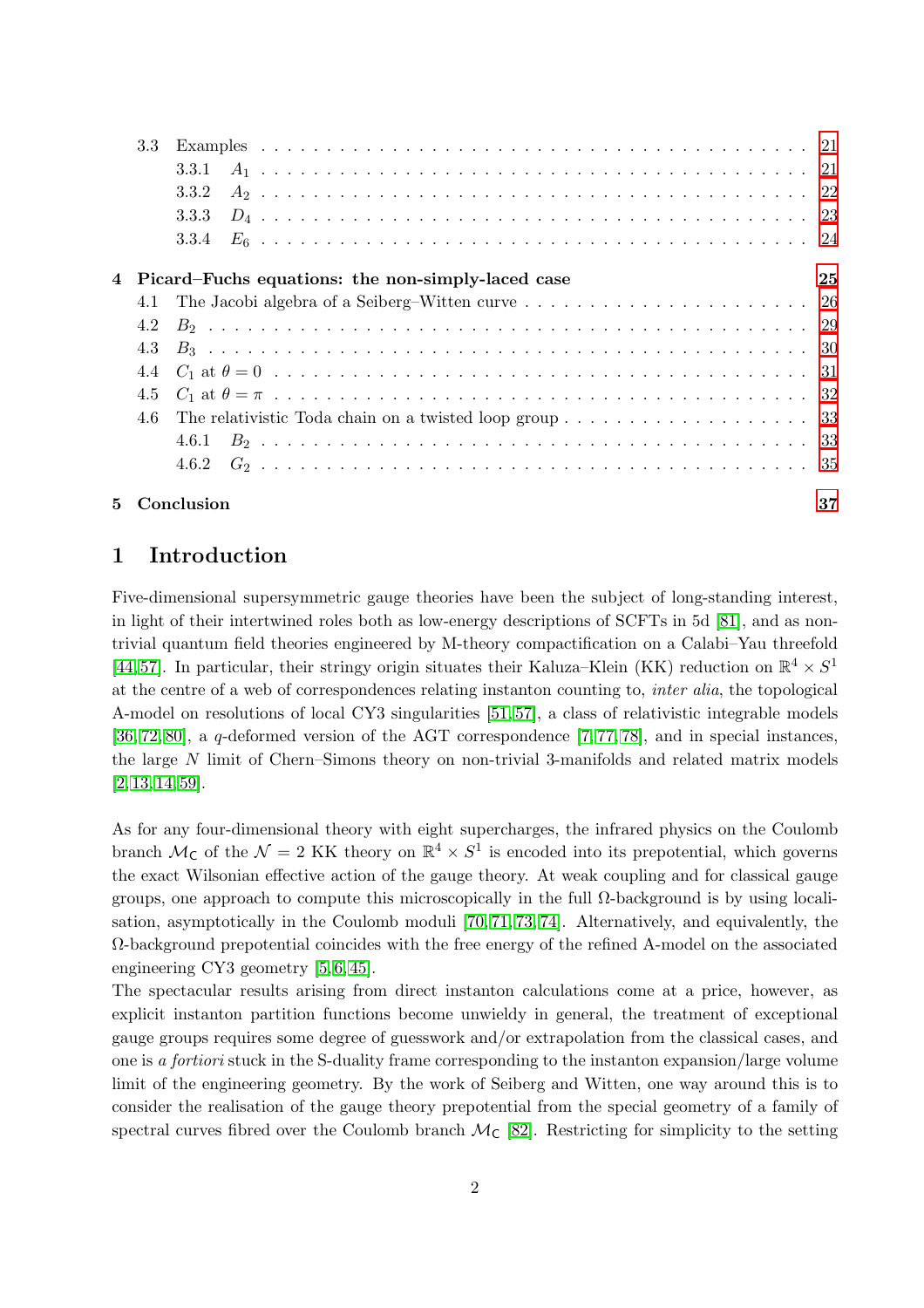| | | |
|---|---|---|
| 3.3 | Examples | 21 |
| | 3.3.1 $A_1$ | 21 |
| | 3.3.2 $A_2$ | 22 |
| | 3.3.3 $D_4$ | 23 |
| | 3.3.4 $E_6$ | 24 |
| **4** | **Picard–Fuchs equations: the non-simply-laced case** | **25** |
| 4.1 | The Jacobi algebra of a Seiberg–Witten curve | 26 |
| 4.2 | $B_2$ | 29 |
| 4.3 | $B_3$ | 30 |
| 4.4 | $C_1$ at $\theta = 0$ | 31 |
| 4.5 | $C_1$ at $\theta = \pi$ | 32 |
| 4.6 | The relativistic Toda chain on a twisted loop group | 33 |
| | 4.6.1 $B_2$ | 33 |
| | 4.6.2 $G_2$ | 35 |
| **5** | **Conclusion** | **37** |

# 1 Introduction

Five-dimensional supersymmetric gauge theories have been the subject of long-standing interest, in light of their intertwined roles both as low-energy descriptions of SCFTs in 5d [81], and as non-trivial quantum field theories engineered by M-theory compactification on a Calabi–Yau threefold [44,57]. In particular, their stringy origin situates their Kaluza–Klein (KK) reduction on $\mathbb{R}^4 \times S^1$ at the centre of a web of correspondences relating instanton counting to, *inter alia*, the topological A-model on resolutions of local CY3 singularities [51,57], a class of relativistic integrable models [36,72,80], a $q$-deformed version of the AGT correspondence [7,77,78], and in special instances, the large $N$ limit of Chern–Simons theory on non-trivial 3-manifolds and related matrix models [2,13,14,59].

As for any four-dimensional theory with eight supercharges, the infrared physics on the Coulomb branch $\mathcal{M}_\mathsf{C}$ of the $\mathcal{N} = 2$ KK theory on $\mathbb{R}^4 \times S^1$ is encoded into its prepotential, which governs the exact Wilsonian effective action of the gauge theory. At weak coupling and for classical gauge groups, one approach to compute this microscopically in the full $\Omega$-background is by using localisation, asymptotically in the Coulomb moduli [70,71,73,74]. Alternatively, and equivalently, the $\Omega$-background prepotential coincides with the free energy of the refined A-model on the associated engineering CY3 geometry [5,6,45].
The spectacular results arising from direct instanton calculations come at a price, however, as explicit instanton partition functions become unwieldy in general, the treatment of exceptional gauge groups requires some degree of guesswork and/or extrapolation from the classical cases, and one is *a fortiori* stuck in the S-duality frame corresponding to the instanton expansion/large volume limit of the engineering geometry. By the work of Seiberg and Witten, one way around this is to consider the realisation of the gauge theory prepotential from the special geometry of a family of spectral curves fibred over the Coulomb branch $\mathcal{M}_\mathsf{C}$ [82]. Restricting for simplicity to the setting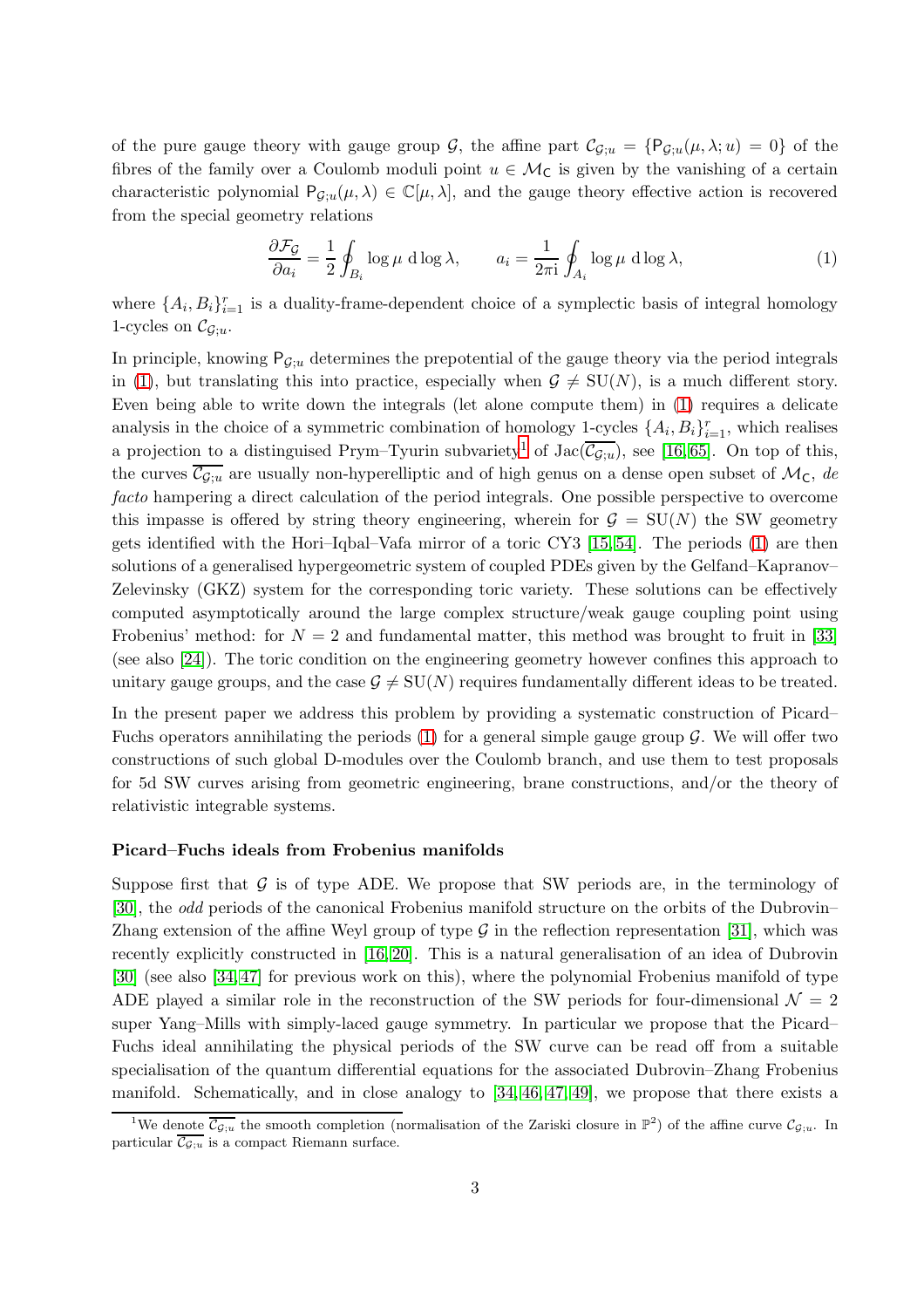of the pure gauge theory with gauge group $\mathcal{G}$, the affine part $\mathcal{C}_{\mathcal{G};u} = \{\mathsf{P}_{\mathcal{G};u}(\mu,\lambda;u) = 0\}$ of the fibres of the family over a Coulomb moduli point $u \in \mathcal{M}_{\mathsf{C}}$ is given by the vanishing of a certain characteristic polynomial $\mathsf{P}_{\mathcal{G};u}(\mu,\lambda) \in \mathbb{C}[\mu,\lambda]$, and the gauge theory effective action is recovered from the special geometry relations

$$\frac{\partial \mathcal{F}_{\mathcal{G}}}{\partial a_i} = \frac{1}{2}\oint_{B_i} \log\mu \ \mathrm{d}\log\lambda, \qquad a_i = \frac{1}{2\pi \mathrm{i}}\oint_{A_i} \log\mu \ \mathrm{d}\log\lambda, \tag{1}$$

where $\{A_i, B_i\}_{i=1}^r$ is a duality-frame-dependent choice of a symplectic basis of integral homology 1-cycles on $\mathcal{C}_{\mathcal{G};u}$.

In principle, knowing $\mathsf{P}_{\mathcal{G};u}$ determines the prepotential of the gauge theory via the period integrals in (1), but translating this into practice, especially when $\mathcal{G} \neq \mathrm{SU}(N)$, is a much different story. Even being able to write down the integrals (let alone compute them) in (1) requires a delicate analysis in the choice of a symmetric combination of homology 1-cycles $\{A_i, B_i\}_{i=1}^r$, which realises a projection to a distinguised Prym–Tyurin subvariety[1] of $\mathrm{Jac}(\overline{\mathcal{C}_{\mathcal{G};u}})$, see [16, 65]. On top of this, the curves $\overline{\mathcal{C}_{\mathcal{G};u}}$ are usually non-hyperelliptic and of high genus on a dense open subset of $\mathcal{M}_{\mathsf{C}}$, *de facto* hampering a direct calculation of the period integrals. One possible perspective to overcome this impasse is offered by string theory engineering, wherein for $\mathcal{G} = \mathrm{SU}(N)$ the SW geometry gets identified with the Hori–Iqbal–Vafa mirror of a toric CY3 [15, 54]. The periods (1) are then solutions of a generalised hypergeometric system of coupled PDEs given by the Gelfand–Kapranov–Zelevinsky (GKZ) system for the corresponding toric variety. These solutions can be effectively computed asymptotically around the large complex structure/weak gauge coupling point using Frobenius' method: for $N = 2$ and fundamental matter, this method was brought to fruit in [33] (see also [24]). The toric condition on the engineering geometry however confines this approach to unitary gauge groups, and the case $\mathcal{G} \neq \mathrm{SU}(N)$ requires fundamentally different ideas to be treated.

In the present paper we address this problem by providing a systematic construction of Picard–Fuchs operators annihilating the periods (1) for a general simple gauge group $\mathcal{G}$. We will offer two constructions of such global D-modules over the Coulomb branch, and use them to test proposals for 5d SW curves arising from geometric engineering, brane constructions, and/or the theory of relativistic integrable systems.

**Picard–Fuchs ideals from Frobenius manifolds**

Suppose first that $\mathcal{G}$ is of type ADE. We propose that SW periods are, in the terminology of [30], the *odd* periods of the canonical Frobenius manifold structure on the orbits of the Dubrovin–Zhang extension of the affine Weyl group of type $\mathcal{G}$ in the reflection representation [31], which was recently explicitly constructed in [16, 20]. This is a natural generalisation of an idea of Dubrovin [30] (see also [34, 47] for previous work on this), where the polynomial Frobenius manifold of type ADE played a similar role in the reconstruction of the SW periods for four-dimensional $\mathcal{N} = 2$ super Yang–Mills with simply-laced gauge symmetry. In particular we propose that the Picard–Fuchs ideal annihilating the physical periods of the SW curve can be read off from a suitable specialisation of the quantum differential equations for the associated Dubrovin–Zhang Frobenius manifold. Schematically, and in close analogy to [34, 46, 47, 49], we propose that there exists a

[1] We denote $\overline{\mathcal{C}_{\mathcal{G};u}}$ the smooth completion (normalisation of the Zariski closure in $\mathbb{P}^2$) of the affine curve $\mathcal{C}_{\mathcal{G};u}$. In particular $\overline{\mathcal{C}_{\mathcal{G};u}}$ is a compact Riemann surface.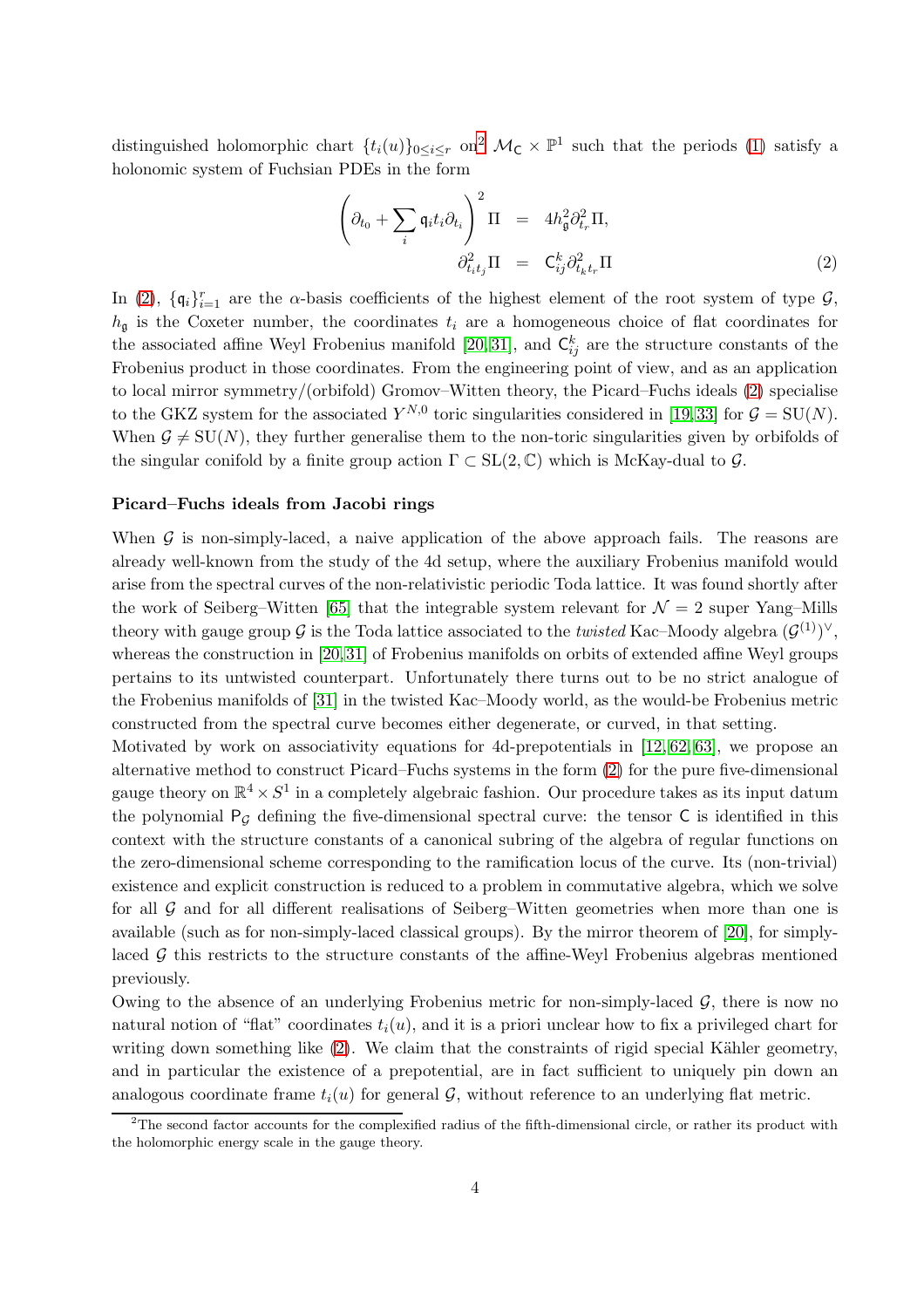distinguished holomorphic chart $\{t_i(u)\}_{0\leq i\leq r}$ on[2] $\mathcal{M}_{\mathsf{C}} \times \mathbb{P}^1$ such that the periods (1) satisfy a holonomic system of Fuchsian PDEs in the form

$$
\begin{aligned}
\left(\partial_{t_0} + \sum_i \mathfrak{q}_i t_i \partial_{t_i}\right)^2 \Pi &= 4h_{\mathfrak{g}}^2 \partial_{t_r}^2 \Pi, \\
\partial_{t_i t_j}^2 \Pi &= \mathsf{C}_{ij}^k \partial_{t_k t_r}^2 \Pi
\end{aligned}
\tag{2}
$$

In (2), $\{\mathfrak{q}_i\}_{i=1}^r$ are the $\alpha$-basis coefficients of the highest element of the root system of type $\mathcal{G}$, $h_{\mathfrak{g}}$ is the Coxeter number, the coordinates $t_i$ are a homogeneous choice of flat coordinates for the associated affine Weyl Frobenius manifold [20,31], and $\mathsf{C}_{ij}^k$ are the structure constants of the Frobenius product in those coordinates. From the engineering point of view, and as an application to local mirror symmetry/(orbifold) Gromov–Witten theory, the Picard–Fuchs ideals (2) specialise to the GKZ system for the associated $Y^{N,0}$ toric singularities considered in [19,33] for $\mathcal{G} = \mathrm{SU}(N)$. When $\mathcal{G} \neq \mathrm{SU}(N)$, they further generalise them to the non-toric singularities given by orbifolds of the singular conifold by a finite group action $\Gamma \subset \mathrm{SL}(2,\mathbb{C})$ which is McKay-dual to $\mathcal{G}$.

#### Picard–Fuchs ideals from Jacobi rings

When $\mathcal{G}$ is non-simply-laced, a naive application of the above approach fails. The reasons are already well-known from the study of the 4d setup, where the auxiliary Frobenius manifold would arise from the spectral curves of the non-relativistic periodic Toda lattice. It was found shortly after the work of Seiberg–Witten [65] that the integrable system relevant for $\mathcal{N} = 2$ super Yang–Mills theory with gauge group $\mathcal{G}$ is the Toda lattice associated to the *twisted* Kac–Moody algebra $(\mathcal{G}^{(1)})^\vee$, whereas the construction in [20,31] of Frobenius manifolds on orbits of extended affine Weyl groups pertains to its untwisted counterpart. Unfortunately there turns out to be no strict analogue of the Frobenius manifolds of [31] in the twisted Kac–Moody world, as the would-be Frobenius metric constructed from the spectral curve becomes either degenerate, or curved, in that setting.

Motivated by work on associativity equations for 4d-prepotentials in [12,62,63], we propose an alternative method to construct Picard–Fuchs systems in the form (2) for the pure five-dimensional gauge theory on $\mathbb{R}^4 \times S^1$ in a completely algebraic fashion. Our procedure takes as its input datum the polynomial $\mathsf{P}_{\mathcal{G}}$ defining the five-dimensional spectral curve: the tensor $\mathsf{C}$ is identified in this context with the structure constants of a canonical subring of the algebra of regular functions on the zero-dimensional scheme corresponding to the ramification locus of the curve. Its (non-trivial) existence and explicit construction is reduced to a problem in commutative algebra, which we solve for all $\mathcal{G}$ and for all different realisations of Seiberg–Witten geometries when more than one is available (such as for non-simply-laced classical groups). By the mirror theorem of [20], for simply-laced $\mathcal{G}$ this restricts to the structure constants of the affine-Weyl Frobenius algebras mentioned previously.

Owing to the absence of an underlying Frobenius metric for non-simply-laced $\mathcal{G}$, there is now no natural notion of "flat" coordinates $t_i(u)$, and it is a priori unclear how to fix a privileged chart for writing down something like (2). We claim that the constraints of rigid special Kähler geometry, and in particular the existence of a prepotential, are in fact sufficient to uniquely pin down an analogous coordinate frame $t_i(u)$ for general $\mathcal{G}$, without reference to an underlying flat metric.

[2] The second factor accounts for the complexified radius of the fifth-dimensional circle, or rather its product with the holomorphic energy scale in the gauge theory.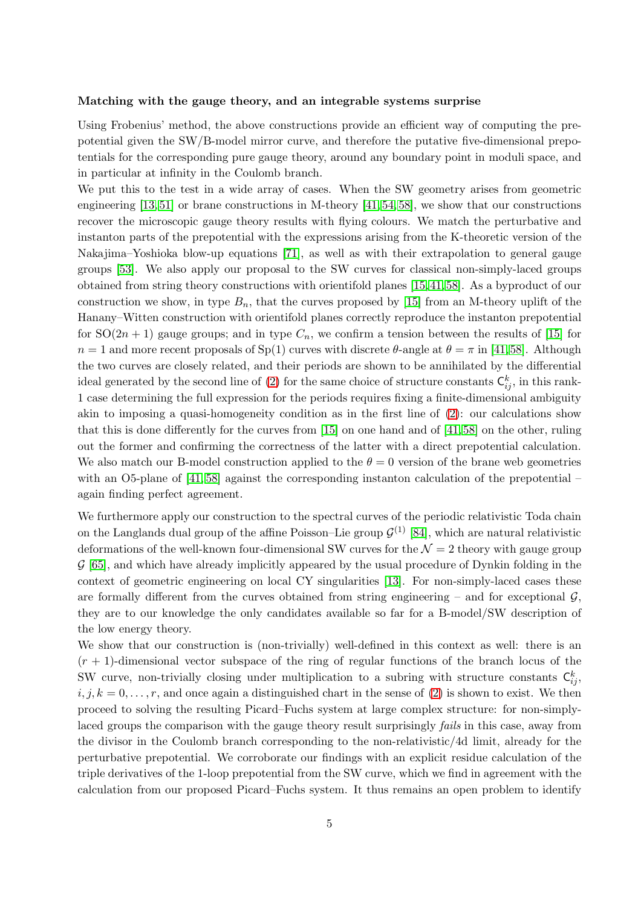**Matching with the gauge theory, and an integrable systems surprise**

Using Frobenius' method, the above constructions provide an efficient way of computing the prepotential given the SW/B-model mirror curve, and therefore the putative five-dimensional prepotentials for the corresponding pure gauge theory, around any boundary point in moduli space, and in particular at infinity in the Coulomb branch.

We put this to the test in a wide array of cases. When the SW geometry arises from geometric engineering [13, 51] or brane constructions in M-theory [41, 54, 58], we show that our constructions recover the microscopic gauge theory results with flying colours. We match the perturbative and instanton parts of the prepotential with the expressions arising from the K-theoretic version of the Nakajima–Yoshioka blow-up equations [71], as well as with their extrapolation to general gauge groups [53]. We also apply our proposal to the SW curves for classical non-simply-laced groups obtained from string theory constructions with orientifold planes [15, 41, 58]. As a byproduct of our construction we show, in type $B_n$, that the curves proposed by [15] from an M-theory uplift of the Hanany–Witten construction with orientifold planes correctly reproduce the instanton prepotential for $\mathrm{SO}(2n+1)$ gauge groups; and in type $C_n$, we confirm a tension between the results of [15] for $n = 1$ and more recent proposals of $\mathrm{Sp}(1)$ curves with discrete $\theta$-angle at $\theta = \pi$ in [41, 58]. Although the two curves are closely related, and their periods are shown to be annihilated by the differential ideal generated by the second line of (2) for the same choice of structure constants $\mathsf{C}_{ij}^k$, in this rank-1 case determining the full expression for the periods requires fixing a finite-dimensional ambiguity akin to imposing a quasi-homogeneity condition as in the first line of (2): our calculations show that this is done differently for the curves from [15] on one hand and of [41, 58] on the other, ruling out the former and confirming the correctness of the latter with a direct prepotential calculation. We also match our B-model construction applied to the $\theta = 0$ version of the brane web geometries with an O5-plane of [41, 58] against the corresponding instanton calculation of the prepotential – again finding perfect agreement.

We furthermore apply our construction to the spectral curves of the periodic relativistic Toda chain on the Langlands dual group of the affine Poisson–Lie group $\mathcal{G}^{(1)}$ [84], which are natural relativistic deformations of the well-known four-dimensional SW curves for the $\mathcal{N} = 2$ theory with gauge group $\mathcal{G}$ [65], and which have already implicitly appeared by the usual procedure of Dynkin folding in the context of geometric engineering on local CY singularities [13]. For non-simply-laced cases these are formally different from the curves obtained from string engineering – and for exceptional $\mathcal{G}$, they are to our knowledge the only candidates available so far for a B-model/SW description of the low energy theory.

We show that our construction is (non-trivially) well-defined in this context as well: there is an $(r + 1)$-dimensional vector subspace of the ring of regular functions of the branch locus of the SW curve, non-trivially closing under multiplication to a subring with structure constants $\mathsf{C}_{ij}^k$, $i, j, k = 0, \ldots, r$, and once again a distinguished chart in the sense of (2) is shown to exist. We then proceed to solving the resulting Picard–Fuchs system at large complex structure: for non-simply-laced groups the comparison with the gauge theory result surprisingly *fails* in this case, away from the divisor in the Coulomb branch corresponding to the non-relativistic/4d limit, already for the perturbative prepotential. We corroborate our findings with an explicit residue calculation of the triple derivatives of the 1-loop prepotential from the SW curve, which we find in agreement with the calculation from our proposed Picard–Fuchs system. It thus remains an open problem to identify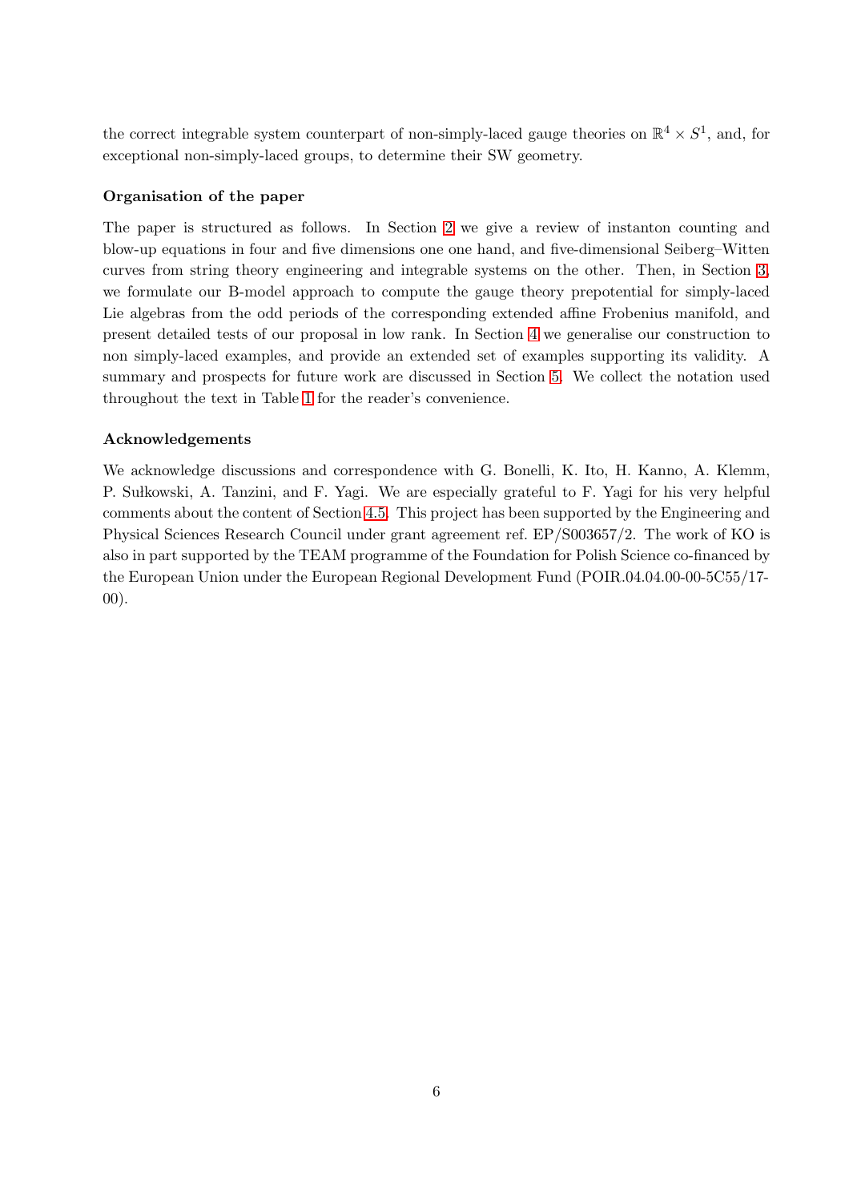the correct integrable system counterpart of non-simply-laced gauge theories on $\mathbb{R}^4 \times S^1$, and, for exceptional non-simply-laced groups, to determine their SW geometry.

### Organisation of the paper

The paper is structured as follows. In Section 2 we give a review of instanton counting and blow-up equations in four and five dimensions one one hand, and five-dimensional Seiberg–Witten curves from string theory engineering and integrable systems on the other. Then, in Section 3, we formulate our B-model approach to compute the gauge theory prepotential for simply-laced Lie algebras from the odd periods of the corresponding extended affine Frobenius manifold, and present detailed tests of our proposal in low rank. In Section 4 we generalise our construction to non simply-laced examples, and provide an extended set of examples supporting its validity. A summary and prospects for future work are discussed in Section 5. We collect the notation used throughout the text in Table 1 for the reader's convenience.

### Acknowledgements

We acknowledge discussions and correspondence with G. Bonelli, K. Ito, H. Kanno, A. Klemm, P. Sułkowski, A. Tanzini, and F. Yagi. We are especially grateful to F. Yagi for his very helpful comments about the content of Section 4.5. This project has been supported by the Engineering and Physical Sciences Research Council under grant agreement ref. EP/S003657/2. The work of KO is also in part supported by the TEAM programme of the Foundation for Polish Science co-financed by the European Union under the European Regional Development Fund (POIR.04.04.00-00-5C55/17-00).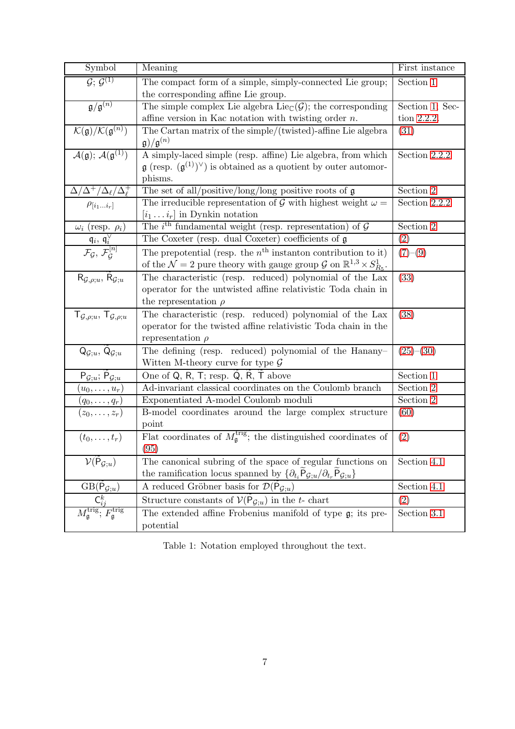| Symbol | Meaning | First instance |
|---|---|---|
| $\mathcal{G}$; $\mathcal{G}^{(1)}$ | The compact form of a simple, simply-connected Lie group; the corresponding affine Lie group. | Section 1 |
| $\mathfrak{g}/\mathfrak{g}^{(n)}$ | The simple complex Lie algebra $\mathrm{Lie}_{\mathbb{C}}(\mathcal{G})$; the corresponding affine version in Kac notation with twisting order $n$. | Section 1, Section 2.2.2. |
| $\mathcal{K}(\mathfrak{g})/\mathcal{K}(\mathfrak{g}^{(n)})$ | The Cartan matrix of the simple/(twisted)-affine Lie algebra $\mathfrak{g})/\mathfrak{g}^{(n)}$ | (31) |
| $\mathcal{A}(\mathfrak{g})$; $\mathcal{A}(\mathfrak{g}^{(1)})$ | A simply-laced simple (resp. affine) Lie algebra, from which $\mathfrak{g}$ (resp. $(\mathfrak{g}^{(1)})^\vee$) is obtained as a quotient by outer automorphisms. | Section 2.2.2 |
| $\Delta/\Delta^+/\Delta_\ell/\Delta_\ell^+$ | The set of all/positive/long/long positive roots of $\mathfrak{g}$ | Section 2 |
| $\rho_{[i_1\dots i_r]}$ | The irreducible representation of $\mathcal{G}$ with highest weight $\omega = [i_1 \dots i_r]$ in Dynkin notation | Section 2.2.2 |
| $\omega_i$ (resp. $\rho_i$) | The $i^{\rm th}$ fundamental weight (resp. representation) of $\mathcal{G}$ | Section 2 |
| $\mathfrak{q}_i$, $\mathfrak{q}_i^\vee$ | The Coxeter (resp. dual Coxeter) coefficients of $\mathfrak{g}$ | (2) |
| $\mathcal{F}_\mathcal{G}$, $\mathcal{F}_\mathcal{G}^{[n]}$ | The prepotential (resp. the $n^{\rm th}$ instanton contribution to it) of the $\mathcal{N}=2$ pure theory with gauge group $\mathcal{G}$ on $\mathbb{R}^{1,3}\times S^1_{R_5}$. | (7)–(9) |
| $\mathsf{R}_{\mathcal{G},\rho;u}$, $\widetilde{\mathsf{R}}_{\mathcal{G};u}$ | The characteristic (resp. reduced) polynomial of the Lax operator for the untwisted affine relativistic Toda chain in the representation $\rho$ | (33) |
| $\mathsf{T}_{\mathcal{G},\rho;u}$, $\mathsf{T}_{\mathcal{G},\rho;u}$ | The characteristic (resp. reduced) polynomial of the Lax operator for the twisted affine relativistic Toda chain in the representation $\rho$ | (38) |
| $\mathsf{Q}_{\mathcal{G};u}$, $\widetilde{\mathsf{Q}}_{\mathcal{G};u}$ | The defining (resp. reduced) polynomial of the Hanany–Witten M-theory curve for type $\mathcal{G}$ | (25)–(30) |
| $\mathsf{P}_{\mathcal{G};u}$; $\widetilde{\mathsf{P}}_{\mathcal{G};u}$ | One of $\mathsf{Q}$, $\mathsf{R}$, $\mathsf{T}$; resp. $\widetilde{\mathsf{Q}}$, $\widetilde{\mathsf{R}}$, $\widetilde{\mathsf{T}}$ above | Section 1 |
| $(u_0,\dots,u_r)$ | Ad-invariant classical coordinates on the Coulomb branch | Section 2 |
| $(q_0,\dots,q_r)$ | Exponentiated A-model Coulomb moduli | Section 2 |
| $(z_0,\dots,z_r)$ | B-model coordinates around the large complex structure point | (60) |
| $(t_0,\dots,t_r)$ | Flat coordinates of $M_\mathfrak{g}^{\rm trig}$; the distinguished coordinates of (95) | (2) |
| $\mathcal{V}(\widetilde{\mathsf{P}}_{\mathcal{G};u})$ | The canonical subring of the space of regular functions on the ramification locus spanned by $\{\partial_{t_i}\widetilde{\mathsf{P}}_{\mathcal{G};u}/\partial_{t_r}\widetilde{\mathsf{P}}_{\mathcal{G};u}\}$ | Section 4.1 |
| $\mathrm{GB}(\widetilde{\mathsf{P}}_{\mathcal{G};u})$ | A reduced Gröbner basis for $\mathcal{D}(\widetilde{\mathsf{P}}_{\mathcal{G};u})$ | Section 4.1 |
| $\mathsf{C}_{ij}^k$ | Structure constants of $\mathcal{V}(\widetilde{\mathsf{P}}_{\mathcal{G};u})$ in the $t$- chart | (2) |
| $M_\mathfrak{g}^{\rm trig}$; $F_\mathfrak{g}^{\rm trig}$ | The extended affine Frobenius manifold of type $\mathfrak{g}$; its prepotential | Section 3.1 |

Table 1: Notation employed throughout the text.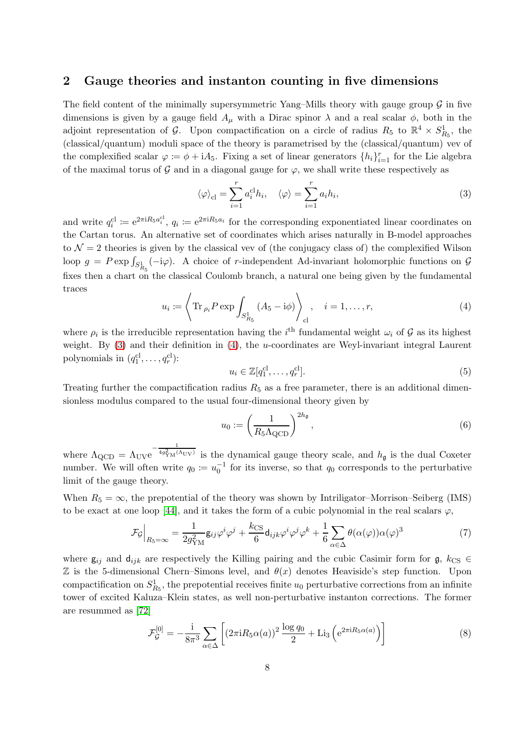## 2 Gauge theories and instanton counting in five dimensions

The field content of the minimally supersymmetric Yang–Mills theory with gauge group $\mathcal{G}$ in five dimensions is given by a gauge field $A_\mu$ with a Dirac spinor $\lambda$ and a real scalar $\phi$, both in the adjoint representation of $\mathcal{G}$. Upon compactification on a circle of radius $R_5$ to $\mathbb{R}^4 \times S^1_{R_5}$, the (classical/quantum) moduli space of the theory is parametrised by the (classical/quantum) vev of the complexified scalar $\varphi := \phi + \mathrm{i} A_5$. Fixing a set of linear generators $\{h_i\}_{i=1}^r$ for the Lie algebra of the maximal torus of $\mathcal{G}$ and in a diagonal gauge for $\varphi$, we shall write these respectively as

$$
\langle \varphi \rangle_{\rm cl} = \sum_{i=1}^r a_i^{\rm cl} h_i, \quad \langle \varphi \rangle = \sum_{i=1}^r a_i h_i, \tag{3}
$$

and write $q_i^{\rm cl} := \mathrm{e}^{2\pi \mathrm{i} R_5 a_i^{\rm cl}}$, $q_i := \mathrm{e}^{2\pi \mathrm{i} R_5 a_i}$ for the corresponding exponentiated linear coordinates on the Cartan torus. An alternative set of coordinates which arises naturally in B-model approaches to $\mathcal{N}=2$ theories is given by the classical vev of (the conjugacy class of) the complexified Wilson loop $g = P\exp \int_{S^1_{R_5}} (-\mathrm{i}\varphi)$. A choice of $r$-independent Ad-invariant holomorphic functions on $\mathcal{G}$ fixes then a chart on the classical Coulomb branch, a natural one being given by the fundamental traces

$$
u_i := \left\langle \mathrm{Tr}_{\rho_i} P \exp \int_{S^1_{R_5}} (A_5 - \mathrm{i}\phi) \right\rangle_{\rm cl}, \quad i = 1, \dots, r, \tag{4}
$$

where $\rho_i$ is the irreducible representation having the $i^{\rm th}$ fundamental weight $\omega_i$ of $\mathcal{G}$ as its highest weight. By (3) and their definition in (4), the $u$-coordinates are Weyl-invariant integral Laurent polynomials in $(q_1^{\rm cl}, \dots, q_r^{\rm cl})$:

$$
u_i \in \mathbb{Z}[q_1^{\rm cl}, \dots, q_r^{\rm cl}]. \tag{5}
$$

Treating further the compactification radius $R_5$ as a free parameter, there is an additional dimensionless modulus compared to the usual four-dimensional theory given by

$$
u_0 := \left( \frac{1}{R_5 \Lambda_{\rm QCD}} \right)^{2h_{\mathfrak{g}}}, \tag{6}
$$

where $\Lambda_{\rm QCD} = \Lambda_{\rm UV} \mathrm{e}^{-\frac{1}{4 g^2_{\rm YM}(\Lambda_{\rm UV})}}$ is the dynamical gauge theory scale, and $h_{\mathfrak{g}}$ is the dual Coxeter number. We will often write $q_0 := u_0^{-1}$ for its inverse, so that $q_0$ corresponds to the perturbative limit of the gauge theory.

When $R_5 = \infty$, the prepotential of the theory was shown by Intriligator–Morrison–Seiberg (IMS) to be exact at one loop [44], and it takes the form of a cubic polynomial in the real scalars $\varphi$,

$$
\mathcal{F}_{\mathcal{G}}\Big|_{R_5=\infty} = \frac{1}{2g^2_{\rm YM}} \mathsf{g}_{ij} \varphi^i \varphi^j + \frac{k_{\rm CS}}{6} \mathsf{d}_{ijk} \varphi^i \varphi^j \varphi^k + \frac{1}{6} \sum_{\alpha \in \Delta} \theta(\alpha(\varphi)) \alpha(\varphi)^3 \tag{7}
$$

where $\mathsf{g}_{ij}$ and $\mathsf{d}_{ijk}$ are respectively the Killing pairing and the cubic Casimir form for $\mathfrak{g}$, $k_{\rm CS} \in \mathbb{Z}$ is the 5-dimensional Chern–Simons level, and $\theta(x)$ denotes Heaviside's step function. Upon compactification on $S^1_{R_5}$, the prepotential receives finite $u_0$ perturbative corrections from an infinite tower of excited Kaluza–Klein states, as well non-perturbative instanton corrections. The former are resummed as [72]

$$
\mathcal{F}^{[0]}_{\mathcal{G}} = -\frac{\mathrm{i}}{8\pi^3} \sum_{\alpha \in \Delta} \left[ (2\pi \mathrm{i} R_5 \alpha(a))^2 \frac{\log q_0}{2} + \mathrm{Li}_3 \left( \mathrm{e}^{2\pi \mathrm{i} R_5 \alpha(a)} \right) \right] \tag{8}
$$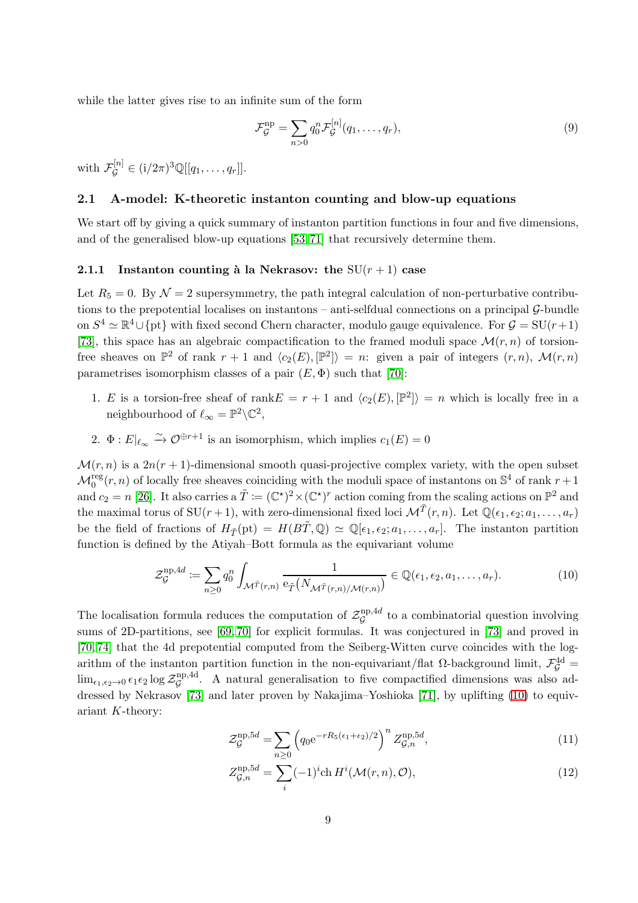while the latter gives rise to an infinite sum of the form

$$\mathcal{F}_{\mathcal{G}}^{\rm np} = \sum_{n>0} q_0^n \mathcal{F}_{\mathcal{G}}^{[n]}(q_1, \dots, q_r), \tag{9}$$

with $\mathcal{F}_{\mathcal{G}}^{[n]} \in (\mathrm{i}/2\pi)^3 \mathbb{Q}[[q_1, \dots, q_r]]$.

## 2.1 A-model: K-theoretic instanton counting and blow-up equations

We start off by giving a quick summary of instanton partition functions in four and five dimensions, and of the generalised blow-up equations [53, 71] that recursively determine them.

### 2.1.1 Instanton counting à la Nekrasov: the $\mathrm{SU}(r+1)$ case

Let $R_5 = 0$. By $\mathcal{N} = 2$ supersymmetry, the path integral calculation of non-perturbative contributions to the prepotential localises on instantons – anti-selfdual connections on a principal $\mathcal{G}$-bundle on $S^4 \simeq \mathbb{R}^4 \cup \{\mathrm{pt}\}$ with fixed second Chern character, modulo gauge equivalence. For $\mathcal{G} = \mathrm{SU}(r+1)$ [73], this space has an algebraic compactification to the framed moduli space $\mathcal{M}(r, n)$ of torsion-free sheaves on $\mathbb{P}^2$ of rank $r+1$ and $\langle c_2(E), [\mathbb{P}^2] \rangle = n$: given a pair of integers $(r, n)$, $\mathcal{M}(r, n)$ parametrises isomorphism classes of a pair $(E, \Phi)$ such that [70]:

1. $E$ is a torsion-free sheaf of $\mathrm{rank} E = r+1$ and $\langle c_2(E), [\mathbb{P}^2] \rangle = n$ which is locally free in a neighbourhood of $\ell_\infty = \mathbb{P}^2 \backslash \mathbb{C}^2$,
2. $\Phi : E|_{\ell_\infty} \xrightarrow{\sim} \mathcal{O}^{\oplus r+1}$ is an isomorphism, which implies $c_1(E) = 0$

$\mathcal{M}(r, n)$ is a $2n(r+1)$-dimensional smooth quasi-projective complex variety, with the open subset $\mathcal{M}_0^{\rm reg}(r, n)$ of locally free sheaves coinciding with the moduli space of instantons on $\mathbb{S}^4$ of rank $r+1$ and $c_2 = n$ [26]. It also carries a $\tilde{T} := (\mathbb{C}^\star)^2 \times (\mathbb{C}^\star)^r$ action coming from the scaling actions on $\mathbb{P}^2$ and the maximal torus of $\mathrm{SU}(r+1)$, with zero-dimensional fixed loci $\mathcal{M}^{\tilde{T}}(r, n)$. Let $\mathbb{Q}(\epsilon_1, \epsilon_2; a_1, \dots, a_r)$ be the field of fractions of $H_{\tilde{T}}(\mathrm{pt}) = H(B\tilde{T}, \mathbb{Q}) \simeq \mathbb{Q}[\epsilon_1, \epsilon_2; a_1, \dots, a_r]$. The instanton partition function is defined by the Atiyah–Bott formula as the equivariant volume

$$\mathcal{Z}_{\mathcal{G}}^{\mathrm{np},4d} := \sum_{n \geq 0} q_0^n \int_{\mathcal{M}^{\tilde{T}}(r,n)} \frac{1}{\mathrm{e}_{\tilde{T}}\big(N_{\mathcal{M}^{\tilde{T}}(r,n)/\mathcal{M}(r,n)}\big)} \in \mathbb{Q}(\epsilon_1, \epsilon_2, a_1, \dots, a_r). \tag{10}$$

The localisation formula reduces the computation of $\mathcal{Z}_{\mathcal{G}}^{\mathrm{np},4d}$ to a combinatorial question involving sums of 2D-partitions, see [69, 70] for explicit formulas. It was conjectured in [73] and proved in [70, 74] that the 4d prepotential computed from the Seiberg-Witten curve coincides with the logarithm of the instanton partition function in the non-equivariant/flat $\Omega$-background limit, $\mathcal{F}_{\mathcal{G}}^{4\mathrm{d}} = \lim_{\epsilon_1, \epsilon_2 \to 0} \epsilon_1 \epsilon_2 \log \mathcal{Z}_{\mathcal{G}}^{\mathrm{np},4\mathrm{d}}$. A natural generalisation to five compactified dimensions was also addressed by Nekrasov [73] and later proven by Nakajima–Yoshioka [71], by uplifting (10) to equivariant $K$-theory:

$$\mathcal{Z}_{\mathcal{G}}^{\mathrm{np},5d} = \sum_{n \geq 0} \left( q_0 \mathrm{e}^{-r R_5 (\epsilon_1 + \epsilon_2)/2} \right)^n Z_{\mathcal{G},n}^{\mathrm{np},5d}, \tag{11}$$

$$Z_{\mathcal{G},n}^{\mathrm{np},5d} = \sum_i (-1)^i \mathrm{ch}\, H^i(\mathcal{M}(r, n), \mathcal{O}), \tag{12}$$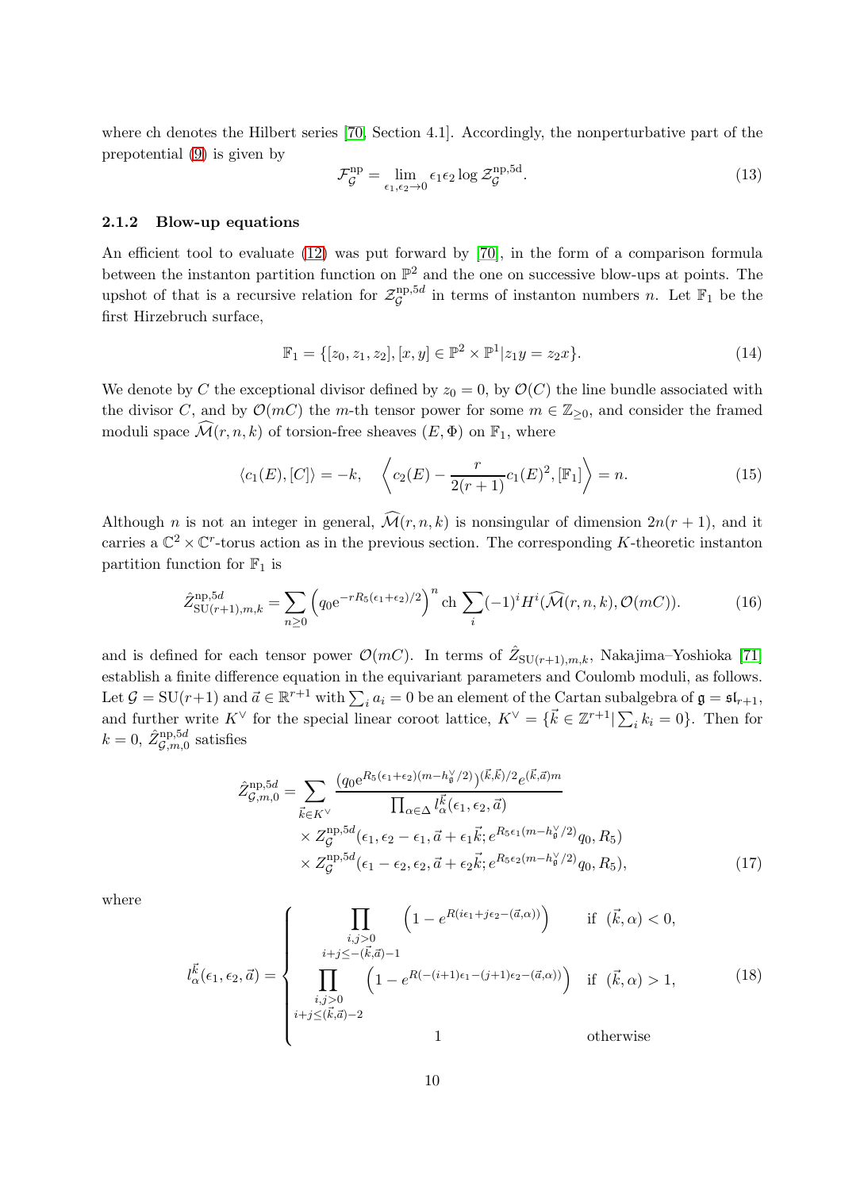where ch denotes the Hilbert series [70, Section 4.1]. Accordingly, the nonperturbative part of the prepotential (9) is given by

$$\mathcal{F}_{\mathcal{G}}^{\mathrm{np}} = \lim_{\epsilon_1,\epsilon_2\to 0} \epsilon_1\epsilon_2 \log \mathcal{Z}_{\mathcal{G}}^{\mathrm{np,5d}}. \tag{13}$$

### 2.1.2 Blow-up equations

An efficient tool to evaluate (12) was put forward by [70], in the form of a comparison formula between the instanton partition function on $\mathbb{P}^2$ and the one on successive blow-ups at points. The upshot of that is a recursive relation for $\mathcal{Z}_{\mathcal{G}}^{\mathrm{np},5d}$ in terms of instanton numbers $n$. Let $\mathbb{F}_1$ be the first Hirzebruch surface,

$$\mathbb{F}_1 = \{[z_0, z_1, z_2], [x, y] \in \mathbb{P}^2 \times \mathbb{P}^1 | z_1 y = z_2 x\}. \tag{14}$$

We denote by $C$ the exceptional divisor defined by $z_0 = 0$, by $\mathcal{O}(C)$ the line bundle associated with the divisor $C$, and by $\mathcal{O}(mC)$ the $m$-th tensor power for some $m \in \mathbb{Z}_{\geq 0}$, and consider the framed moduli space $\widehat{\mathcal{M}}(r, n, k)$ of torsion-free sheaves $(E, \Phi)$ on $\mathbb{F}_1$, where

$$\langle c_1(E), [C]\rangle = -k, \quad \left\langle c_2(E) - \frac{r}{2(r+1)} c_1(E)^2, [\mathbb{F}_1] \right\rangle = n. \tag{15}$$

Although $n$ is not an integer in general, $\widehat{\mathcal{M}}(r, n, k)$ is nonsingular of dimension $2n(r+1)$, and it carries a $\mathbb{C}^2 \times \mathbb{C}^r$-torus action as in the previous section. The corresponding $K$-theoretic instanton partition function for $\mathbb{F}_1$ is

$$\hat{Z}^{\mathrm{np},5d}_{\mathrm{SU}(r+1),m,k} = \sum_{n\geq 0} \left(q_0 \mathrm{e}^{-rR_5(\epsilon_1+\epsilon_2)/2}\right)^n \mathrm{ch} \sum_i (-1)^i H^i(\widehat{\mathcal{M}}(r, n, k), \mathcal{O}(mC)). \tag{16}$$

and is defined for each tensor power $\mathcal{O}(mC)$. In terms of $\hat{Z}_{\mathrm{SU}(r+1),m,k}$, Nakajima–Yoshioka [71] establish a finite difference equation in the equivariant parameters and Coulomb moduli, as follows. Let $\mathcal{G} = \mathrm{SU}(r+1)$ and $\vec{a} \in \mathbb{R}^{r+1}$ with $\sum_i a_i = 0$ be an element of the Cartan subalgebra of $\mathfrak{g} = \mathfrak{sl}_{r+1}$, and further write $K^\vee$ for the special linear coroot lattice, $K^\vee = \{\vec{k} \in \mathbb{Z}^{r+1} | \sum_i k_i = 0\}$. Then for $k = 0$, $\hat{Z}^{\mathrm{np},5d}_{\mathcal{G},m,0}$ satisfies

$$\begin{aligned}
\hat{Z}^{\mathrm{np},5d}_{\mathcal{G},m,0} = \sum_{\vec{k}\in K^\vee} & \frac{\left(q_0 \mathrm{e}^{R_5(\epsilon_1+\epsilon_2)(m-h^\vee_{\mathfrak{g}}/2)}\right)^{(\vec{k},\vec{k})/2} e^{(\vec{k},\vec{a})m}}{\prod_{\alpha\in\Delta} l^{\vec{k}}_\alpha(\epsilon_1, \epsilon_2, \vec{a})} \\
& \times Z^{\mathrm{np},5d}_{\mathcal{G}}(\epsilon_1, \epsilon_2 - \epsilon_1, \vec{a} + \epsilon_1\vec{k}; e^{R_5\epsilon_1(m-h^\vee_{\mathfrak{g}}/2)} q_0, R_5) \\
& \times Z^{\mathrm{np},5d}_{\mathcal{G}}(\epsilon_1 - \epsilon_2, \epsilon_2, \vec{a} + \epsilon_2\vec{k}; e^{R_5\epsilon_2(m-h^\vee_{\mathfrak{g}}/2)} q_0, R_5),
\end{aligned} \tag{17}$$

where

$$l^{\vec{k}}_\alpha(\epsilon_1, \epsilon_2, \vec{a}) = \begin{cases} \displaystyle\prod_{\substack{i,j>0 \\ i+j\leq -(\vec{k},\vec{a})-1}} \left(1 - e^{R(i\epsilon_1 + j\epsilon_2 - (\vec{a},\alpha))}\right) & \text{if } (\vec{k},\alpha) < 0, \\ \displaystyle\prod_{\substack{i,j>0 \\ i+j\leq (\vec{k},\vec{a})-2}} \left(1 - e^{R(-(i+1)\epsilon_1 - (j+1)\epsilon_2 - (\vec{a},\alpha))}\right) & \text{if } (\vec{k},\alpha) > 1, \\ 1 & \text{otherwise} \end{cases} \tag{18}$$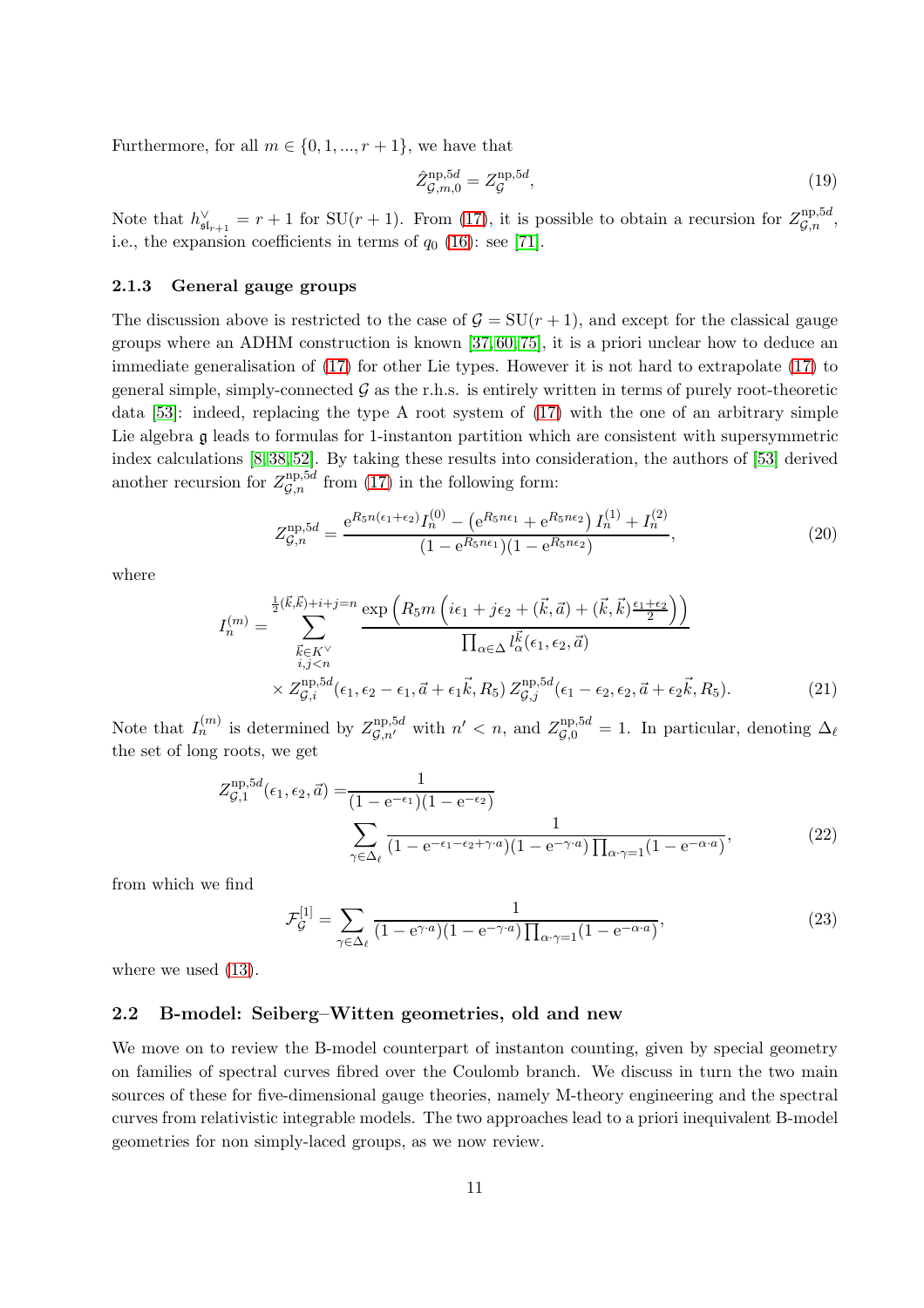Furthermore, for all $m \in \{0, 1, ..., r+1\}$, we have that

$$
\hat{Z}^{\mathrm{np},5d}_{\mathcal{G},m,0} = Z^{\mathrm{np},5d}_{\mathcal{G}}, \tag{19}
$$

Note that $h^\vee_{\mathfrak{sl}_{r+1}} = r+1$ for $\mathrm{SU}(r+1)$. From (17), it is possible to obtain a recursion for $Z^{\mathrm{np},5d}_{\mathcal{G},n}$, i.e., the expansion coefficients in terms of $q_0$ (16): see [71].

### 2.1.3 General gauge groups

The discussion above is restricted to the case of $\mathcal{G} = \mathrm{SU}(r+1)$, and except for the classical gauge groups where an ADHM construction is known [37,60,75], it is a priori unclear how to deduce an immediate generalisation of (17) for other Lie types. However it is not hard to extrapolate (17) to general simple, simply-connected $\mathcal{G}$ as the r.h.s. is entirely written in terms of purely root-theoretic data [53]: indeed, replacing the type A root system of (17) with the one of an arbitrary simple Lie algebra $\mathfrak{g}$ leads to formulas for 1-instanton partition which are consistent with supersymmetric index calculations [8,38,52]. By taking these results into consideration, the authors of [53] derived another recursion for $Z^{\mathrm{np},5d}_{\mathcal{G},n}$ from (17) in the following form:

$$
Z^{\mathrm{np},5d}_{\mathcal{G},n} = \frac{\mathrm{e}^{R_5 n(\epsilon_1+\epsilon_2)} I^{(0)}_n - \left(\mathrm{e}^{R_5 n\epsilon_1} + \mathrm{e}^{R_5 n\epsilon_2}\right) I^{(1)}_n + I^{(2)}_n}{(1-\mathrm{e}^{R_5 n\epsilon_1})(1-\mathrm{e}^{R_5 n\epsilon_2})}, \tag{20}
$$

where

$$
\begin{aligned}
I^{(m)}_n = \sum_{\substack{\vec{k}\in K^\vee \\ i,j<n}}^{\frac{1}{2}(\vec{k},\vec{k})+i+j=n} & \frac{\exp\left(R_5 m \left(i\epsilon_1 + j\epsilon_2 + (\vec{k},\vec{a}) + (\vec{k},\vec{k})\frac{\epsilon_1+\epsilon_2}{2}\right)\right)}{\prod_{\alpha\in\Delta} l^{\vec{k}}_\alpha(\epsilon_1,\epsilon_2,\vec{a})} \\
& \times Z^{\mathrm{np},5d}_{\mathcal{G},i}(\epsilon_1,\epsilon_2-\epsilon_1,\vec{a}+\epsilon_1\vec{k},R_5)\, Z^{\mathrm{np},5d}_{\mathcal{G},j}(\epsilon_1-\epsilon_2,\epsilon_2,\vec{a}+\epsilon_2\vec{k},R_5).
\end{aligned} \tag{21}
$$

Note that $I^{(m)}_n$ is determined by $Z^{\mathrm{np},5d}_{\mathcal{G},n'}$ with $n' < n$, and $Z^{\mathrm{np},5d}_{\mathcal{G},0} = 1$. In particular, denoting $\Delta_\ell$ the set of long roots, we get

$$
\begin{aligned}
Z^{\mathrm{np},5d}_{\mathcal{G},1}(\epsilon_1,\epsilon_2,\vec{a}) = & \frac{1}{(1-\mathrm{e}^{-\epsilon_1})(1-\mathrm{e}^{-\epsilon_2})} \\
& \sum_{\gamma\in\Delta_\ell} \frac{1}{(1-\mathrm{e}^{-\epsilon_1-\epsilon_2+\gamma\cdot a})(1-\mathrm{e}^{-\gamma\cdot a})\prod_{\alpha\cdot\gamma=1}(1-\mathrm{e}^{-\alpha\cdot a})},
\end{aligned} \tag{22}
$$

from which we find

$$
\mathcal{F}^{[1]}_{\mathcal{G}} = \sum_{\gamma\in\Delta_\ell} \frac{1}{(1-\mathrm{e}^{\gamma\cdot a})(1-\mathrm{e}^{-\gamma\cdot a})\prod_{\alpha\cdot\gamma=1}(1-\mathrm{e}^{-\alpha\cdot a})}, \tag{23}
$$

where we used (13).

## 2.2 B-model: Seiberg–Witten geometries, old and new

We move on to review the B-model counterpart of instanton counting, given by special geometry on families of spectral curves fibred over the Coulomb branch. We discuss in turn the two main sources of these for five-dimensional gauge theories, namely M-theory engineering and the spectral curves from relativistic integrable models. The two approaches lead to a priori inequivalent B-model geometries for non simply-laced groups, as we now review.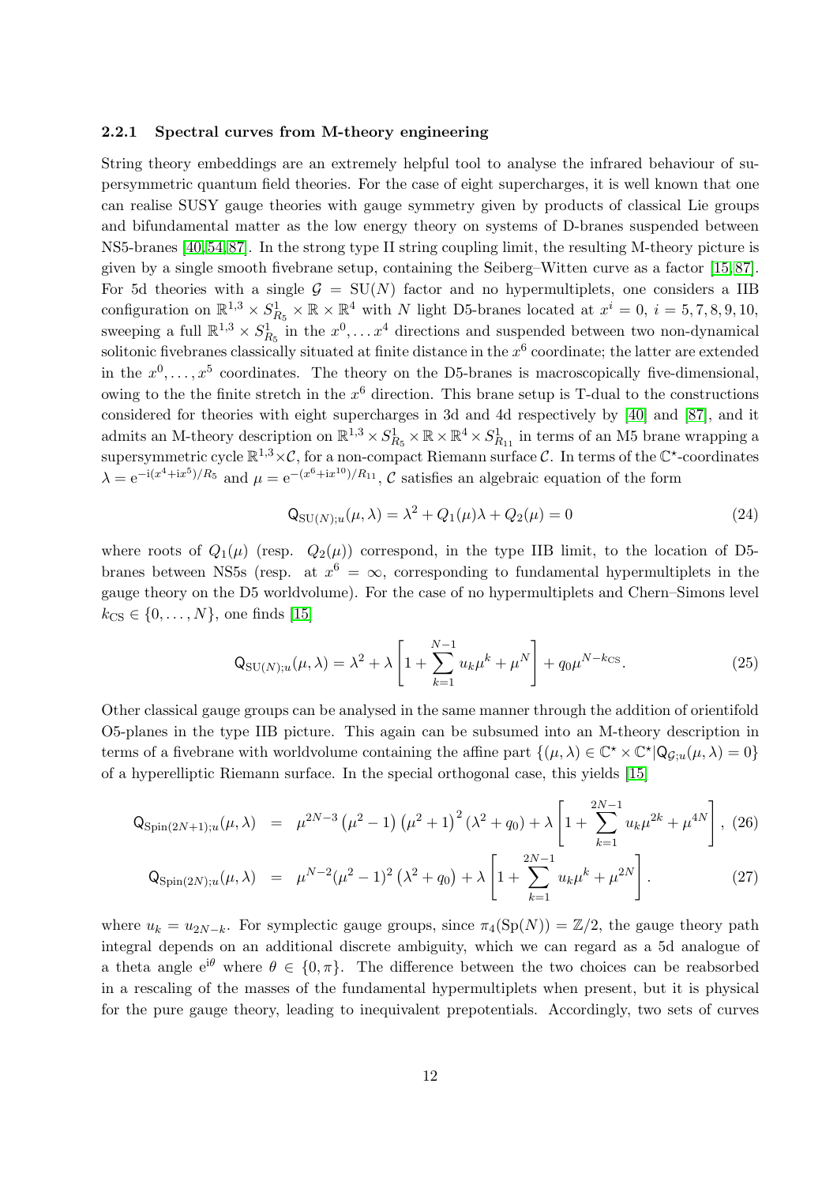#### 2.2.1 Spectral curves from M-theory engineering

String theory embeddings are an extremely helpful tool to analyse the infrared behaviour of supersymmetric quantum field theories. For the case of eight supercharges, it is well known that one can realise SUSY gauge theories with gauge symmetry given by products of classical Lie groups and bifundamental matter as the low energy theory on systems of D-branes suspended between NS5-branes [40,54,87]. In the strong type II string coupling limit, the resulting M-theory picture is given by a single smooth fivebrane setup, containing the Seiberg–Witten curve as a factor [15,87]. For 5d theories with a single $\mathcal{G} = \mathrm{SU}(N)$ factor and no hypermultiplets, one considers a IIB configuration on $\mathbb{R}^{1,3} \times S^1_{R_5} \times \mathbb{R} \times \mathbb{R}^4$ with $N$ light D5-branes located at $x^i = 0$, $i = 5, 7, 8, 9, 10$, sweeping a full $\mathbb{R}^{1,3} \times S^1_{R_5}$ in the $x^0, \ldots x^4$ directions and suspended between two non-dynamical solitonic fivebranes classically situated at finite distance in the $x^6$ coordinate; the latter are extended in the $x^0, \ldots, x^5$ coordinates. The theory on the D5-branes is macroscopically five-dimensional, owing to the the finite stretch in the $x^6$ direction. This brane setup is T-dual to the constructions considered for theories with eight supercharges in 3d and 4d respectively by [40] and [87], and it admits an M-theory description on $\mathbb{R}^{1,3} \times S^1_{R_5} \times \mathbb{R} \times \mathbb{R}^4 \times S^1_{R_{11}}$ in terms of an M5 brane wrapping a supersymmetric cycle $\mathbb{R}^{1,3} \times \mathcal{C}$, for a non-compact Riemann surface $\mathcal{C}$. In terms of the $\mathbb{C}^\star$-coordinates $\lambda = \mathrm{e}^{-\mathrm{i}(x^4 + \mathrm{i}x^5)/R_5}$ and $\mu = \mathrm{e}^{-(x^6 + \mathrm{i}x^{10})/R_{11}}$, $\mathcal{C}$ satisfies an algebraic equation of the form

$$
\mathsf{Q}_{\mathrm{SU}(N);u}(\mu, \lambda) = \lambda^2 + Q_1(\mu)\lambda + Q_2(\mu) = 0 \tag{24}
$$

where roots of $Q_1(\mu)$ (resp. $Q_2(\mu)$) correspond, in the type IIB limit, to the location of D5-branes between NS5s (resp. at $x^6 = \infty$, corresponding to fundamental hypermultiplets in the gauge theory on the D5 worldvolume). For the case of no hypermultiplets and Chern–Simons level $k_{\mathrm{CS}} \in \{0, \ldots, N\}$, one finds [15]

$$
\mathsf{Q}_{\mathrm{SU}(N);u}(\mu, \lambda) = \lambda^2 + \lambda \left[ 1 + \sum_{k=1}^{N-1} u_k \mu^k + \mu^N \right] + q_0 \mu^{N - k_{\mathrm{CS}}}. \tag{25}
$$

Other classical gauge groups can be analysed in the same manner through the addition of orientifold O5-planes in the type IIB picture. This again can be subsumed into an M-theory description in terms of a fivebrane with worldvolume containing the affine part $\{(\mu, \lambda) \in \mathbb{C}^\star \times \mathbb{C}^\star | \mathsf{Q}_{\mathcal{G};u}(\mu, \lambda) = 0\}$ of a hyperelliptic Riemann surface. In the special orthogonal case, this yields [15]

$$
\mathsf{Q}_{\mathrm{Spin}(2N+1);u}(\mu, \lambda) = \mu^{2N-3} \left(\mu^2 - 1\right) \left(\mu^2 + 1\right)^2 (\lambda^2 + q_0) + \lambda \left[ 1 + \sum_{k=1}^{2N-1} u_k \mu^{2k} + \mu^{4N} \right], \tag{26}
$$

$$
\mathsf{Q}_{\mathrm{Spin}(2N);u}(\mu, \lambda) = \mu^{N-2} (\mu^2 - 1)^2 \left(\lambda^2 + q_0\right) + \lambda \left[ 1 + \sum_{k=1}^{2N-1} u_k \mu^k + \mu^{2N} \right]. \tag{27}
$$

where $u_k = u_{2N-k}$. For symplectic gauge groups, since $\pi_4(\mathrm{Sp}(N)) = \mathbb{Z}/2$, the gauge theory path integral depends on an additional discrete ambiguity, which we can regard as a 5d analogue of a theta angle $\mathrm{e}^{\mathrm{i}\theta}$ where $\theta \in \{0, \pi\}$. The difference between the two choices can be reabsorbed in a rescaling of the masses of the fundamental hypermultiplets when present, but it is physical for the pure gauge theory, leading to inequivalent prepotentials. Accordingly, two sets of curves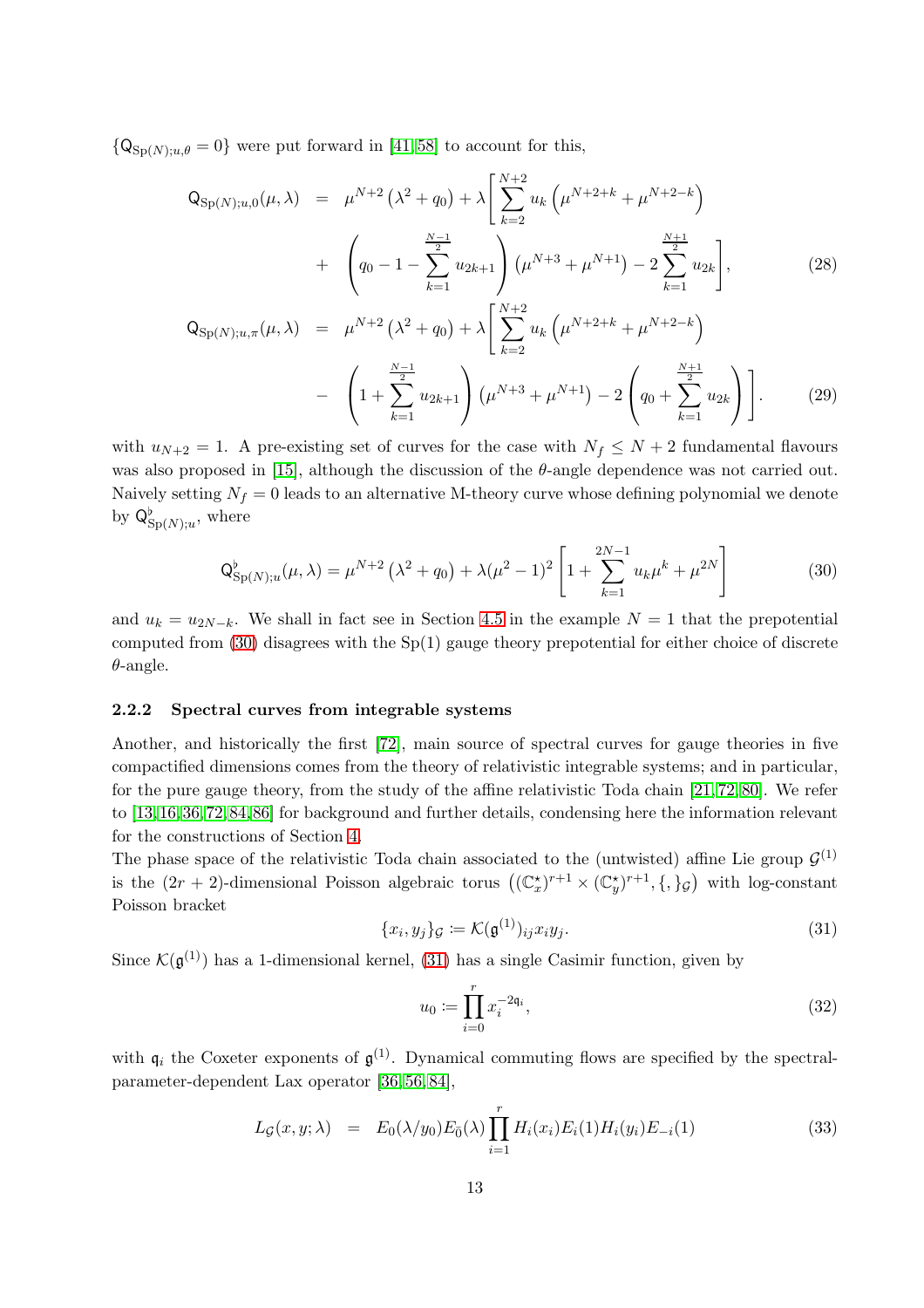$\{\mathsf{Q}_{\mathrm{Sp}(N);u,\theta} = 0\}$ were put forward in [41, 58] to account for this,

$$
\begin{aligned}
\mathsf{Q}_{\mathrm{Sp}(N);u,0}(\mu,\lambda) &= \mu^{N+2}\left(\lambda^2+q_0\right)+\lambda\Bigg[\sum_{k=2}^{N+2}u_k\left(\mu^{N+2+k}+\mu^{N+2-k}\right) \\
&+ \left(q_0-1-\sum_{k=1}^{\frac{N-1}{2}}u_{2k+1}\right)\left(\mu^{N+3}+\mu^{N+1}\right)-2\sum_{k=1}^{\frac{N+1}{2}}u_{2k}\Bigg], \qquad (28)\\
\mathsf{Q}_{\mathrm{Sp}(N);u,\pi}(\mu,\lambda) &= \mu^{N+2}\left(\lambda^2+q_0\right)+\lambda\Bigg[\sum_{k=2}^{N+2}u_k\left(\mu^{N+2+k}+\mu^{N+2-k}\right) \\
&- \left(1+\sum_{k=1}^{\frac{N-1}{2}}u_{2k+1}\right)\left(\mu^{N+3}+\mu^{N+1}\right)-2\left(q_0+\sum_{k=1}^{\frac{N+1}{2}}u_{2k}\right)\Bigg]. \qquad (29)
\end{aligned}
$$

with $u_{N+2} = 1$. A pre-existing set of curves for the case with $N_f \leq N+2$ fundamental flavours was also proposed in [15], although the discussion of the $\theta$-angle dependence was not carried out. Naively setting $N_f = 0$ leads to an alternative M-theory curve whose defining polynomial we denote by $\mathsf{Q}^\flat_{\mathrm{Sp}(N);u}$, where

$$
\mathsf{Q}^\flat_{\mathrm{Sp}(N);u}(\mu,\lambda) = \mu^{N+2}\left(\lambda^2+q_0\right)+\lambda(\mu^2-1)^2\left[1+\sum_{k=1}^{2N-1}u_k\mu^k+\mu^{2N}\right] \qquad (30)
$$

and $u_k = u_{2N-k}$. We shall in fact see in Section 4.5 in the example $N=1$ that the prepotential computed from (30) disagrees with the $\mathrm{Sp}(1)$ gauge theory prepotential for either choice of discrete $\theta$-angle.

### 2.2.2 Spectral curves from integrable systems

Another, and historically the first [72], main source of spectral curves for gauge theories in five compactified dimensions comes from the theory of relativistic integrable systems; and in particular, for the pure gauge theory, from the study of the affine relativistic Toda chain [21, 72, 80]. We refer to [13, 16, 36, 72, 84, 86] for background and further details, condensing here the information relevant for the constructions of Section 4.

The phase space of the relativistic Toda chain associated to the (untwisted) affine Lie group $\mathcal{G}^{(1)}$ is the $(2r+2)$-dimensional Poisson algebraic torus $\left((\mathbb{C}^\star_x)^{r+1}\times(\mathbb{C}^\star_y)^{r+1},\{,\}_{\mathcal{G}}\right)$ with log-constant Poisson bracket

$$
\{x_i, y_j\}_{\mathcal{G}} := \mathcal{K}(\mathfrak{g}^{(1)})_{ij}x_iy_j. \qquad (31)
$$

Since $\mathcal{K}(\mathfrak{g}^{(1)})$ has a 1-dimensional kernel, (31) has a single Casimir function, given by

$$
u_0 := \prod_{i=0}^{r} x_i^{-2\mathfrak{q}_i}, \qquad (32)
$$

with $\mathfrak{q}_i$ the Coxeter exponents of $\mathfrak{g}^{(1)}$. Dynamical commuting flows are specified by the spectral-parameter-dependent Lax operator [36, 56, 84],

$$
L_{\mathcal{G}}(x,y;\lambda) = E_0(\lambda/y_0)E_{\bar{0}}(\lambda)\prod_{i=1}^{r}H_i(x_i)E_i(1)H_i(y_i)E_{-i}(1) \qquad (33)
$$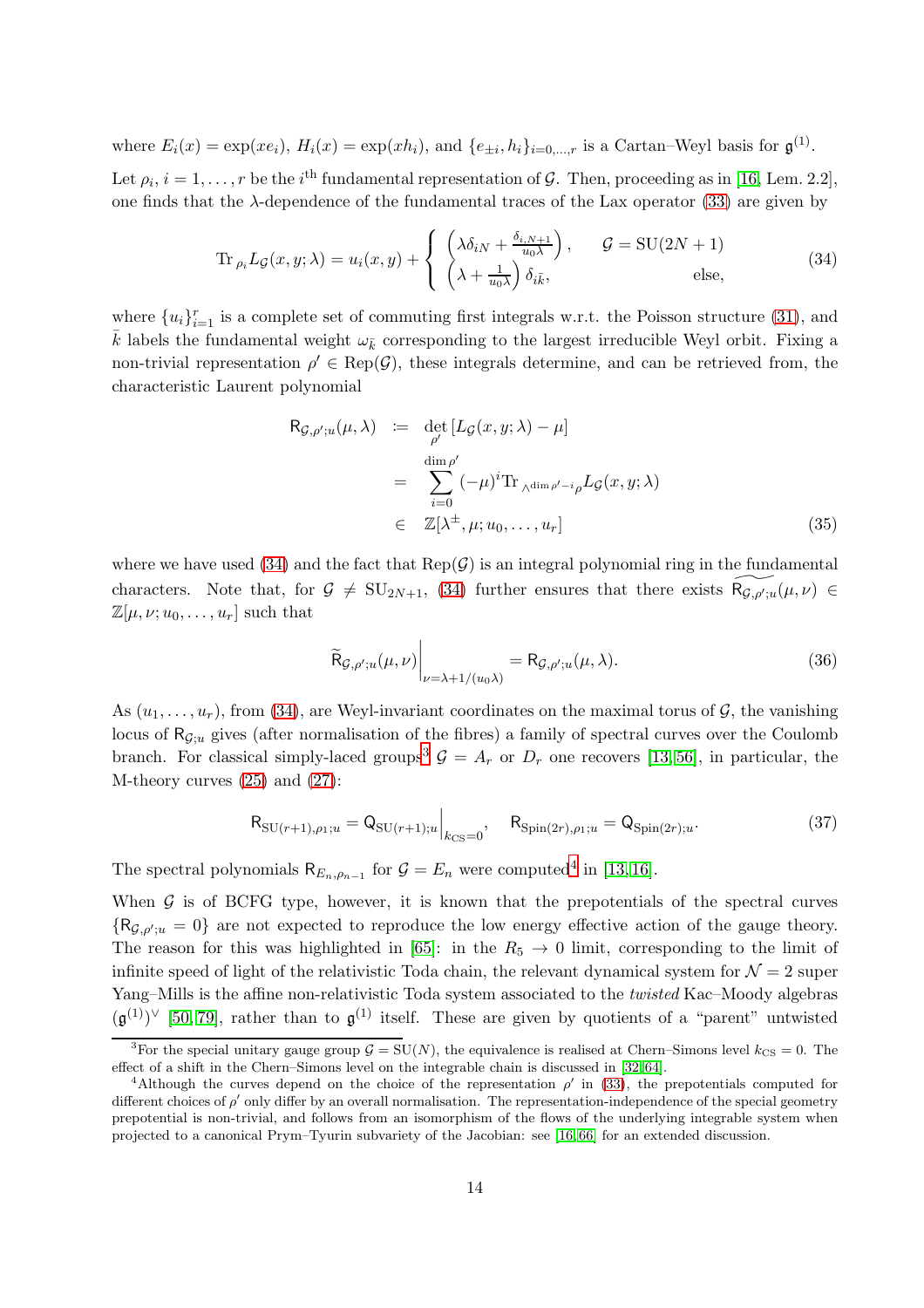where $E_i(x) = \exp(xe_i)$, $H_i(x) = \exp(xh_i)$, and $\{e_{\pm i}, h_i\}_{i=0,\dots,r}$ is a Cartan–Weyl basis for $\mathfrak{g}^{(1)}$.

Let $\rho_i$, $i = 1, \dots, r$ be the $i^{\text{th}}$ fundamental representation of $\mathcal{G}$. Then, proceeding as in [16, Lem. 2.2], one finds that the $\lambda$-dependence of the fundamental traces of the Lax operator (33) are given by

$$\operatorname{Tr}_{\rho_i} L_{\mathcal{G}}(x, y; \lambda) = u_i(x, y) + \left\{ \begin{array}{ll} \left(\lambda \delta_{iN} + \frac{\delta_{i,N+1}}{u_0 \lambda}\right), & \mathcal{G} = \mathrm{SU}(2N+1) \\ \left(\lambda + \frac{1}{u_0 \lambda}\right) \delta_{i\bar{k}}, & \text{else,} \end{array} \right. \tag{34}$$

where $\{u_i\}_{i=1}^r$ is a complete set of commuting first integrals w.r.t. the Poisson structure (31), and $\bar{k}$ labels the fundamental weight $\omega_{\bar{k}}$ corresponding to the largest irreducible Weyl orbit. Fixing a non-trivial representation $\rho' \in \operatorname{Rep}(\mathcal{G})$, these integrals determine, and can be retrieved from, the characteristic Laurent polynomial

$$\begin{aligned} \mathsf{R}_{\mathcal{G},\rho';u}(\mu, \lambda) &\coloneqq \det_{\rho'} \left[ L_{\mathcal{G}}(x, y; \lambda) - \mu \right] \\ &= \sum_{i=0}^{\dim \rho'} (-\mu)^i \operatorname{Tr}_{\wedge^{\dim \rho' - i} \rho} L_{\mathcal{G}}(x, y; \lambda) \\ &\in \mathbb{Z}[\lambda^{\pm}, \mu; u_0, \dots, u_r] \end{aligned} \tag{35}$$

where we have used (34) and the fact that $\operatorname{Rep}(\mathcal{G})$ is an integral polynomial ring in the fundamental characters. Note that, for $\mathcal{G} \neq \mathrm{SU}_{2N+1}$, (34) further ensures that there exists $\widetilde{\mathsf{R}_{\mathcal{G},\rho';u}}(\mu, \nu) \in \mathbb{Z}[\mu, \nu; u_0, \dots, u_r]$ such that

$$\left. \widetilde{\mathsf{R}}_{\mathcal{G},\rho';u}(\mu, \nu) \right|_{\nu = \lambda + 1/(u_0 \lambda)} = \mathsf{R}_{\mathcal{G},\rho';u}(\mu, \lambda). \tag{36}$$

As $(u_1, \dots, u_r)$, from (34), are Weyl-invariant coordinates on the maximal torus of $\mathcal{G}$, the vanishing locus of $\mathsf{R}_{\mathcal{G};u}$ gives (after normalisation of the fibres) a family of spectral curves over the Coulomb branch. For classical simply-laced groups[3] $\mathcal{G} = A_r$ or $D_r$ one recovers [13, 56], in particular, the M-theory curves (25) and (27):

$$\mathsf{R}_{\mathrm{SU}(r+1),\rho_1;u} = \left. \mathsf{Q}_{\mathrm{SU}(r+1);u} \right|_{k_{\mathrm{CS}}=0}, \quad \mathsf{R}_{\mathrm{Spin}(2r),\rho_1;u} = \mathsf{Q}_{\mathrm{Spin}(2r);u}. \tag{37}$$

The spectral polynomials $\mathsf{R}_{E_n,\rho_{n-1}}$ for $\mathcal{G} = E_n$ were computed[4] in [13, 16].

When $\mathcal{G}$ is of BCFG type, however, it is known that the prepotentials of the spectral curves $\{\mathsf{R}_{\mathcal{G},\rho';u} = 0\}$ are not expected to reproduce the low energy effective action of the gauge theory. The reason for this was highlighted in [65]: in the $R_5 \to 0$ limit, corresponding to the limit of infinite speed of light of the relativistic Toda chain, the relevant dynamical system for $\mathcal{N} = 2$ super Yang–Mills is the affine non-relativistic Toda system associated to the *twisted* Kac–Moody algebras $(\mathfrak{g}^{(1)})^\vee$ [50, 79], rather than to $\mathfrak{g}^{(1)}$ itself. These are given by quotients of a "parent" untwisted

---

[3] For the special unitary gauge group $\mathcal{G} = \mathrm{SU}(N)$, the equivalence is realised at Chern–Simons level $k_{\mathrm{CS}} = 0$. The effect of a shift in the Chern–Simons level on the integrable chain is discussed in [32, 64].

[4] Although the curves depend on the choice of the representation $\rho'$ in (33), the prepotentials computed for different choices of $\rho'$ only differ by an overall normalisation. The representation-independence of the special geometry prepotential is non-trivial, and follows from an isomorphism of the flows of the underlying integrable system when projected to a canonical Prym–Tyurin subvariety of the Jacobian: see [16, 66] for an extended discussion.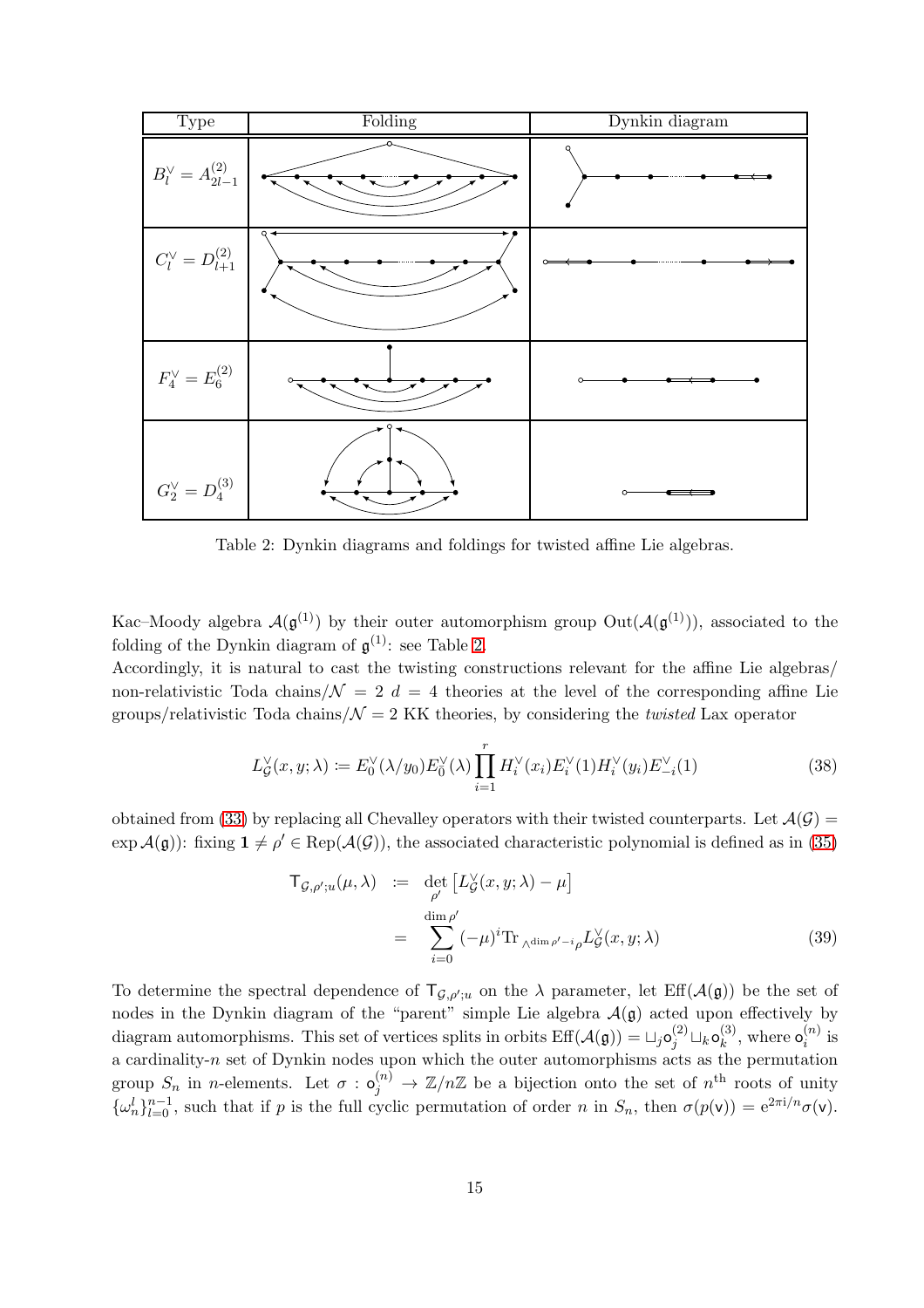| Type | Folding | Dynkin diagram |
|---|---|---|
| $B_l^\vee = A_{2l-1}^{(2)}$ | | |
| $C_l^\vee = D_{l+1}^{(2)}$ | | |
| $F_4^\vee = E_6^{(2)}$ | | |
| $G_2^\vee = D_4^{(3)}$ | | |

Table 2: Dynkin diagrams and foldings for twisted affine Lie algebras.

Kac–Moody algebra $\mathcal{A}(\mathfrak{g}^{(1)})$ by their outer automorphism group $\mathrm{Out}(\mathcal{A}(\mathfrak{g}^{(1)}))$, associated to the folding of the Dynkin diagram of $\mathfrak{g}^{(1)}$: see Table 2.

Accordingly, it is natural to cast the twisting constructions relevant for the affine Lie algebras/ non-relativistic Toda chains/$\mathcal{N}=2$ $d=4$ theories at the level of the corresponding affine Lie groups/relativistic Toda chains/$\mathcal{N}=2$ KK theories, by considering the *twisted* Lax operator

$$L^\vee_{\mathcal{G}}(x,y;\lambda) \coloneqq E^\vee_0(\lambda/y_0)E^\vee_0(\lambda)\prod_{i=1}^r H^\vee_i(x_i)E^\vee_i(1)H^\vee_i(y_i)E^\vee_{-i}(1) \tag{38}$$

obtained from (33) by replacing all Chevalley operators with their twisted counterparts. Let $\mathcal{A}(\mathcal{G}) = \exp\mathcal{A}(\mathfrak{g}))$: fixing $\mathbf{1}\neq\rho'\in\mathrm{Rep}(\mathcal{A}(\mathcal{G}))$, the associated characteristic polynomial is defined as in (35)

$$\begin{aligned}
\mathsf{T}_{\mathcal{G},\rho';u}(\mu,\lambda) &\coloneqq \det_{\rho'}\left[L^\vee_{\mathcal{G}}(x,y;\lambda)-\mu\right] \\
&= \sum_{i=0}^{\dim\rho'}(-\mu)^i \mathrm{Tr}_{\wedge^{\dim\rho'-i}\rho}L^\vee_{\mathcal{G}}(x,y;\lambda)
\end{aligned} \tag{39}$$

To determine the spectral dependence of $\mathsf{T}_{\mathcal{G},\rho';u}$ on the $\lambda$ parameter, let $\mathrm{Eff}(\mathcal{A}(\mathfrak{g}))$ be the set of nodes in the Dynkin diagram of the "parent" simple Lie algebra $\mathcal{A}(\mathfrak{g})$ acted upon effectively by diagram automorphisms. This set of vertices splits in orbits $\mathrm{Eff}(\mathcal{A}(\mathfrak{g})) = \sqcup_j \mathsf{o}^{(2)}_j \sqcup_k \mathsf{o}^{(3)}_k$, where $\mathsf{o}^{(n)}_i$ is a cardinality-$n$ set of Dynkin nodes upon which the outer automorphisms acts as the permutation group $S_n$ in $n$-elements. Let $\sigma:\mathsf{o}^{(n)}_j\to\mathbb{Z}/n\mathbb{Z}$ be a bijection onto the set of $n^{\rm th}$ roots of unity $\{\omega^l_n\}_{l=0}^{n-1}$, such that if $p$ is the full cyclic permutation of order $n$ in $S_n$, then $\sigma(p(\mathsf{v}))=\mathrm{e}^{2\pi\mathrm{i}/n}\sigma(\mathsf{v})$.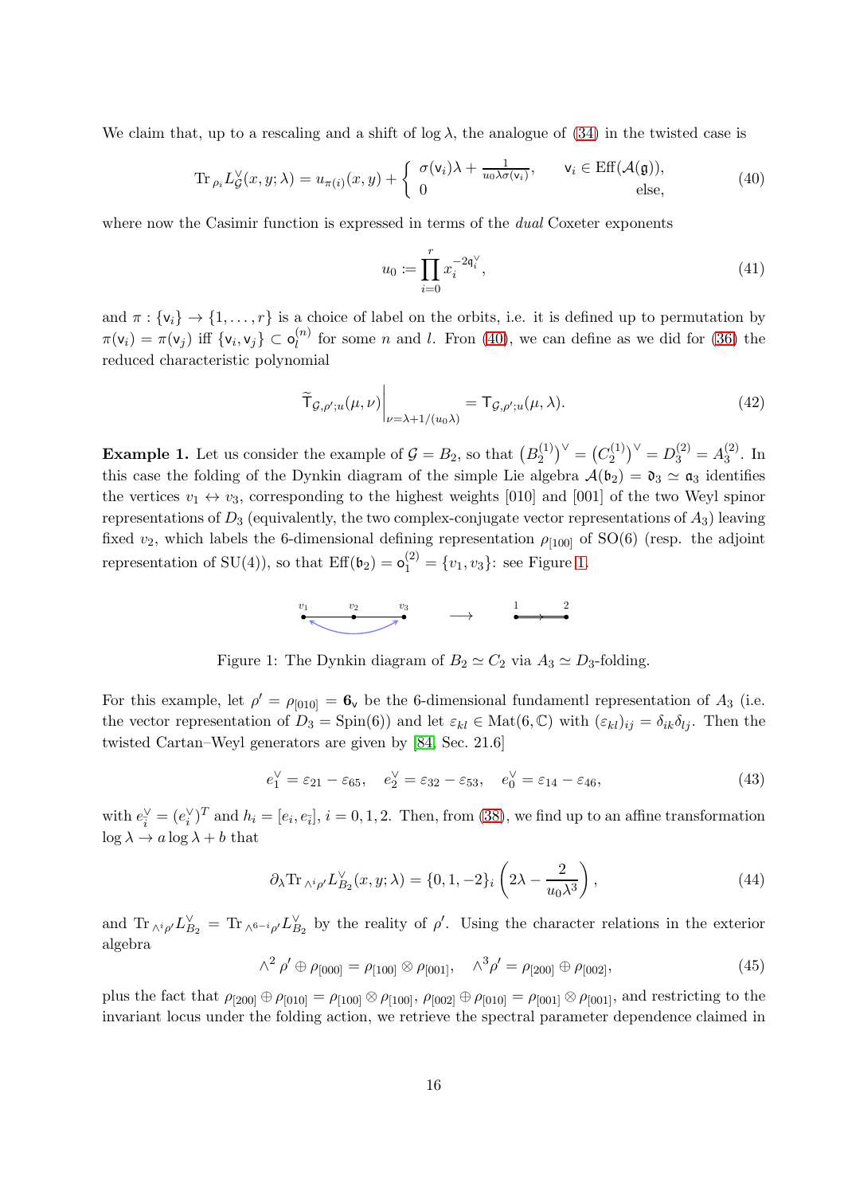We claim that, up to a rescaling and a shift of $\log \lambda$, the analogue of (34) in the twisted case is

$$\mathrm{Tr}_{\rho_i} L^\vee_{\mathcal{G}}(x, y; \lambda) = u_{\pi(i)}(x, y) + \begin{cases} \sigma(\mathsf{v}_i)\lambda + \frac{1}{u_0 \lambda \sigma(\mathsf{v}_i)}, & \mathsf{v}_i \in \mathrm{Eff}(\mathcal{A}(\mathfrak{g})), \\ 0 & \text{else}, \end{cases} \tag{40}$$

where now the Casimir function is expressed in terms of the *dual* Coxeter exponents

$$u_0 \coloneqq \prod_{i=0}^{r} x_i^{-2\mathfrak{q}_i^\vee}, \tag{41}$$

and $\pi : \{\mathsf{v}_i\} \to \{1, \dots, r\}$ is a choice of label on the orbits, i.e. it is defined up to permutation by $\pi(\mathsf{v}_i) = \pi(\mathsf{v}_j)$ iff $\{\mathsf{v}_i, \mathsf{v}_j\} \subset \mathsf{o}_l^{(n)}$ for some $n$ and $l$. Fron (40), we can define as we did for (36) the reduced characteristic polynomial

$$\widetilde{\mathsf{T}}_{\mathcal{G},\rho';u}(\mu,\nu)\Big|_{\nu=\lambda+1/(u_0\lambda)} = \mathsf{T}_{\mathcal{G},\rho';u}(\mu,\lambda). \tag{42}$$

**Example 1.** Let us consider the example of $\mathcal{G} = B_2$, so that $\left(B_2^{(1)}\right)^\vee = \left(C_2^{(1)}\right)^\vee = D_3^{(2)} = A_3^{(2)}$. In this case the folding of the Dynkin diagram of the simple Lie algebra $\mathcal{A}(\mathfrak{b}_2) = \mathfrak{d}_3 \simeq \mathfrak{a}_3$ identifies the vertices $v_1 \leftrightarrow v_3$, corresponding to the highest weights [010] and [001] of the two Weyl spinor representations of $D_3$ (equivalently, the two complex-conjugate vector representations of $A_3$) leaving fixed $v_2$, which labels the 6-dimensional defining representation $\rho_{[100]}$ of SO(6) (resp. the adjoint representation of SU(4)), so that $\mathrm{Eff}(\mathfrak{b}_2) = \mathsf{o}_1^{(2)} = \{v_1, v_3\}$: see Figure 1.

Figure 1: The Dynkin diagram of $B_2 \simeq C_2$ via $A_3 \simeq D_3$-folding.

For this example, let $\rho' = \rho_{[010]} = \mathbf{6}_\mathsf{v}$ be the 6-dimensional fundamentl representation of $A_3$ (i.e. the vector representation of $D_3 = \mathrm{Spin}(6)$) and let $\varepsilon_{kl} \in \mathrm{Mat}(6, \mathbb{C})$ with $(\varepsilon_{kl})_{ij} = \delta_{ik}\delta_{lj}$. Then the twisted Cartan–Weyl generators are given by [84, Sec. 21.6]

$$e_1^\vee = \varepsilon_{21} - \varepsilon_{65}, \quad e_2^\vee = \varepsilon_{32} - \varepsilon_{53}, \quad e_0^\vee = \varepsilon_{14} - \varepsilon_{46}, \tag{43}$$

with $e_{\bar{i}}^\vee = (e_i^\vee)^T$ and $h_i = [e_i, e_{\bar{i}}]$, $i = 0, 1, 2$. Then, from (38), we find up to an affine transformation $\log \lambda \to a \log \lambda + b$ that

$$\partial_\lambda \mathrm{Tr}_{\wedge^i \rho'} L^\vee_{B_2}(x, y; \lambda) = \{0, 1, -2\}_i \left(2\lambda - \frac{2}{u_0 \lambda^3}\right), \tag{44}$$

and $\mathrm{Tr}_{\wedge^i \rho'} L^\vee_{B_2} = \mathrm{Tr}_{\wedge^{6-i} \rho'} L^\vee_{B_2}$ by the reality of $\rho'$. Using the character relations in the exterior algebra

$$\wedge^2 \rho' \oplus \rho_{[000]} = \rho_{[100]} \otimes \rho_{[001]}, \quad \wedge^3 \rho' = \rho_{[200]} \oplus \rho_{[002]}, \tag{45}$$

plus the fact that $\rho_{[200]} \oplus \rho_{[010]} = \rho_{[100]} \otimes \rho_{[100]}$, $\rho_{[002]} \oplus \rho_{[010]} = \rho_{[001]} \otimes \rho_{[001]}$, and restricting to the invariant locus under the folding action, we retrieve the spectral parameter dependence claimed in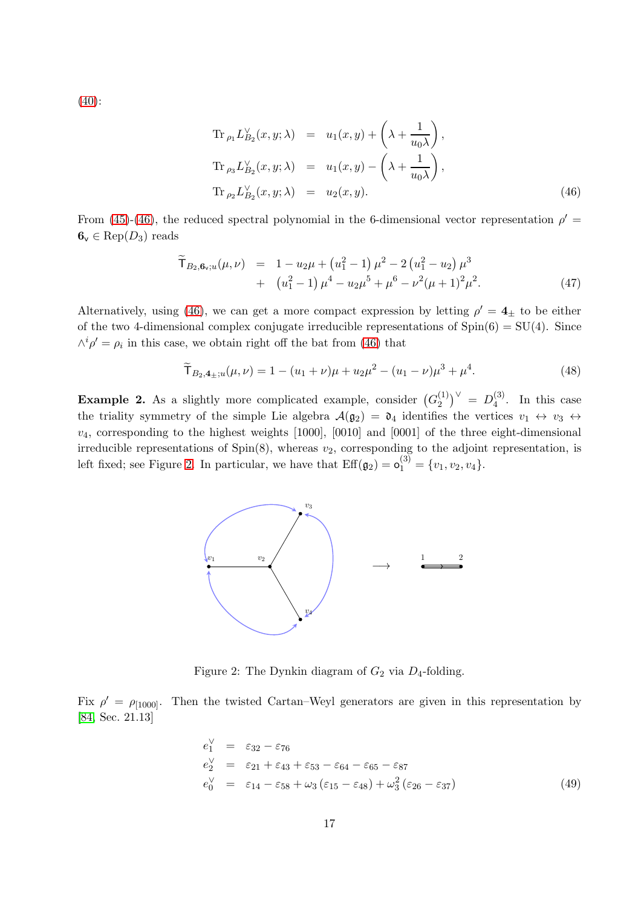(40):

$$
\begin{aligned}
\mathrm{Tr}_{\rho_1} L^{\vee}_{B_2}(x,y;\lambda) &= u_1(x,y) + \left(\lambda + \frac{1}{u_0\lambda}\right), \\
\mathrm{Tr}_{\rho_3} L^{\vee}_{B_2}(x,y;\lambda) &= u_1(x,y) - \left(\lambda + \frac{1}{u_0\lambda}\right), \\
\mathrm{Tr}_{\rho_2} L^{\vee}_{B_2}(x,y;\lambda) &= u_2(x,y). \qquad (46)
\end{aligned}
$$

From (45)-(46), the reduced spectral polynomial in the 6-dimensional vector representation $\rho' = \mathbf{6}_{\mathsf{v}} \in \mathrm{Rep}(D_3)$ reads

$$
\begin{aligned}
\widetilde{\mathsf{T}}_{B_2,\mathbf{6}_{\mathsf{v}};u}(\mu,\nu) &= 1 - u_2\mu + \left(u_1^2 - 1\right)\mu^2 - 2\left(u_1^2 - u_2\right)\mu^3 \\
&+ \left(u_1^2 - 1\right)\mu^4 - u_2\mu^5 + \mu^6 - \nu^2(\mu+1)^2\mu^2. \qquad (47)
\end{aligned}
$$

Alternatively, using (46), we can get a more compact expression by letting $\rho' = \mathbf{4}_{\pm}$ to be either of the two 4-dimensional complex conjugate irreducible representations of $\mathrm{Spin}(6) = \mathrm{SU}(4)$. Since $\wedge^i \rho' = \rho_i$ in this case, we obtain right off the bat from (46) that

$$
\widetilde{\mathsf{T}}_{B_2,\mathbf{4}_{\pm};u}(\mu,\nu) = 1 - (u_1+\nu)\mu + u_2\mu^2 - (u_1-\nu)\mu^3 + \mu^4. \qquad (48)
$$

**Example 2.** As a slightly more complicated example, consider $\left(G_2^{(1)}\right)^{\vee} = D_4^{(3)}$. In this case the triality symmetry of the simple Lie algebra $\mathcal{A}(\mathfrak{g}_2) = \mathfrak{d}_4$ identifies the vertices $v_1 \leftrightarrow v_3 \leftrightarrow v_4$, corresponding to the highest weights [1000], [0010] and [0001] of the three eight-dimensional irreducible representations of Spin(8), whereas $v_2$, corresponding to the adjoint representation, is left fixed; see Figure 2. In particular, we have that $\mathrm{Eff}(\mathfrak{g}_2) = \mathfrak{o}_1^{(3)} = \{v_1, v_2, v_4\}$.

Figure 2: The Dynkin diagram of $G_2$ via $D_4$-folding.

Fix $\rho' = \rho_{[1000]}$. Then the twisted Cartan–Weyl generators are given in this representation by [84, Sec. 21.13]

$$
\begin{aligned}
e_1^{\vee} &= \varepsilon_{32} - \varepsilon_{76} \\
e_2^{\vee} &= \varepsilon_{21} + \varepsilon_{43} + \varepsilon_{53} - \varepsilon_{64} - \varepsilon_{65} - \varepsilon_{87} \\
e_0^{\vee} &= \varepsilon_{14} - \varepsilon_{58} + \omega_3\left(\varepsilon_{15} - \varepsilon_{48}\right) + \omega_3^2\left(\varepsilon_{26} - \varepsilon_{37}\right) \qquad (49)
\end{aligned}
$$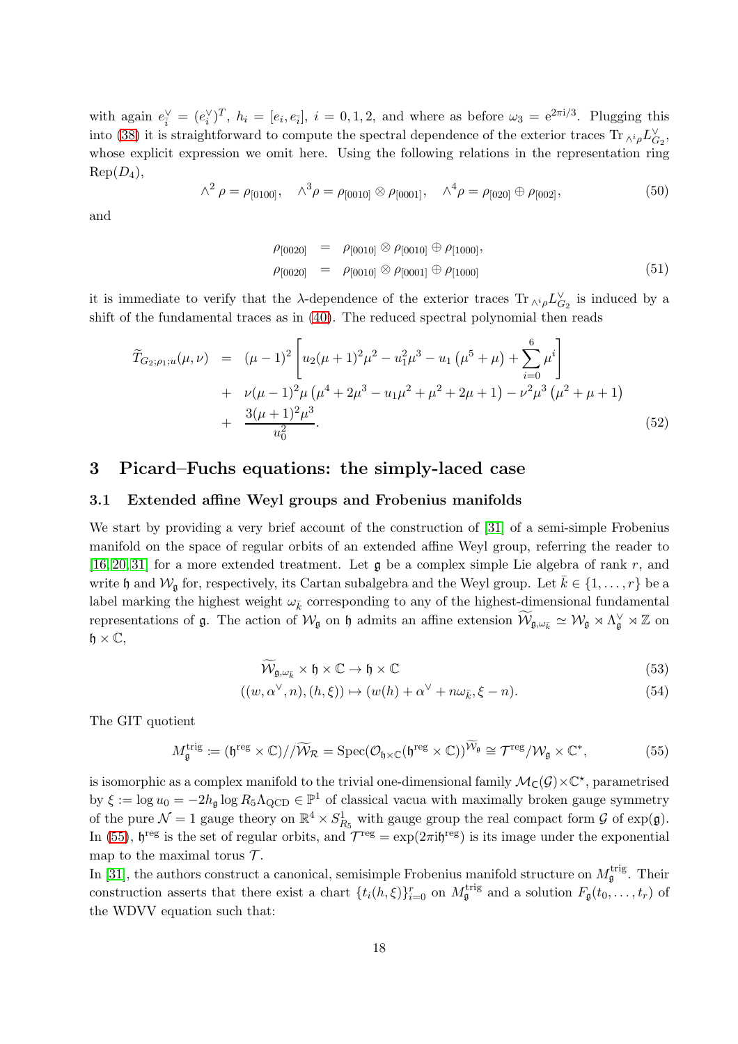with again $e_{\bar{i}}^\vee = (e_i^\vee)^T$, $h_i = [e_i, e_{\bar{i}}]$, $i = 0,1,2$, and where as before $\omega_3 = \mathrm{e}^{2\pi \mathrm{i}/3}$. Plugging this into (38) it is straightforward to compute the spectral dependence of the exterior traces $\mathrm{Tr}_{\wedge^i \rho} L_{G_2}^\vee$, whose explicit expression we omit here. Using the following relations in the representation ring $\mathrm{Rep}(D_4)$,

$$
\wedge^2 \rho = \rho_{[0100]}, \quad \wedge^3 \rho = \rho_{[0010]} \otimes \rho_{[0001]}, \quad \wedge^4 \rho = \rho_{[020]} \oplus \rho_{[002]}, \tag{50}
$$

and

$$
\begin{aligned}
\rho_{[0020]} &= \rho_{[0010]} \otimes \rho_{[0010]} \oplus \rho_{[1000]}, \\
\rho_{[0020]} &= \rho_{[0010]} \otimes \rho_{[0001]} \oplus \rho_{[1000]}
\end{aligned} \tag{51}
$$

it is immediate to verify that the $\lambda$-dependence of the exterior traces $\mathrm{Tr}_{\wedge^i \rho} L_{G_2}^\vee$ is induced by a shift of the fundamental traces as in (40). The reduced spectral polynomial then reads

$$
\begin{aligned}
\widetilde{T}_{G_2;\rho_1;u}(\mu,\nu) &= (\mu-1)^2 \left[ u_2(\mu+1)^2\mu^2 - u_1^2\mu^3 - u_1\left(\mu^5+\mu\right) + \sum_{i=0}^{6} \mu^i \right] \\
&+ \nu(\mu-1)^2\mu\left(\mu^4+2\mu^3-u_1\mu^2+\mu^2+2\mu+1\right) - \nu^2\mu^3\left(\mu^2+\mu+1\right) \\
&+ \frac{3(\mu+1)^2\mu^3}{u_0^2}.
\end{aligned} \tag{52}
$$

# 3 Picard–Fuchs equations: the simply-laced case

## 3.1 Extended affine Weyl groups and Frobenius manifolds

We start by providing a very brief account of the construction of [31] of a semi-simple Frobenius manifold on the space of regular orbits of an extended affine Weyl group, referring the reader to [16,20,31] for a more extended treatment. Let $\mathfrak{g}$ be a complex simple Lie algebra of rank $r$, and write $\mathfrak{h}$ and $\mathcal{W}_\mathfrak{g}$ for, respectively, its Cartan subalgebra and the Weyl group. Let $\bar{k} \in \{1,\ldots,r\}$ be a label marking the highest weight $\omega_{\bar{k}}$ corresponding to any of the highest-dimensional fundamental representations of $\mathfrak{g}$. The action of $\mathcal{W}_\mathfrak{g}$ on $\mathfrak{h}$ admits an affine extension $\widetilde{\mathcal{W}}_{\mathfrak{g},\omega_{\bar{k}}} \simeq \mathcal{W}_\mathfrak{g} \rtimes \Lambda_\mathfrak{g}^\vee \rtimes \mathbb{Z}$ on $\mathfrak{h} \times \mathbb{C}$,

$$
\widetilde{\mathcal{W}}_{\mathfrak{g},\omega_{\bar{k}}} \times \mathfrak{h} \times \mathbb{C} \to \mathfrak{h} \times \mathbb{C} \tag{53}
$$

$$
((w,\alpha^\vee,n),(h,\xi)) \mapsto (w(h)+\alpha^\vee+n\omega_{\bar{k}}, \xi-n). \tag{54}
$$

The GIT quotient

$$
M_\mathfrak{g}^{\mathrm{trig}} := (\mathfrak{h}^{\mathrm{reg}} \times \mathbb{C})//\widetilde{\mathcal{W}}_\mathcal{R} = \mathrm{Spec}(\mathcal{O}_{\mathfrak{h}\times\mathbb{C}}(\mathfrak{h}^{\mathrm{reg}}\times\mathbb{C}))^{\widetilde{\mathcal{W}}_\mathfrak{g}} \cong \mathcal{T}^{\mathrm{reg}}/\mathcal{W}_\mathfrak{g} \times \mathbb{C}^*, \tag{55}
$$

is isomorphic as a complex manifold to the trivial one-dimensional family $\mathcal{M}_\mathrm{C}(\mathcal{G}) \times \mathbb{C}^\star$, parametrised by $\xi := \log u_0 = -2h_\mathfrak{g} \log R_5\Lambda_{\mathrm{QCD}} \in \mathbb{P}^1$ of classical vacua with maximally broken gauge symmetry of the pure $\mathcal{N}=1$ gauge theory on $\mathbb{R}^4 \times S^1_{R_5}$ with gauge group the real compact form $\mathcal{G}$ of $\exp(\mathfrak{g})$. In (55), $\mathfrak{h}^{\mathrm{reg}}$ is the set of regular orbits, and $\mathcal{T}^{\mathrm{reg}} = \exp(2\pi \mathrm{i}\mathfrak{h}^{\mathrm{reg}})$ is its image under the exponential map to the maximal torus $\mathcal{T}$.

In [31], the authors construct a canonical, semisimple Frobenius manifold structure on $M_\mathfrak{g}^{\mathrm{trig}}$. Their construction asserts that there exist a chart $\{t_i(h,\xi)\}_{i=0}^r$ on $M_\mathfrak{g}^{\mathrm{trig}}$ and a solution $F_\mathfrak{g}(t_0,\ldots,t_r)$ of the WDVV equation such that: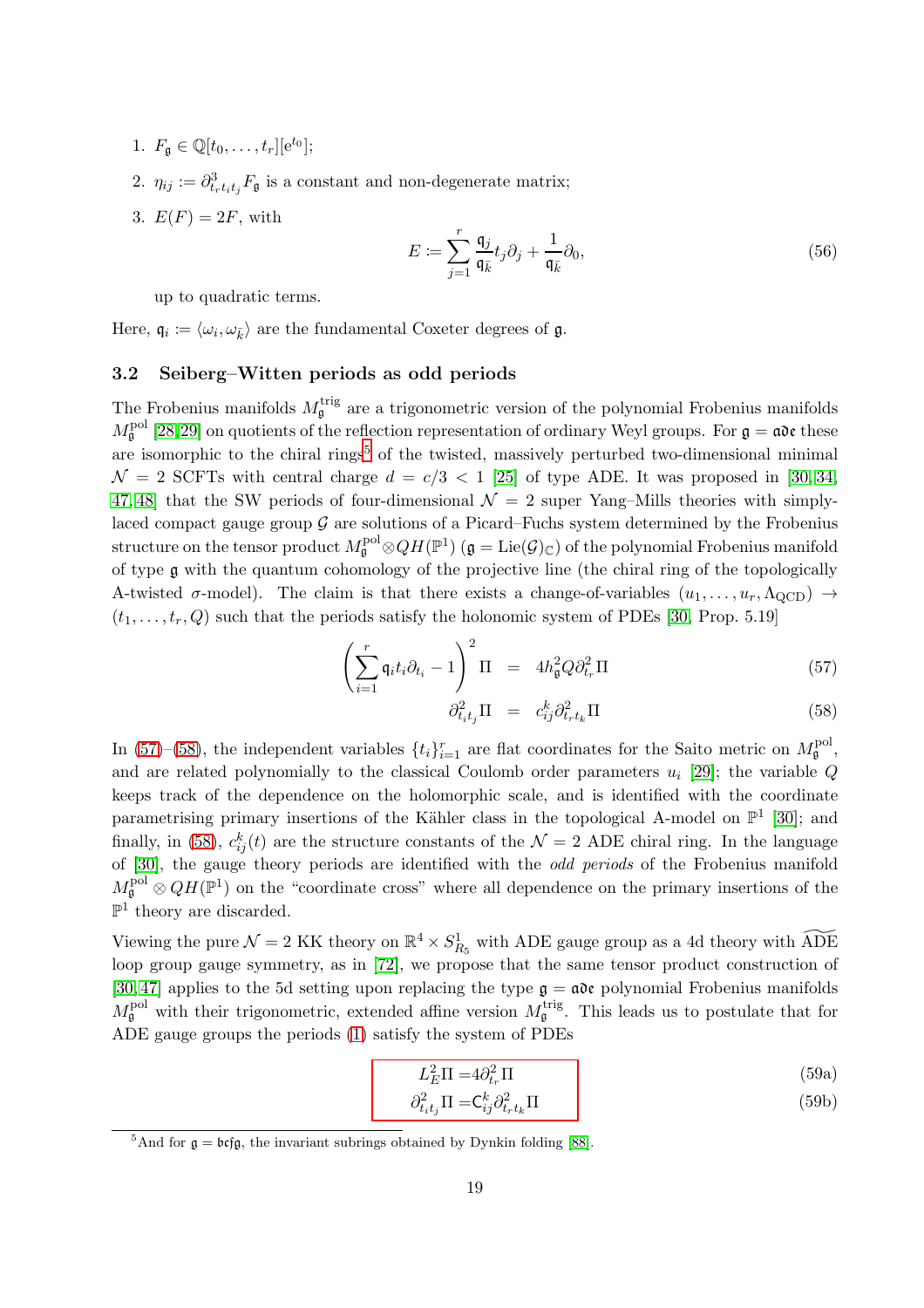1. $F_{\mathfrak{g}} \in \mathbb{Q}[t_0, \dots, t_r][\mathrm{e}^{t_0}]$;
2. $\eta_{ij} := \partial^3_{t_r t_i t_j} F_{\mathfrak{g}}$ is a constant and non-degenerate matrix;
3. $E(F) = 2F$, with

$$E := \sum_{j=1}^{r} \frac{\mathfrak{q}_j}{\mathfrak{q}_{\bar{k}}} t_j \partial_j + \frac{1}{\mathfrak{q}_{\bar{k}}} \partial_0, \tag{56}$$

   up to quadratic terms.

Here, $\mathfrak{q}_i := \langle \omega_i, \omega_{\bar{k}} \rangle$ are the fundamental Coxeter degrees of $\mathfrak{g}$.

### 3.2 Seiberg–Witten periods as odd periods

The Frobenius manifolds $M^{\rm trig}_{\mathfrak{g}}$ are a trigonometric version of the polynomial Frobenius manifolds $M^{\rm pol}_{\mathfrak{g}}$ [28,29] on quotients of the reflection representation of ordinary Weyl groups. For $\mathfrak{g} = \mathfrak{ade}$ these are isomorphic to the chiral rings[5] of the twisted, massively perturbed two-dimensional minimal $\mathcal{N} = 2$ SCFTs with central charge $d = c/3 < 1$ [25] of type ADE. It was proposed in [30,34,47,48] that the SW periods of four-dimensional $\mathcal{N} = 2$ super Yang–Mills theories with simply-laced compact gauge group $\mathcal{G}$ are solutions of a Picard–Fuchs system determined by the Frobenius structure on the tensor product $M^{\rm pol}_{\mathfrak{g}} \otimes QH(\mathbb{P}^1)$ ($\mathfrak{g} = \mathrm{Lie}(\mathcal{G})_{\mathbb{C}}$) of the polynomial Frobenius manifold of type $\mathfrak{g}$ with the quantum cohomology of the projective line (the chiral ring of the topologically A-twisted $\sigma$-model). The claim is that there exists a change-of-variables $(u_1, \dots, u_r, \Lambda_{\rm QCD}) \to (t_1, \dots, t_r, Q)$ such that the periods satisfy the holonomic system of PDEs [30, Prop. 5.19]

$$\left( \sum_{i=1}^{r} \mathfrak{q}_i t_i \partial_{t_i} - 1 \right)^2 \Pi = 4 h_{\mathfrak{g}}^2 Q \partial^2_{t_r} \Pi \tag{57}$$

$$\partial^2_{t_i t_j} \Pi = c^k_{ij} \partial^2_{t_r t_k} \Pi \tag{58}$$

In (57)–(58), the independent variables $\{t_i\}_{i=1}^r$ are flat coordinates for the Saito metric on $M^{\rm pol}_{\mathfrak{g}}$, and are related polynomially to the classical Coulomb order parameters $u_i$ [29]; the variable $Q$ keeps track of the dependence on the holomorphic scale, and is identified with the coordinate parametrising primary insertions of the Kähler class in the topological A-model on $\mathbb{P}^1$ [30]; and finally, in (58), $c^k_{ij}(t)$ are the structure constants of the $\mathcal{N} = 2$ ADE chiral ring. In the language of [30], the gauge theory periods are identified with the *odd periods* of the Frobenius manifold $M^{\rm pol}_{\mathfrak{g}} \otimes QH(\mathbb{P}^1)$ on the "coordinate cross" where all dependence on the primary insertions of the $\mathbb{P}^1$ theory are discarded.

Viewing the pure $\mathcal{N} = 2$ KK theory on $\mathbb{R}^4 \times S^1_{R_5}$ with ADE gauge group as a 4d theory with $\widetilde{\widehat{\rm ADE}}$ loop group gauge symmetry, as in [72], we propose that the same tensor product construction of [30,47] applies to the 5d setting upon replacing the type $\mathfrak{g} = \mathfrak{ade}$ polynomial Frobenius manifolds $M^{\rm pol}_{\mathfrak{g}}$ with their trigonometric, extended affine version $M^{\rm trig}_{\mathfrak{g}}$. This leads us to postulate that for ADE gauge groups the periods (1) satisfy the system of PDEs

$$L_E^2 \Pi = 4 \partial^2_{t_r} \Pi \tag{59a}$$

$$\partial^2_{t_i t_j} \Pi = \mathsf{C}^k_{ij} \partial^2_{t_r t_k} \Pi \tag{59b}$$

[5] And for $\mathfrak{g} = \mathfrak{bcfg}$, the invariant subrings obtained by Dynkin folding [88].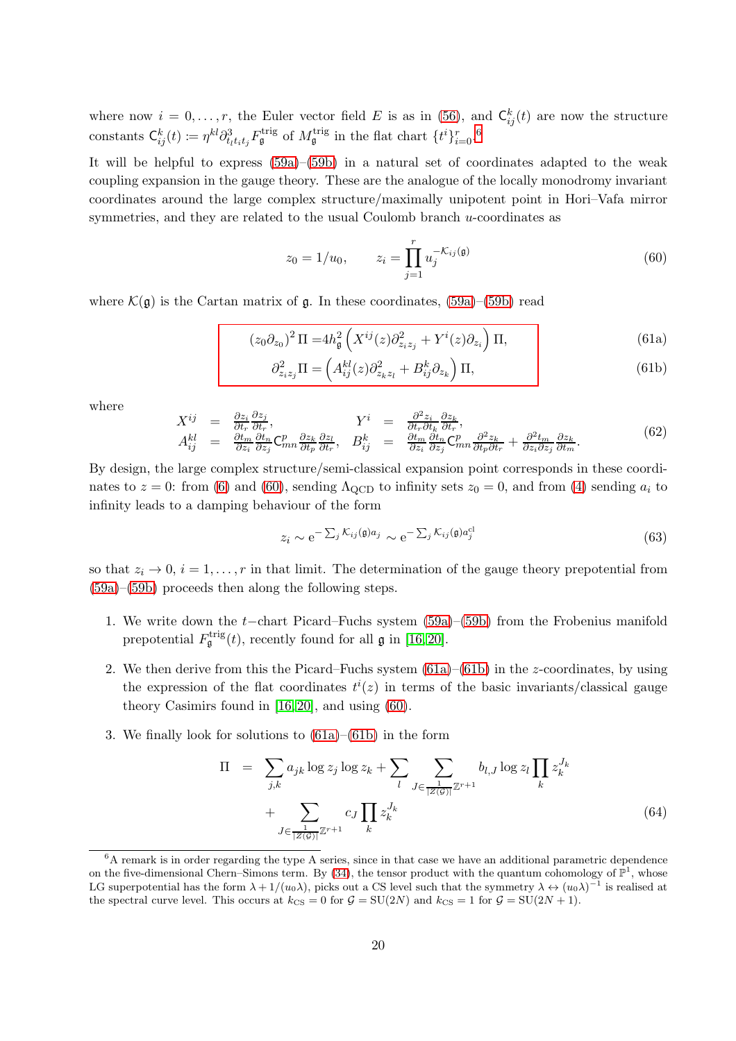where now $i = 0, \ldots, r$, the Euler vector field $E$ is as in (56), and $\mathsf{C}_{ij}^k(t)$ are now the structure constants $\mathsf{C}_{ij}^k(t) := \eta^{kl}\partial^3_{t_l t_i t_j} F_{\mathfrak{g}}^{\rm trig}$ of $M_{\mathfrak{g}}^{\rm trig}$ in the flat chart $\{t^i\}_{i=0}^r$.[6]

It will be helpful to express (59a)–(59b) in a natural set of coordinates adapted to the weak coupling expansion in the gauge theory. These are the analogue of the locally monodromy invariant coordinates around the large complex structure/maximally unipotent point in Hori–Vafa mirror symmetries, and they are related to the usual Coulomb branch $u$-coordinates as

$$z_0 = 1/u_0, \qquad z_i = \prod_{j=1}^r u_j^{-\mathcal{K}_{ij}(\mathfrak{g})} \tag{60}$$

where $\mathcal{K}(\mathfrak{g})$ is the Cartan matrix of $\mathfrak{g}$. In these coordinates, (59a)–(59b) read

$$(z_0\partial_{z_0})^2\,\Pi = 4h_{\mathfrak{g}}^2\left(X^{ij}(z)\partial^2_{z_i z_j} + Y^i(z)\partial_{z_i}\right)\Pi, \tag{61a}$$

$$\partial^2_{z_i z_j}\Pi = \left(A_{ij}^{kl}(z)\partial^2_{z_k z_l} + B_{ij}^k\partial_{z_k}\right)\Pi, \tag{61b}$$

where

$$\begin{aligned} X^{ij} &= \frac{\partial z_i}{\partial t_r}\frac{\partial z_j}{\partial t_r}, & Y^i &= \frac{\partial^2 z_i}{\partial t_r\partial t_k}\frac{\partial z_k}{\partial t_r}, \\ A_{ij}^{kl} &= \frac{\partial t_m}{\partial z_i}\frac{\partial t_n}{\partial z_j}\mathsf{C}^p_{mn}\frac{\partial z_k}{\partial t_p}\frac{\partial z_l}{\partial t_r}, & B_{ij}^k &= \frac{\partial t_m}{\partial z_i}\frac{\partial t_n}{\partial z_j}\mathsf{C}^p_{mn}\frac{\partial^2 z_k}{\partial t_p\partial t_r} + \frac{\partial^2 t_m}{\partial z_i\partial z_j}\frac{\partial z_k}{\partial t_m}. \end{aligned} \tag{62}$$

By design, the large complex structure/semi-classical expansion point corresponds in these coordinates to $z = 0$: from (6) and (60), sending $\Lambda_{\rm QCD}$ to infinity sets $z_0 = 0$, and from (4) sending $a_i$ to infinity leads to a damping behaviour of the form

$$z_i \sim \mathrm{e}^{-\sum_j \mathcal{K}_{ij}(\mathfrak{g})a_j} \sim \mathrm{e}^{-\sum_j \mathcal{K}_{ij}(\mathfrak{g})a_j^{\rm cl}} \tag{63}$$

so that $z_i \to 0$, $i = 1, \ldots, r$ in that limit. The determination of the gauge theory prepotential from (59a)–(59b) proceeds then along the following steps.

1. We write down the $t-$chart Picard–Fuchs system (59a)–(59b) from the Frobenius manifold prepotential $F_{\mathfrak{g}}^{\rm trig}(t)$, recently found for all $\mathfrak{g}$ in [16,20].
2. We then derive from this the Picard–Fuchs system (61a)–(61b) in the $z$-coordinates, by using the expression of the flat coordinates $t^i(z)$ in terms of the basic invariants/classical gauge theory Casimirs found in [16,20], and using (60).
3. We finally look for solutions to (61a)–(61b) in the form

$$\begin{aligned} \Pi &= \sum_{j,k} a_{jk}\log z_j \log z_k + \sum_l \sum_{J\in\frac{1}{|Z(\mathcal{G})|}\mathbb{Z}^{r+1}} b_{l,J}\log z_l \prod_k z_k^{J_k} \\ &+ \sum_{J\in\frac{1}{|Z(\mathcal{G})|}\mathbb{Z}^{r+1}} c_J \prod_k z_k^{J_k} \end{aligned} \tag{64}$$

[6] A remark is in order regarding the type A series, since in that case we have an additional parametric dependence on the five-dimensional Chern–Simons term. By (34), the tensor product with the quantum cohomology of $\mathbb{P}^1$, whose LG superpotential has the form $\lambda + 1/(u_0\lambda)$, picks out a CS level such that the symmetry $\lambda \leftrightarrow (u_0\lambda)^{-1}$ is realised at the spectral curve level. This occurs at $k_{\rm CS} = 0$ for $\mathcal{G} = \mathrm{SU}(2N)$ and $k_{\rm CS} = 1$ for $\mathcal{G} = \mathrm{SU}(2N+1)$.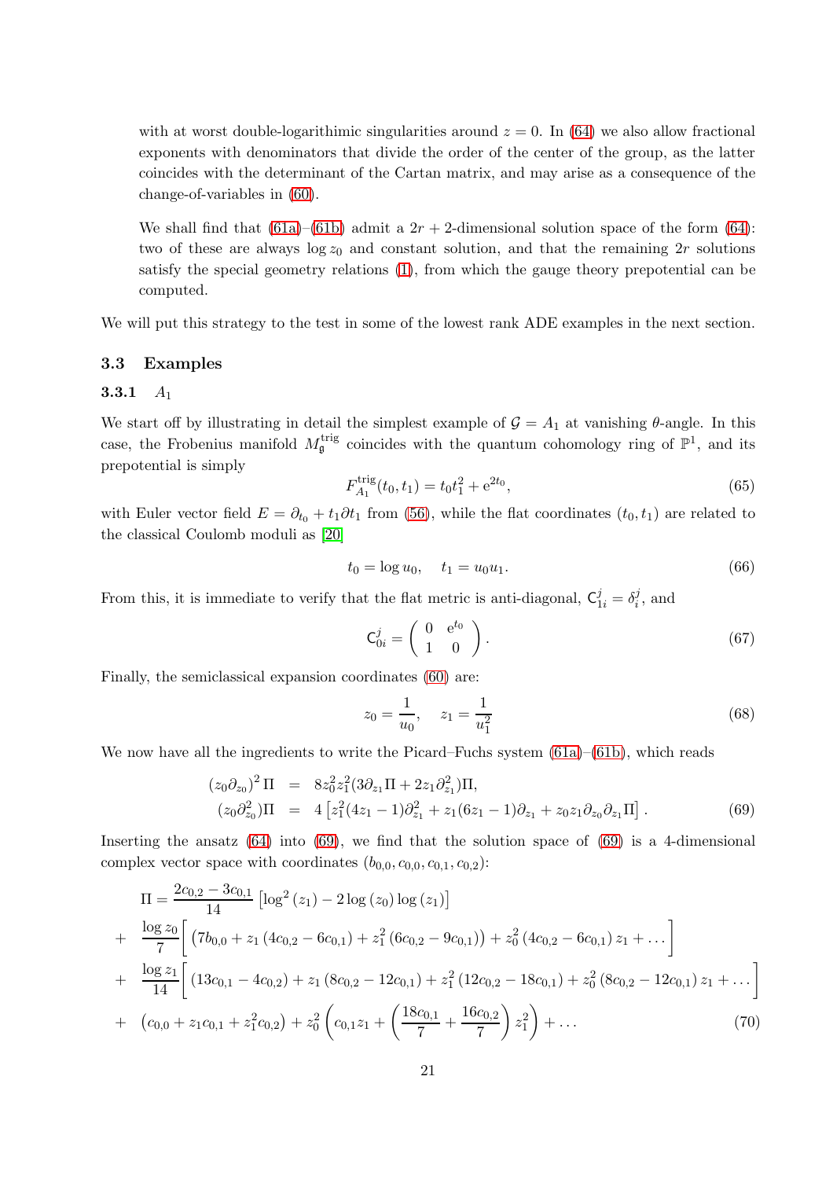with at worst double-logarithimic singularities around $z = 0$. In (64) we also allow fractional exponents with denominators that divide the order of the center of the group, as the latter coincides with the determinant of the Cartan matrix, and may arise as a consequence of the change-of-variables in (60).

We shall find that (61a)–(61b) admit a $2r + 2$-dimensional solution space of the form (64): two of these are always $\log z_0$ and constant solution, and that the remaining $2r$ solutions satisfy the special geometry relations (1), from which the gauge theory prepotential can be computed.

We will put this strategy to the test in some of the lowest rank ADE examples in the next section.

### 3.3 Examples

#### 3.3.1 $A_1$

We start off by illustrating in detail the simplest example of $\mathcal{G} = A_1$ at vanishing $\theta$-angle. In this case, the Frobenius manifold $M_{\mathfrak{g}}^{\rm trig}$ coincides with the quantum cohomology ring of $\mathbb{P}^1$, and its prepotential is simply

$$F_{A_1}^{\rm trig}(t_0, t_1) = t_0 t_1^2 + \mathrm{e}^{2t_0}, \tag{65}$$

with Euler vector field $E = \partial_{t_0} + t_1 \partial t_1$ from (56), while the flat coordinates $(t_0, t_1)$ are related to the classical Coulomb moduli as [20]

$$t_0 = \log u_0, \quad t_1 = u_0 u_1. \tag{66}$$

From this, it is immediate to verify that the flat metric is anti-diagonal, $\mathsf{C}_{1i}^j = \delta_i^j$, and

$$\mathsf{C}_{0i}^j = \left( \begin{array}{cc} 0 & \mathrm{e}^{t_0} \\ 1 & 0 \end{array} \right). \tag{67}$$

Finally, the semiclassical expansion coordinates (60) are:

$$z_0 = \frac{1}{u_0}, \quad z_1 = \frac{1}{u_1^2} \tag{68}$$

We now have all the ingredients to write the Picard–Fuchs system (61a)–(61b), which reads

$$\begin{aligned} \left(z_0 \partial_{z_0}\right)^2 \Pi &= 8 z_0^2 z_1^2 (3 \partial_{z_1} \Pi + 2 z_1 \partial_{z_1}^2) \Pi, \\ (z_0 \partial_{z_0}^2) \Pi &= 4 \left[ z_1^2 (4 z_1 - 1) \partial_{z_1}^2 + z_1 (6 z_1 - 1) \partial_{z_1} + z_0 z_1 \partial_{z_0} \partial_{z_1} \Pi \right]. \end{aligned} \tag{69}$$

Inserting the ansatz (64) into (69), we find that the solution space of (69) is a 4-dimensional complex vector space with coordinates $(b_{0,0}, c_{0,0}, c_{0,1}, c_{0,2})$:

$$\begin{aligned} \Pi &= \frac{2c_{0,2} - 3c_{0,1}}{14} \left[ \log^2(z_1) - 2\log(z_0)\log(z_1) \right] \\ &+ \frac{\log z_0}{7} \Big[ \left( 7b_{0,0} + z_1 \left( 4c_{0,2} - 6c_{0,1} \right) + z_1^2 \left( 6c_{0,2} - 9c_{0,1} \right) \right) + z_0^2 \left( 4c_{0,2} - 6c_{0,1} \right) z_1 + \dots \Big] \\ &+ \frac{\log z_1}{14} \Big[ \left( 13c_{0,1} - 4c_{0,2} \right) + z_1 \left( 8c_{0,2} - 12c_{0,1} \right) + z_1^2 \left( 12c_{0,2} - 18c_{0,1} \right) + z_0^2 \left( 8c_{0,2} - 12c_{0,1} \right) z_1 + \dots \Big] \\ &+ \left( c_{0,0} + z_1 c_{0,1} + z_1^2 c_{0,2} \right) + z_0^2 \left( c_{0,1} z_1 + \left( \frac{18c_{0,1}}{7} + \frac{16c_{0,2}}{7} \right) z_1^2 \right) + \dots \end{aligned} \tag{70}$$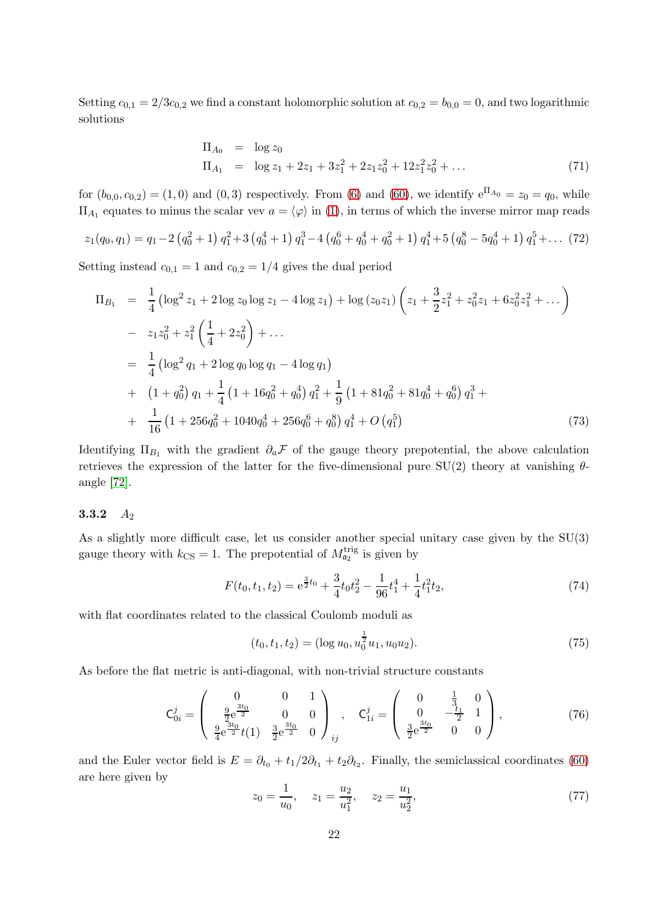Setting $c_{0,1} = 2/3c_{0,2}$ we find a constant holomorphic solution at $c_{0,2} = b_{0,0} = 0$, and two logarithmic solutions

$$
\begin{aligned}
\Pi_{A_0} &= \log z_0 \\
\Pi_{A_1} &= \log z_1 + 2z_1 + 3z_1^2 + 2z_1 z_0^2 + 12 z_1^2 z_0^2 + \ldots
\end{aligned}
\tag{71}
$$

for $(b_{0,0}, c_{0,2}) = (1, 0)$ and $(0, 3)$ respectively. From (6) and (60), we identify $\mathrm{e}^{\Pi_{A_0}} = z_0 = q_0$, while $\Pi_{A_1}$ equates to minus the scalar vev $a = \langle \varphi \rangle$ in (1), in terms of which the inverse mirror map reads

$$
z_1(q_0, q_1) = q_1 - 2\left(q_0^2+1\right) q_1^2 + 3\left(q_0^4+1\right) q_1^3 - 4\left(q_0^6+q_0^4+q_0^2+1\right) q_1^4 + 5\left(q_0^8 - 5q_0^4+1\right) q_1^5 + \ldots \tag{72}
$$

Setting instead $c_{0,1} = 1$ and $c_{0,2} = 1/4$ gives the dual period

$$
\begin{aligned}
\Pi_{B_1} &= \frac{1}{4}\left(\log^2 z_1 + 2\log z_0 \log z_1 - 4\log z_1\right) + \log(z_0 z_1)\left(z_1 + \frac{3}{2}z_1^2 + z_0^2 z_1 + 6 z_0^2 z_1^2 + \ldots\right) \\
&- z_1 z_0^2 + z_1^2\left(\frac{1}{4} + 2z_0^2\right) + \ldots \\
&= \frac{1}{4}\left(\log^2 q_1 + 2\log q_0 \log q_1 - 4\log q_1\right) \\
&+ \left(1+q_0^2\right) q_1 + \frac{1}{4}\left(1+16q_0^2+q_0^4\right) q_1^2 + \frac{1}{9}\left(1+81q_0^2+81q_0^4+q_0^6\right) q_1^3 + \\
&+ \frac{1}{16}\left(1+256q_0^2+1040q_0^4+256q_0^6+q_0^8\right) q_1^4 + O\left(q_1^5\right)
\end{aligned}
\tag{73}
$$

Identifying $\Pi_{B_1}$ with the gradient $\partial_a \mathcal{F}$ of the gauge theory prepotential, the above calculation retrieves the expression of the latter for the five-dimensional pure SU(2) theory at vanishing $\theta$-angle [72].

### 3.3.2 $A_2$

As a slightly more difficult case, let us consider another special unitary case given by the SU(3) gauge theory with $k_{\rm CS} = 1$. The prepotential of $M_{\mathfrak{a}_2}^{\rm trig}$ is given by

$$
F(t_0, t_1, t_2) = \mathrm{e}^{\frac{3}{2}t_0} + \frac{3}{4}t_0 t_2^2 - \frac{1}{96}t_1^4 + \frac{1}{4}t_1^2 t_2, \tag{74}
$$

with flat coordinates related to the classical Coulomb moduli as

$$
(t_0, t_1, t_2) = (\log u_0, u_0^{\frac{1}{2}} u_1, u_0 u_2). \tag{75}
$$

As before the flat metric is anti-diagonal, with non-trivial structure constants

$$
\mathsf{C}_{0i}^j = \begin{pmatrix} 0 & 0 & 1 \\ \frac{9}{2}\mathrm{e}^{\frac{3t_0}{2}} & 0 & 0 \\ \frac{9}{4}\mathrm{e}^{\frac{3t_0}{2}} t(1) & \frac{3}{2}\mathrm{e}^{\frac{3t_0}{2}} & 0 \end{pmatrix}_{ij}, \quad \mathsf{C}_{1i}^j = \begin{pmatrix} 0 & \frac{1}{3} & 0 \\ 0 & -\frac{t_1}{2} & 1 \\ \frac{3}{2}\mathrm{e}^{\frac{3t_0}{2}} & 0 & 0 \end{pmatrix}, \tag{76}
$$

and the Euler vector field is $E = \partial_{t_0} + t_1/2\partial_{t_1} + t_2\partial_{t_2}$. Finally, the semiclassical coordinates (60) are here given by

$$
z_0 = \frac{1}{u_0}, \quad z_1 = \frac{u_2}{u_1^2}, \quad z_2 = \frac{u_1}{u_2^2}, \tag{77}
$$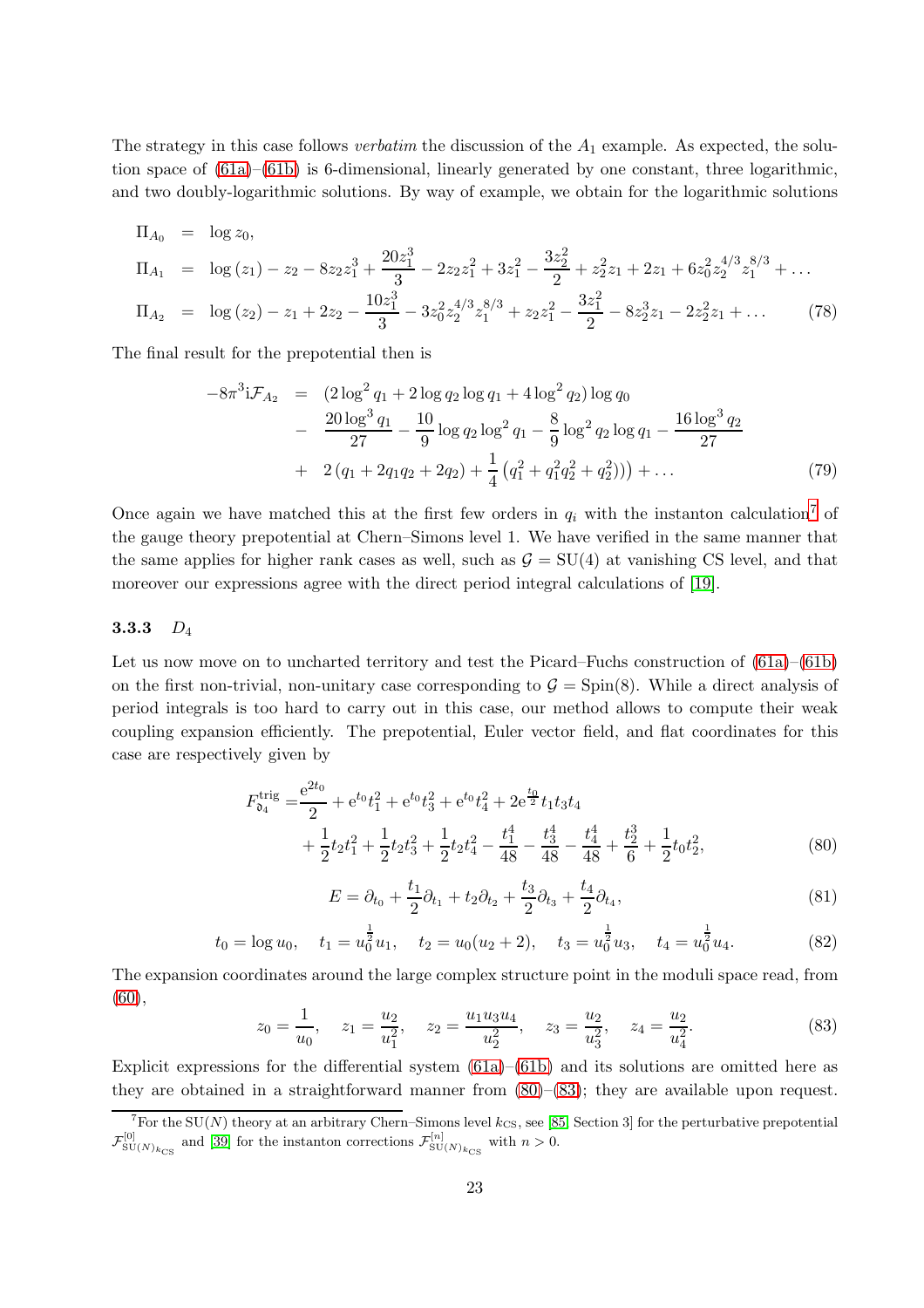The strategy in this case follows *verbatim* the discussion of the $A_1$ example. As expected, the solution space of (61a)–(61b) is 6-dimensional, linearly generated by one constant, three logarithmic, and two doubly-logarithmic solutions. By way of example, we obtain for the logarithmic solutions

$$
\begin{aligned}
\Pi_{A_0} &= \log z_0, \\
\Pi_{A_1} &= \log(z_1) - z_2 - 8z_2 z_1^3 + \frac{20z_1^3}{3} - 2z_2 z_1^2 + 3z_1^2 - \frac{3z_2^2}{2} + z_2^2 z_1 + 2z_1 + 6z_0^2 z_2^{4/3} z_1^{8/3} + \ldots \\
\Pi_{A_2} &= \log(z_2) - z_1 + 2z_2 - \frac{10z_1^3}{3} - 3z_0^2 z_2^{4/3} z_1^{8/3} + z_2 z_1^2 - \frac{3z_1^2}{2} - 8z_2^3 z_1 - 2z_2^2 z_1 + \ldots
\end{aligned}
\tag{78}
$$

The final result for the prepotential then is

$$
\begin{aligned}
-8\pi^3 \mathrm{i}\mathcal{F}_{A_2} &= (2\log^2 q_1 + 2\log q_2 \log q_1 + 4\log^2 q_2)\log q_0 \\
&- \frac{20\log^3 q_1}{27} - \frac{10}{9}\log q_2 \log^2 q_1 - \frac{8}{9}\log^2 q_2 \log q_1 - \frac{16\log^3 q_2}{27} \\
&+ 2(q_1 + 2q_1 q_2 + 2q_2) + \frac{1}{4}\left(q_1^2 + q_1^2 q_2^2 + q_2^2)\right) + \ldots
\end{aligned}
\tag{79}
$$

Once again we have matched this at the first few orders in $q_i$ with the instanton calculation[7] of the gauge theory prepotential at Chern–Simons level 1. We have verified in the same manner that the same applies for higher rank cases as well, such as $\mathcal{G} = \mathrm{SU}(4)$ at vanishing CS level, and that moreover our expressions agree with the direct period integral calculations of [19].

### 3.3.3 $D_4$

Let us now move on to uncharted territory and test the Picard–Fuchs construction of (61a)–(61b) on the first non-trivial, non-unitary case corresponding to $\mathcal{G} = \mathrm{Spin}(8)$. While a direct analysis of period integrals is too hard to carry out in this case, our method allows to compute their weak coupling expansion efficiently. The prepotential, Euler vector field, and flat coordinates for this case are respectively given by

$$
\begin{aligned}
F^{\mathrm{trig}}_{\mathfrak{d}_4} =& \frac{\mathrm{e}^{2t_0}}{2} + \mathrm{e}^{t_0} t_1^2 + \mathrm{e}^{t_0} t_3^2 + \mathrm{e}^{t_0} t_4^2 + 2\mathrm{e}^{\frac{t_0}{2}} t_1 t_3 t_4 \\
&+ \frac{1}{2}t_2 t_1^2 + \frac{1}{2}t_2 t_3^2 + \frac{1}{2}t_2 t_4^2 - \frac{t_1^4}{48} - \frac{t_3^4}{48} - \frac{t_4^4}{48} + \frac{t_2^3}{6} + \frac{1}{2}t_0 t_2^2,
\end{aligned}
\tag{80}
$$

$$
E = \partial_{t_0} + \frac{t_1}{2}\partial_{t_1} + t_2 \partial_{t_2} + \frac{t_3}{2}\partial_{t_3} + \frac{t_4}{2}\partial_{t_4},
\tag{81}
$$

$$
t_0 = \log u_0, \quad t_1 = u_0^{\frac{1}{2}} u_1, \quad t_2 = u_0(u_2 + 2), \quad t_3 = u_0^{\frac{1}{2}} u_3, \quad t_4 = u_0^{\frac{1}{2}} u_4.
\tag{82}
$$

The expansion coordinates around the large complex structure point in the moduli space read, from (60),

$$
z_0 = \frac{1}{u_0}, \quad z_1 = \frac{u_2}{u_1^2}, \quad z_2 = \frac{u_1 u_3 u_4}{u_2^2}, \quad z_3 = \frac{u_2}{u_3^2}, \quad z_4 = \frac{u_2}{u_4^2}.
\tag{83}
$$

Explicit expressions for the differential system (61a)–(61b) and its solutions are omitted here as they are obtained in a straightforward manner from (80)–(83); they are available upon request.

---

[7] For the $\mathrm{SU}(N)$ theory at an arbitrary Chern–Simons level $k_{\mathrm{CS}}$, see [85, Section 3] for the perturbative prepotential $\mathcal{F}^{[0]}_{\mathrm{SU}(N)_{k_{\mathrm{CS}}}}$ and [39] for the instanton corrections $\mathcal{F}^{[n]}_{\mathrm{SU}(N)_{k_{\mathrm{CS}}}}$ with $n > 0$.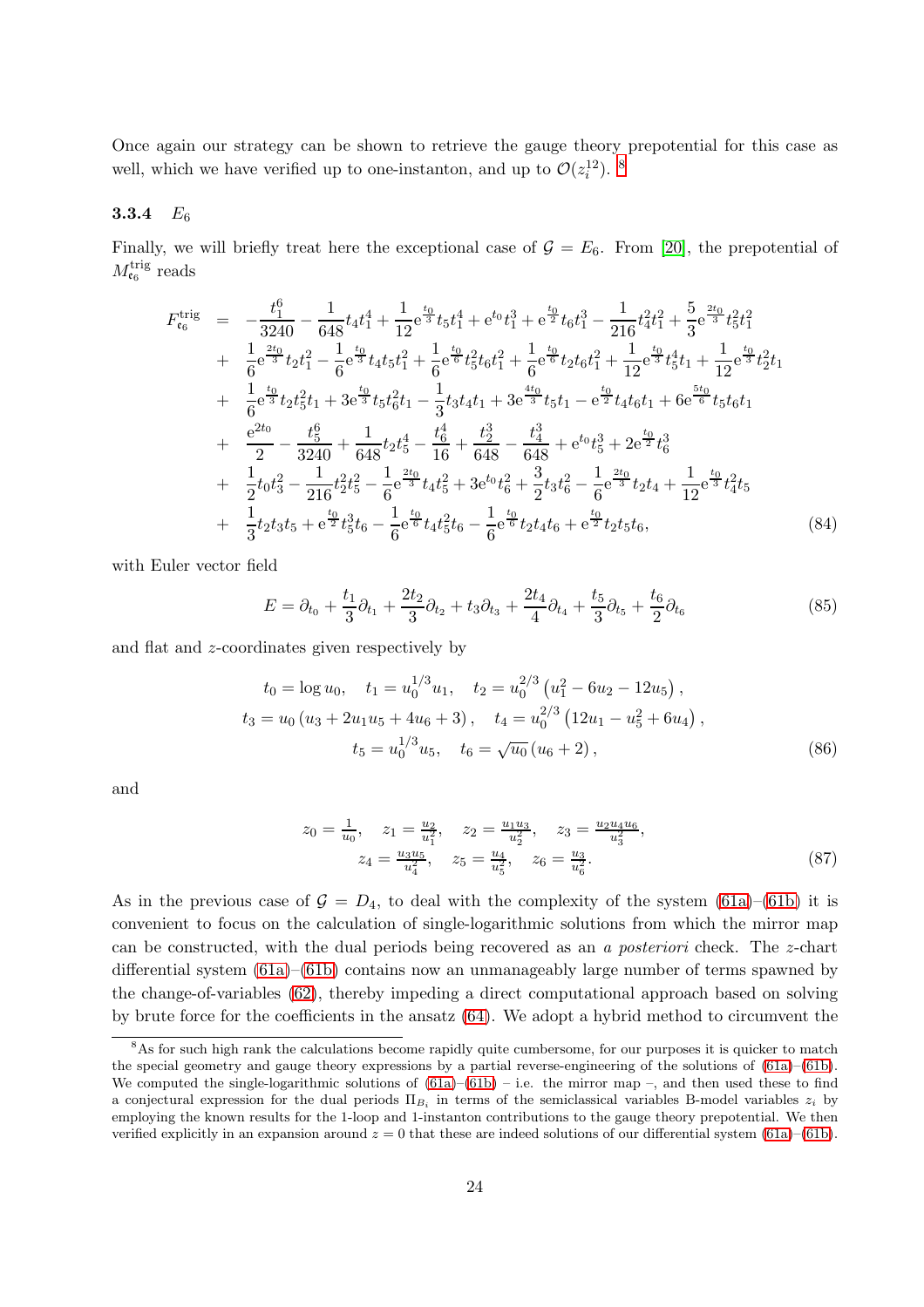Once again our strategy can be shown to retrieve the gauge theory prepotential for this case as well, which we have verified up to one-instanton, and up to $\mathcal{O}(z_i^{12})$. [8]

#### 3.3.4 $E_6$

Finally, we will briefly treat here the exceptional case of $\mathcal{G} = E_6$. From [20], the prepotential of $M^{\rm trig}_{\mathfrak{e}_6}$ reads

$$
\begin{aligned}
F^{\rm trig}_{\mathfrak{e}_6} \;=\;& -\frac{t_1^6}{3240} - \frac{1}{648} t_4 t_1^4 + \frac{1}{12} \mathrm{e}^{\frac{t_0}{3}} t_5 t_1^4 + \mathrm{e}^{t_0} t_1^3 + \mathrm{e}^{\frac{t_0}{2}} t_6 t_1^3 - \frac{1}{216} t_4^2 t_1^2 + \frac{5}{3} \mathrm{e}^{\frac{2t_0}{3}} t_5^2 t_1^2 \\
&+ \frac{1}{6} \mathrm{e}^{\frac{2t_0}{3}} t_2 t_1^2 - \frac{1}{6} \mathrm{e}^{\frac{t_0}{3}} t_4 t_5 t_1^2 + \frac{1}{6} \mathrm{e}^{\frac{t_0}{6}} t_5^2 t_6 t_1^2 + \frac{1}{6} \mathrm{e}^{\frac{t_0}{6}} t_2 t_6 t_1^2 + \frac{1}{12} \mathrm{e}^{\frac{t_0}{3}} t_5^4 t_1 + \frac{1}{12} \mathrm{e}^{\frac{t_0}{3}} t_2^2 t_1 \\
&+ \frac{1}{6} \mathrm{e}^{\frac{t_0}{3}} t_2 t_5^2 t_1 + 3 \mathrm{e}^{\frac{t_0}{3}} t_5 t_6^2 t_1 - \frac{1}{3} t_3 t_4 t_1 + 3 \mathrm{e}^{\frac{4t_0}{3}} t_5 t_1 - \mathrm{e}^{\frac{t_0}{2}} t_4 t_6 t_1 + 6 \mathrm{e}^{\frac{5t_0}{6}} t_5 t_6 t_1 \\
&+ \frac{\mathrm{e}^{2t_0}}{2} - \frac{t_5^6}{3240} + \frac{1}{648} t_2 t_5^4 - \frac{t_6^4}{16} + \frac{t_2^3}{648} - \frac{t_4^3}{648} + \mathrm{e}^{t_0} t_5^3 + 2 \mathrm{e}^{\frac{t_0}{2}} t_6^3 \\
&+ \frac{1}{2} t_0 t_3^2 - \frac{1}{216} t_2^2 t_5^2 - \frac{1}{6} \mathrm{e}^{\frac{2t_0}{3}} t_4 t_5^2 + 3 \mathrm{e}^{t_0} t_6^2 + \frac{3}{2} t_3 t_6^2 - \frac{1}{6} \mathrm{e}^{\frac{2t_0}{3}} t_2 t_4 + \frac{1}{12} \mathrm{e}^{\frac{t_0}{3}} t_4^2 t_5 \\
&+ \frac{1}{3} t_2 t_3 t_5 + \mathrm{e}^{\frac{t_0}{2}} t_5^3 t_6 - \frac{1}{6} \mathrm{e}^{\frac{t_0}{6}} t_4 t_5^2 t_6 - \frac{1}{6} \mathrm{e}^{\frac{t_0}{6}} t_2 t_4 t_6 + \mathrm{e}^{\frac{t_0}{2}} t_2 t_5 t_6,
\end{aligned}
\tag{84}
$$

with Euler vector field

$$
E = \partial_{t_0} + \frac{t_1}{3} \partial_{t_1} + \frac{2t_2}{3} \partial_{t_2} + t_3 \partial_{t_3} + \frac{2t_4}{4} \partial_{t_4} + \frac{t_5}{3} \partial_{t_5} + \frac{t_6}{2} \partial_{t_6} \tag{85}
$$

and flat and $z$-coordinates given respectively by

$$
\begin{aligned}
t_0 = \log u_0, \quad t_1 = u_0^{1/3} u_1, \quad t_2 = u_0^{2/3} \left( u_1^2 - 6u_2 - 12u_5 \right), \\
t_3 = u_0 \left( u_3 + 2u_1 u_5 + 4u_6 + 3 \right), \quad t_4 = u_0^{2/3} \left( 12u_1 - u_5^2 + 6u_4 \right), \\
t_5 = u_0^{1/3} u_5, \quad t_6 = \sqrt{u_0} \left( u_6 + 2 \right),
\end{aligned}
\tag{86}
$$

and

$$
\begin{aligned}
z_0 = \tfrac{1}{u_0}, \quad z_1 = \tfrac{u_2}{u_1^2}, \quad z_2 = \tfrac{u_1 u_3}{u_2^2}, \quad z_3 = \tfrac{u_2 u_4 u_6}{u_3^2}, \\
z_4 = \tfrac{u_3 u_5}{u_4^2}, \quad z_5 = \tfrac{u_4}{u_5^2}, \quad z_6 = \tfrac{u_3}{u_6^2}.
\end{aligned}
\tag{87}
$$

As in the previous case of $\mathcal{G} = D_4$, to deal with the complexity of the system (61a)–(61b) it is convenient to focus on the calculation of single-logarithmic solutions from which the mirror map can be constructed, with the dual periods being recovered as an *a posteriori* check. The $z$-chart differential system (61a)–(61b) contains now an unmanageably large number of terms spawned by the change-of-variables (62), thereby impeding a direct computational approach based on solving by brute force for the coefficients in the ansatz (64). We adopt a hybrid method to circumvent the

---

[8] As for such high rank the calculations become rapidly quite cumbersome, for our purposes it is quicker to match the special geometry and gauge theory expressions by a partial reverse-engineering of the solutions of (61a)–(61b). We computed the single-logarithmic solutions of (61a)–(61b) – i.e. the mirror map –, and then used these to find a conjectural expression for the dual periods $\Pi_{B_i}$ in terms of the semiclassical variables B-model variables $z_i$ by employing the known results for the 1-loop and 1-instanton contributions to the gauge theory prepotential. We then verified explicitly in an expansion around $z = 0$ that these are indeed solutions of our differential system (61a)–(61b).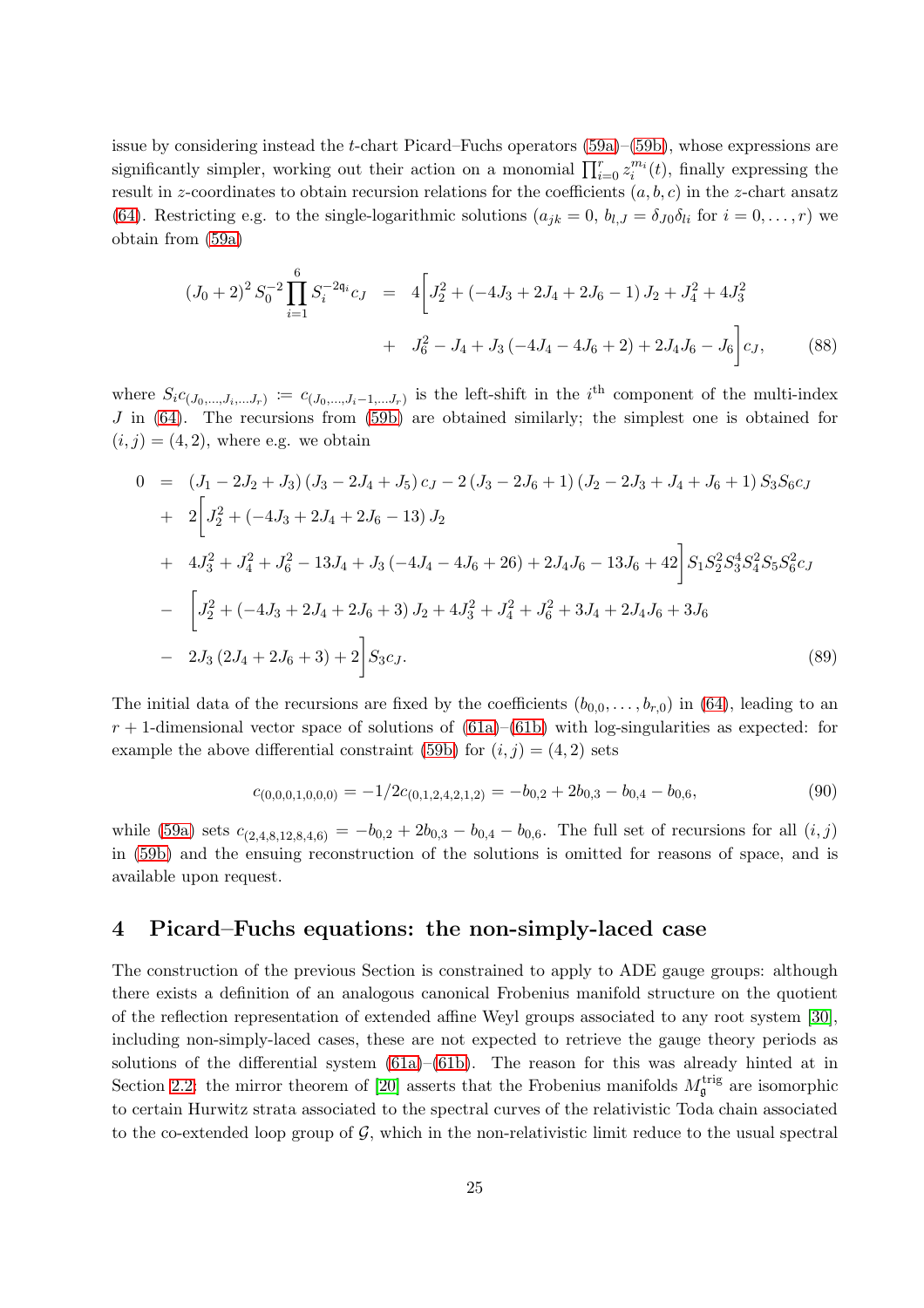issue by considering instead the $t$-chart Picard–Fuchs operators (59a)–(59b), whose expressions are significantly simpler, working out their action on a monomial $\prod_{i=0}^r z_i^{m_i}(t)$, finally expressing the result in $z$-coordinates to obtain recursion relations for the coefficients $(a, b, c)$ in the $z$-chart ansatz (64). Restricting e.g. to the single-logarithmic solutions ($a_{jk} = 0$, $b_{l,J} = \delta_{J0}\delta_{li}$ for $i = 0, \dots, r$) we obtain from (59a)

$$
\begin{aligned}
(J_0+2)^2 S_0^{-2} \prod_{i=1}^{6} S_i^{-2\mathfrak{q}_i} c_J &= 4\Big[J_2^2 + (-4J_3 + 2J_4 + 2J_6 - 1)\, J_2 + J_4^2 + 4J_3^2 \\
&\quad + J_6^2 - J_4 + J_3\,(-4J_4 - 4J_6 + 2) + 2J_4 J_6 - J_6\Big] c_J, \qquad (88)
\end{aligned}
$$

where $S_i c_{(J_0,\dots,J_i,\dots J_r)} := c_{(J_0,\dots,J_i-1,\dots J_r)}$ is the left-shift in the $i^{\text{th}}$ component of the multi-index $J$ in (64). The recursions from (59b) are obtained similarly; the simplest one is obtained for $(i, j) = (4, 2)$, where e.g. we obtain

$$
\begin{aligned}
0 &= (J_1 - 2J_2 + J_3)\,(J_3 - 2J_4 + J_5)\, c_J - 2\,(J_3 - 2J_6 + 1)\,(J_2 - 2J_3 + J_4 + J_6 + 1)\, S_3 S_6 c_J \\
&+ 2\Big[J_2^2 + (-4J_3 + 2J_4 + 2J_6 - 13)\, J_2 \\
&+ 4J_3^2 + J_4^2 + J_6^2 - 13J_4 + J_3\,(-4J_4 - 4J_6 + 26) + 2J_4 J_6 - 13J_6 + 42\Big] S_1 S_2^2 S_3^4 S_4^2 S_5 S_6^2 c_J \\
&- \Big[J_2^2 + (-4J_3 + 2J_4 + 2J_6 + 3)\, J_2 + 4J_3^2 + J_4^2 + J_6^2 + 3J_4 + 2J_4 J_6 + 3J_6 \\
&- 2J_3\,(2J_4 + 2J_6 + 3) + 2\Big] S_3 c_J. \qquad (89)
\end{aligned}
$$

The initial data of the recursions are fixed by the coefficients $(b_{0,0}, \dots, b_{r,0})$ in (64), leading to an $r+1$-dimensional vector space of solutions of (61a)–(61b) with log-singularities as expected: for example the above differential constraint (59b) for $(i, j) = (4, 2)$ sets

$$
c_{(0,0,0,1,0,0,0)} = -1/2 c_{(0,1,2,4,2,1,2)} = -b_{0,2} + 2b_{0,3} - b_{0,4} - b_{0,6}, \qquad (90)
$$

while (59a) sets $c_{(2,4,8,12,8,4,6)} = -b_{0,2} + 2b_{0,3} - b_{0,4} - b_{0,6}$. The full set of recursions for all $(i, j)$ in (59b) and the ensuing reconstruction of the solutions is omitted for reasons of space, and is available upon request.

## 4 Picard–Fuchs equations: the non-simply-laced case

The construction of the previous Section is constrained to apply to ADE gauge groups: although there exists a definition of an analogous canonical Frobenius manifold structure on the quotient of the reflection representation of extended affine Weyl groups associated to any root system [30], including non-simply-laced cases, these are not expected to retrieve the gauge theory periods as solutions of the differential system (61a)–(61b). The reason for this was already hinted at in Section 2.2: the mirror theorem of [20] asserts that the Frobenius manifolds $M_{\mathfrak{g}}^{\text{trig}}$ are isomorphic to certain Hurwitz strata associated to the spectral curves of the relativistic Toda chain associated to the co-extended loop group of $\mathcal{G}$, which in the non-relativistic limit reduce to the usual spectral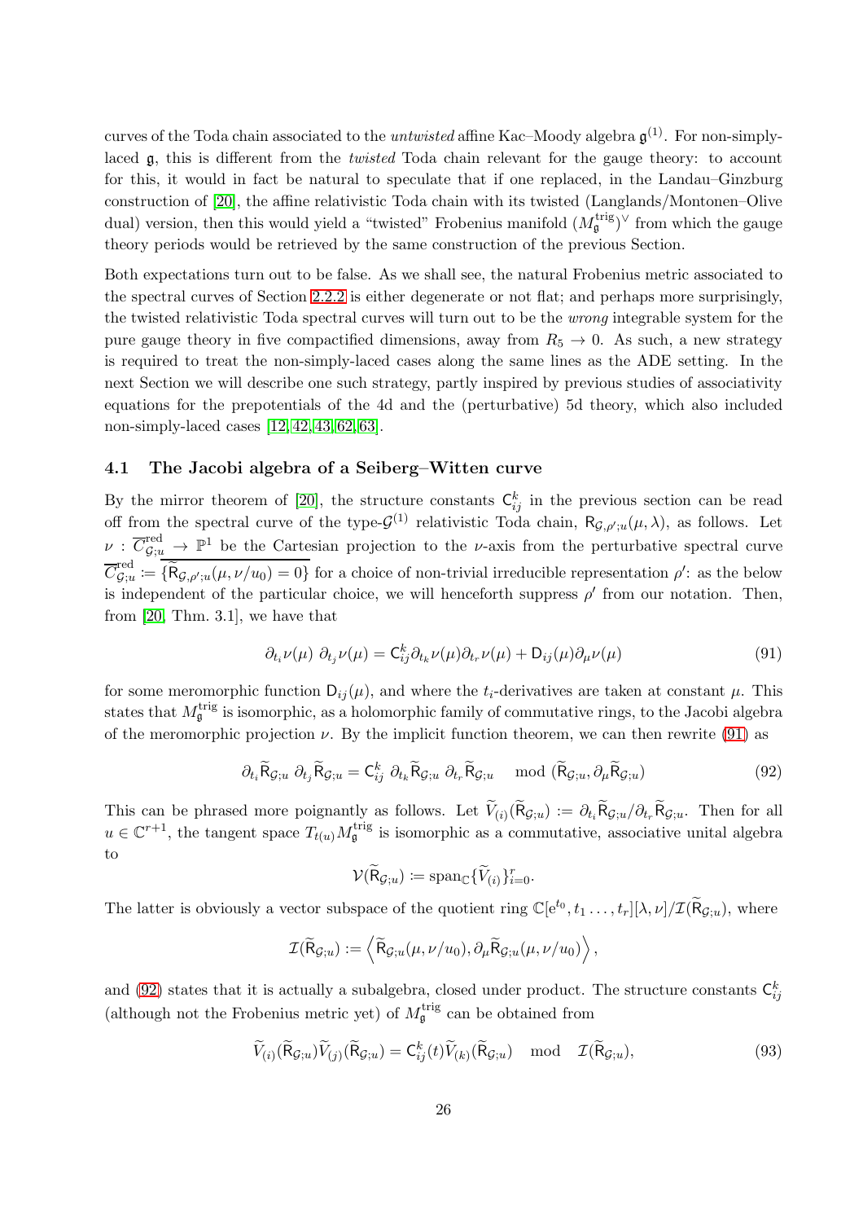curves of the Toda chain associated to the *untwisted* affine Kac–Moody algebra $\mathfrak{g}^{(1)}$. For non-simply-laced $\mathfrak{g}$, this is different from the *twisted* Toda chain relevant for the gauge theory: to account for this, it would in fact be natural to speculate that if one replaced, in the Landau–Ginzburg construction of [20], the affine relativistic Toda chain with its twisted (Langlands/Montonen–Olive dual) version, then this would yield a "twisted" Frobenius manifold $(M_{\mathfrak{g}}^{\rm trig})^\vee$ from which the gauge theory periods would be retrieved by the same construction of the previous Section.

Both expectations turn out to be false. As we shall see, the natural Frobenius metric associated to the spectral curves of Section 2.2.2 is either degenerate or not flat; and perhaps more surprisingly, the twisted relativistic Toda spectral curves will turn out to be the *wrong* integrable system for the pure gauge theory in five compactified dimensions, away from $R_5 \to 0$. As such, a new strategy is required to treat the non-simply-laced cases along the same lines as the ADE setting. In the next Section we will describe one such strategy, partly inspired by previous studies of associativity equations for the prepotentials of the 4d and the (perturbative) 5d theory, which also included non-simply-laced cases [12, 42, 43, 62, 63].

### 4.1 The Jacobi algebra of a Seiberg–Witten curve

By the mirror theorem of [20], the structure constants $\mathsf{C}_{ij}^k$ in the previous section can be read off from the spectral curve of the type-$\mathcal{G}^{(1)}$ relativistic Toda chain, $\mathsf{R}_{\mathcal{G},\rho';u}(\mu,\lambda)$, as follows. Let $\nu : \overline{C_{\mathcal{G};u}^{\rm red}} \to \mathbb{P}^1$ be the Cartesian projection to the $\nu$-axis from the perturbative spectral curve $\overline{C_{\mathcal{G};u}^{\rm red}} := \overline{\{\widetilde{\mathsf{R}}_{\mathcal{G},\rho';u}(\mu,\nu/u_0) = 0\}}$ for a choice of non-trivial irreducible representation $\rho'$: as the below is independent of the particular choice, we will henceforth suppress $\rho'$ from our notation. Then, from [20, Thm. 3.1], we have that

$$\partial_{t_i}\nu(\mu)\ \partial_{t_j}\nu(\mu) = \mathsf{C}_{ij}^k \partial_{t_k}\nu(\mu)\partial_{t_r}\nu(\mu) + \mathsf{D}_{ij}(\mu)\partial_\mu\nu(\mu) \tag{91}$$

for some meromorphic function $\mathsf{D}_{ij}(\mu)$, and where the $t_i$-derivatives are taken at constant $\mu$. This states that $M_{\mathfrak{g}}^{\rm trig}$ is isomorphic, as a holomorphic family of commutative rings, to the Jacobi algebra of the meromorphic projection $\nu$. By the implicit function theorem, we can then rewrite (91) as

$$\partial_{t_i}\widetilde{\mathsf{R}}_{\mathcal{G};u}\ \partial_{t_j}\widetilde{\mathsf{R}}_{\mathcal{G};u} = \mathsf{C}_{ij}^k\ \partial_{t_k}\widetilde{\mathsf{R}}_{\mathcal{G};u}\ \partial_{t_r}\widetilde{\mathsf{R}}_{\mathcal{G};u} \mod (\widetilde{\mathsf{R}}_{\mathcal{G};u}, \partial_\mu\widetilde{\mathsf{R}}_{\mathcal{G};u}) \tag{92}$$

This can be phrased more poignantly as follows. Let $\widetilde{V}_{(i)}(\widetilde{\mathsf{R}}_{\mathcal{G};u}) := \partial_{t_i}\widetilde{\mathsf{R}}_{\mathcal{G};u}/\partial_{t_r}\widetilde{\mathsf{R}}_{\mathcal{G};u}$. Then for all $u \in \mathbb{C}^{r+1}$, the tangent space $T_{t(u)}M_{\mathfrak{g}}^{\rm trig}$ is isomorphic as a commutative, associative unital algebra to

$$\mathcal{V}(\widetilde{\mathsf{R}}_{\mathcal{G};u}) := \mathrm{span}_{\mathbb{C}}\{\widetilde{V}_{(i)}\}_{i=0}^r.$$

The latter is obviously a vector subspace of the quotient ring $\mathbb{C}[\mathrm{e}^{t_0}, t_1 \ldots, t_r][\lambda,\nu]/\mathcal{I}(\widetilde{\mathsf{R}}_{\mathcal{G};u})$, where

$$\mathcal{I}(\widetilde{\mathsf{R}}_{\mathcal{G};u}) := \left\langle \widetilde{\mathsf{R}}_{\mathcal{G};u}(\mu,\nu/u_0), \partial_\mu\widetilde{\mathsf{R}}_{\mathcal{G};u}(\mu,\nu/u_0)\right\rangle,$$

and (92) states that it is actually a subalgebra, closed under product. The structure constants $\mathsf{C}_{ij}^k$ (although not the Frobenius metric yet) of $M_{\mathfrak{g}}^{\rm trig}$ can be obtained from

$$\widetilde{V}_{(i)}(\widetilde{\mathsf{R}}_{\mathcal{G};u})\widetilde{V}_{(j)}(\widetilde{\mathsf{R}}_{\mathcal{G};u}) = \mathsf{C}_{ij}^k(t)\widetilde{V}_{(k)}(\widetilde{\mathsf{R}}_{\mathcal{G};u}) \mod \mathcal{I}(\widetilde{\mathsf{R}}_{\mathcal{G};u}), \tag{93}$$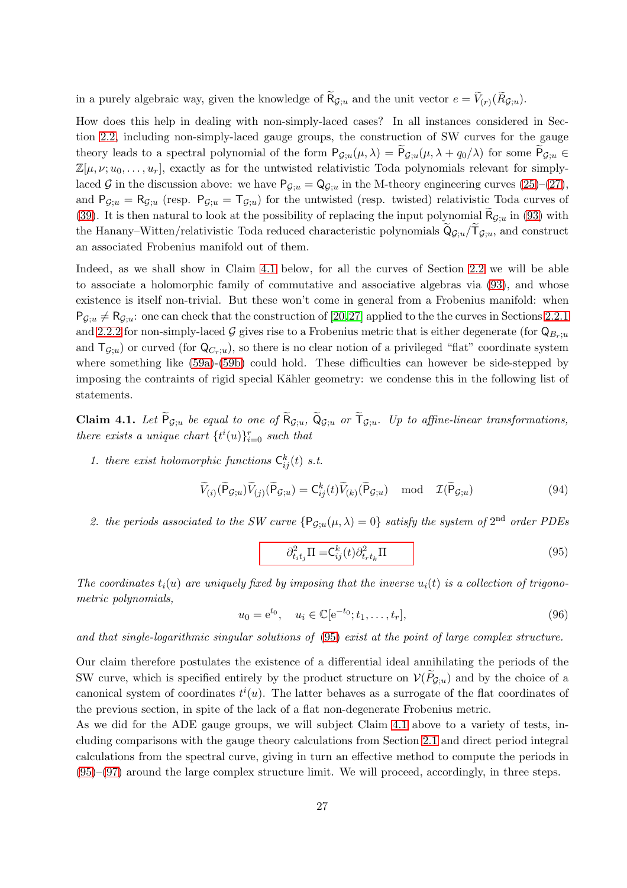in a purely algebraic way, given the knowledge of $\widetilde{\mathsf{R}}_{\mathcal{G};u}$ and the unit vector $e = \widetilde{V}_{(r)}(\widetilde{R}_{\mathcal{G};u})$.

How does this help in dealing with non-simply-laced cases? In all instances considered in Section 2.2, including non-simply-laced gauge groups, the construction of SW curves for the gauge theory leads to a spectral polynomial of the form $\mathsf{P}_{\mathcal{G};u}(\mu, \lambda) = \widetilde{\mathsf{P}}_{\mathcal{G};u}(\mu, \lambda + q_0/\lambda)$ for some $\widetilde{\mathsf{P}}_{\mathcal{G};u} \in \mathbb{Z}[\mu, \nu; u_0, \ldots, u_r]$, exactly as for the untwisted relativistic Toda polynomials relevant for simply-laced $\mathcal{G}$ in the discussion above: we have $\mathsf{P}_{\mathcal{G};u} = \mathsf{Q}_{\mathcal{G};u}$ in the M-theory engineering curves (25)–(27), and $\mathsf{P}_{\mathcal{G};u} = \mathsf{R}_{\mathcal{G};u}$ (resp. $\mathsf{P}_{\mathcal{G};u} = \mathsf{T}_{\mathcal{G};u}$) for the untwisted (resp. twisted) relativistic Toda curves of (39). It is then natural to look at the possibility of replacing the input polynomial $\widetilde{\mathsf{R}}_{\mathcal{G};u}$ in (93) with the Hanany–Witten/relativistic Toda reduced characteristic polynomials $\widetilde{\mathsf{Q}}_{\mathcal{G};u}/\widetilde{\mathsf{T}}_{\mathcal{G};u}$, and construct an associated Frobenius manifold out of them.

Indeed, as we shall show in Claim 4.1 below, for all the curves of Section 2.2 we will be able to associate a holomorphic family of commutative and associative algebras via (93), and whose existence is itself non-trivial. But these won't come in general from a Frobenius manifold: when $\mathsf{P}_{\mathcal{G};u} \neq \mathsf{R}_{\mathcal{G};u}$: one can check that the construction of [20, 27] applied to the the curves in Sections 2.2.1 and 2.2.2 for non-simply-laced $\mathcal{G}$ gives rise to a Frobenius metric that is either degenerate (for $\mathsf{Q}_{B_r;u}$ and $\mathsf{T}_{\mathcal{G};u}$) or curved (for $\mathsf{Q}_{C_r;u}$), so there is no clear notion of a privileged "flat" coordinate system where something like (59a)-(59b) could hold. These difficulties can however be side-stepped by imposing the contraints of rigid special Kähler geometry: we condense this in the following list of statements.

**Claim 4.1.** *Let $\widetilde{\mathsf{P}}_{\mathcal{G};u}$ be equal to one of $\widetilde{\mathsf{R}}_{\mathcal{G};u}$, $\widetilde{\mathsf{Q}}_{\mathcal{G};u}$ or $\widetilde{\mathsf{T}}_{\mathcal{G};u}$. Up to affine-linear transformations, there exists a unique chart $\{t^i(u)\}_{i=0}^r$ such that*

1. *there exist holomorphic functions $\mathsf{C}_{ij}^k(t)$ s.t.*

$$\widetilde{V}_{(i)}(\widetilde{\mathsf{P}}_{\mathcal{G};u})\widetilde{V}_{(j)}(\widetilde{\mathsf{P}}_{\mathcal{G};u}) = \mathsf{C}_{ij}^k(t)\widetilde{V}_{(k)}(\widetilde{\mathsf{P}}_{\mathcal{G};u}) \mod \mathcal{I}(\widetilde{\mathsf{P}}_{\mathcal{G};u}) \tag{94}$$

2. *the periods associated to the SW curve $\{\mathsf{P}_{\mathcal{G};u}(\mu, \lambda) = 0\}$ satisfy the system of $2^{\text{nd}}$ order PDEs*

$$\boxed{\partial^2_{t_i t_j}\Pi = \mathsf{C}_{ij}^k(t)\partial^2_{t_r t_k}\Pi} \tag{95}$$

*The coordinates $t_i(u)$ are uniquely fixed by imposing that the inverse $u_i(t)$ is a collection of trigonometric polynomials,*

$$u_0 = \mathrm{e}^{t_0}, \quad u_i \in \mathbb{C}[\mathrm{e}^{-t_0}; t_1, \ldots, t_r], \tag{96}$$

*and that single-logarithmic singular solutions of (95) exist at the point of large complex structure.*

Our claim therefore postulates the existence of a differential ideal annihilating the periods of the SW curve, which is specified entirely by the product structure on $\mathcal{V}(\widetilde{P}_{\mathcal{G};u})$ and by the choice of a canonical system of coordinates $t^i(u)$. The latter behaves as a surrogate of the flat coordinates of the previous section, in spite of the lack of a flat non-degenerate Frobenius metric.

As we did for the ADE gauge groups, we will subject Claim 4.1 above to a variety of tests, including comparisons with the gauge theory calculations from Section 2.1 and direct period integral calculations from the spectral curve, giving in turn an effective method to compute the periods in (95)–(97) around the large complex structure limit. We will proceed, accordingly, in three steps.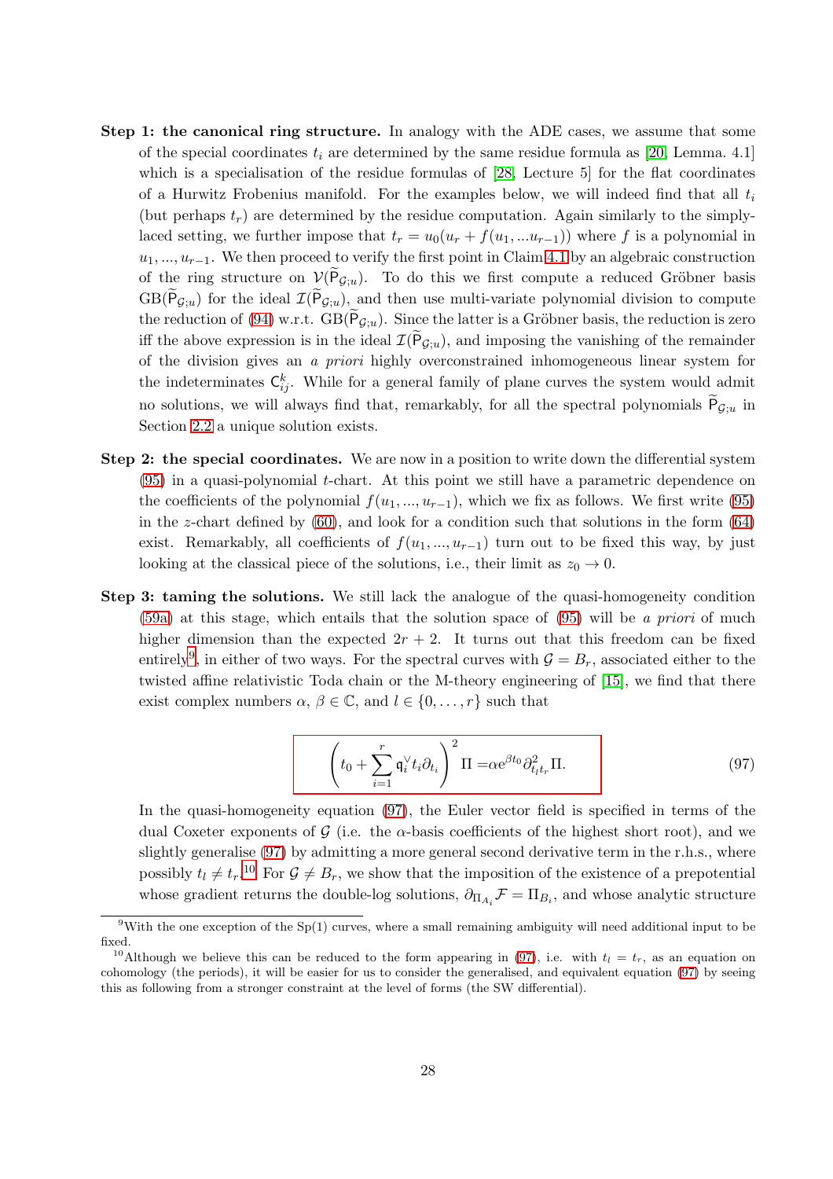- **Step 1: the canonical ring structure.** In analogy with the ADE cases, we assume that some of the special coordinates $t_i$ are determined by the same residue formula as [20, Lemma. 4.1] which is a specialisation of the residue formulas of [28, Lecture 5] for the flat coordinates of a Hurwitz Frobenius manifold. For the examples below, we will indeed find that all $t_i$ (but perhaps $t_r$) are determined by the residue computation. Again similarly to the simply-laced setting, we further impose that $t_r = u_0(u_r + f(u_1, ...u_{r-1}))$ where $f$ is a polynomial in $u_1, ..., u_{r-1}$. We then proceed to verify the first point in Claim 4.1 by an algebraic construction of the ring structure on $\mathcal{V}(\widetilde{\mathsf{P}}_{\mathcal{G};u})$. To do this we first compute a reduced Gröbner basis $\mathrm{GB}(\widetilde{\mathsf{P}}_{\mathcal{G};u})$ for the ideal $\mathcal{I}(\widetilde{\mathsf{P}}_{\mathcal{G};u})$, and then use multi-variate polynomial division to compute the reduction of (94) w.r.t. $\mathrm{GB}(\widetilde{\mathsf{P}}_{\mathcal{G};u})$. Since the latter is a Gröbner basis, the reduction is zero iff the above expression is in the ideal $\mathcal{I}(\widetilde{\mathsf{P}}_{\mathcal{G};u})$, and imposing the vanishing of the remainder of the division gives an *a priori* highly overconstrained inhomogeneous linear system for the indeterminates $\mathsf{C}_{ij}^k$. While for a general family of plane curves the system would admit no solutions, we will always find that, remarkably, for all the spectral polynomials $\widetilde{\mathsf{P}}_{\mathcal{G};u}$ in Section 2.2 a unique solution exists.

- **Step 2: the special coordinates.** We are now in a position to write down the differential system (95) in a quasi-polynomial $t$-chart. At this point we still have a parametric dependence on the coefficients of the polynomial $f(u_1, ..., u_{r-1})$, which we fix as follows. We first write (95) in the $z$-chart defined by (60), and look for a condition such that solutions in the form (64) exist. Remarkably, all coefficients of $f(u_1, ..., u_{r-1})$ turn out to be fixed this way, by just looking at the classical piece of the solutions, i.e., their limit as $z_0 \to 0$.

- **Step 3: taming the solutions.** We still lack the analogue of the quasi-homogeneity condition (59a) at this stage, which entails that the solution space of (95) will be *a priori* of much higher dimension than the expected $2r + 2$. It turns out that this freedom can be fixed entirely[9], in either of two ways. For the spectral curves with $\mathcal{G} = B_r$, associated either to the twisted affine relativistic Toda chain or the M-theory engineering of [15], we find that there exist complex numbers $\alpha$, $\beta \in \mathbb{C}$, and $l \in \{0, \dots, r\}$ such that

$$\left(t_0 + \sum_{i=1}^{r} \mathfrak{q}_i^\vee t_i \partial_{t_i}\right)^2 \Pi = \alpha \mathrm{e}^{\beta t_0} \partial_{t_l t_r}^2 \Pi. \tag{97}$$

  In the quasi-homogeneity equation (97), the Euler vector field is specified in terms of the dual Coxeter exponents of $\mathcal{G}$ (i.e. the $\alpha$-basis coefficients of the highest short root), and we slightly generalise (97) by admitting a more general second derivative term in the r.h.s., where possibly $t_l \neq t_r$.[10] For $\mathcal{G} \neq B_r$, we show that the imposition of the existence of a prepotential whose gradient returns the double-log solutions, $\partial_{\Pi_{A_i}} \mathcal{F} = \Pi_{B_i}$, and whose analytic structure

[9] With the one exception of the Sp(1) curves, where a small remaining ambiguity will need additional input to be fixed.

[10] Although we believe this can be reduced to the form appearing in (97), i.e. with $t_l = t_r$, as an equation on cohomology (the periods), it will be easier for us to consider the generalised, and equivalent equation (97) by seeing this as following from a stronger constraint at the level of forms (the SW differential).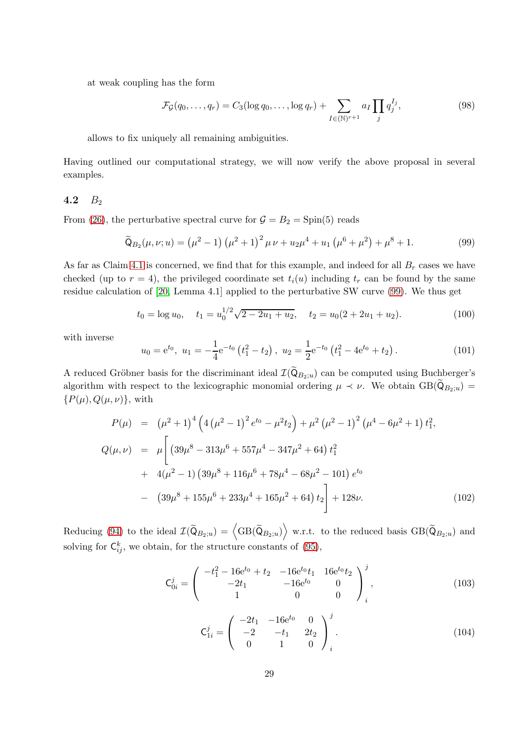at weak coupling has the form

$$\mathcal{F}_{\mathcal{G}}(q_0,\ldots,q_r) = C_3(\log q_0,\ldots,\log q_r) + \sum_{I\in(\mathbb{N})^{r+1}} a_I \prod_j q_j^{I_j}, \tag{98}$$

allows to fix uniquely all remaining ambiguities.

Having outlined our computational strategy, we will now verify the above proposal in several examples.

### 4.2 $B_2$

From (26), the perturbative spectral curve for $\mathcal{G} = B_2 = \mathrm{Spin}(5)$ reads

$$\widetilde{\mathsf{Q}}_{B_2}(\mu,\nu;u) = \left(\mu^2-1\right)\left(\mu^2+1\right)^2\mu\,\nu + u_2\mu^4 + u_1\left(\mu^6+\mu^2\right) + \mu^8 + 1. \tag{99}$$

As far as Claim 4.1 is concerned, we find that for this example, and indeed for all $B_r$ cases we have checked (up to $r=4$), the privileged coordinate set $t_i(u)$ including $t_r$ can be found by the same residue calculation of [20, Lemma 4.1] applied to the perturbative SW curve (99). We thus get

$$t_0 = \log u_0, \quad t_1 = u_0^{1/2}\sqrt{2-2u_1+u_2}, \quad t_2 = u_0(2+2u_1+u_2). \tag{100}$$

with inverse

$$u_0 = \mathrm{e}^{t_0},\ u_1 = -\frac{1}{4}\mathrm{e}^{-t_0}\left(t_1^2-t_2\right),\ u_2 = \frac{1}{2}\mathrm{e}^{-t_0}\left(t_1^2-4\mathrm{e}^{t_0}+t_2\right). \tag{101}$$

A reduced Gröbner basis for the discriminant ideal $\mathcal{I}(\widetilde{\mathsf{Q}}_{B_2;u})$ can be computed using Buchberger's algorithm with respect to the lexicographic monomial ordering $\mu \prec \nu$. We obtain $\mathrm{GB}(\widetilde{\mathsf{Q}}_{B_2;u}) = \{P(\mu), Q(\mu,\nu)\}$, with

$$\begin{aligned}
P(\mu) &= \left(\mu^2+1\right)^4\left(4\left(\mu^2-1\right)^2e^{t_0} - \mu^2 t_2\right) + \mu^2\left(\mu^2-1\right)^2\left(\mu^4-6\mu^2+1\right)t_1^2,\\
Q(\mu,\nu) &= \mu\Big[\left(39\mu^8-313\mu^6+557\mu^4-347\mu^2+64\right)t_1^2\\
&+ 4(\mu^2-1)\left(39\mu^8+116\mu^6+78\mu^4-68\mu^2-101\right)e^{t_0}\\
&- \left(39\mu^8+155\mu^6+233\mu^4+165\mu^2+64\right)t_2\Big] + 128\nu.
\end{aligned} \tag{102}$$

Reducing (94) to the ideal $\mathcal{I}(\widetilde{\mathsf{Q}}_{B_2;u}) = \left\langle \mathrm{GB}(\widetilde{\mathsf{Q}}_{B_2;u})\right\rangle$ w.r.t. to the reduced basis $\mathrm{GB}(\widetilde{\mathsf{Q}}_{B_2;u})$ and solving for $\mathsf{C}_{ij}^k$, we obtain, for the structure constants of (95),

$$\mathsf{C}_{0i}^{j} = \begin{pmatrix} -t_1^2-16\mathrm{e}^{t_0}+t_2 & -16\mathrm{e}^{t_0}t_1 & 16\mathrm{e}^{t_0}t_2 \\ -2t_1 & -16\mathrm{e}^{t_0} & 0 \\ 1 & 0 & 0 \end{pmatrix}_i^{\ j}, \tag{103}$$

$$\mathsf{C}_{1i}^{j} = \begin{pmatrix} -2t_1 & -16\mathrm{e}^{t_0} & 0 \\ -2 & -t_1 & 2t_2 \\ 0 & 1 & 0 \end{pmatrix}_i^{\ j}. \tag{104}$$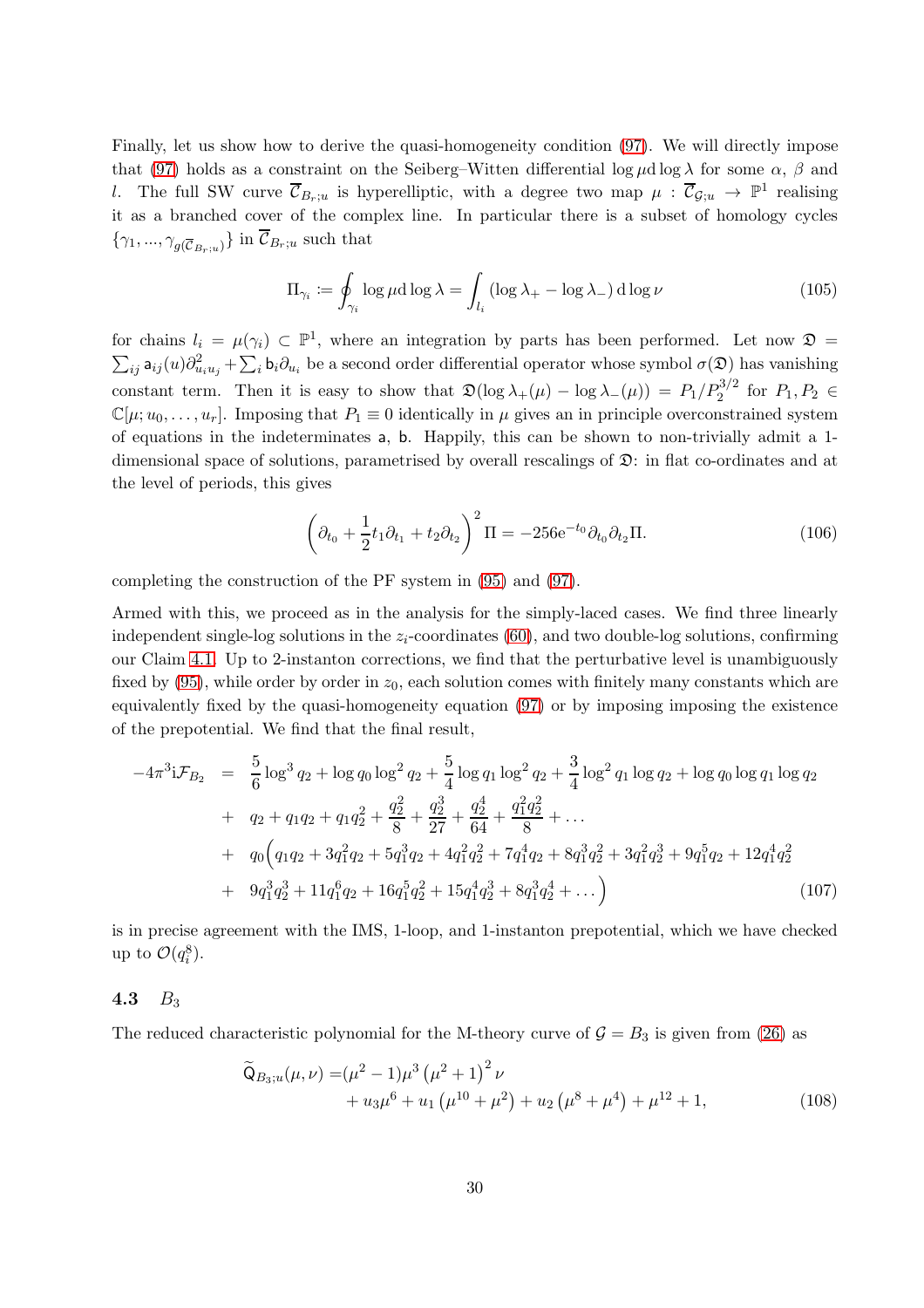Finally, let us show how to derive the quasi-homogeneity condition (97). We will directly impose that (97) holds as a constraint on the Seiberg–Witten differential $\log\mu \mathrm{d}\log\lambda$ for some $\alpha$, $\beta$ and $l$. The full SW curve $\overline{\mathcal{C}}_{B_r;u}$ is hyperelliptic, with a degree two map $\mu : \overline{\mathcal{C}}_{\mathcal{G};u} \to \mathbb{P}^1$ realising it as a branched cover of the complex line. In particular there is a subset of homology cycles $\{\gamma_1, ..., \gamma_{g(\overline{\mathcal{C}}_{B_r;u})}\}$ in $\overline{\mathcal{C}}_{B_r;u}$ such that

$$\Pi_{\gamma_i} := \oint_{\gamma_i} \log\mu \mathrm{d}\log\lambda = \int_{l_i} (\log\lambda_+ - \log\lambda_-)\, \mathrm{d}\log\nu \tag{105}$$

for chains $l_i = \mu(\gamma_i) \subset \mathbb{P}^1$, where an integration by parts has been performed. Let now $\mathfrak{D} = \sum_{ij} \mathsf{a}_{ij}(u)\partial^2_{u_i u_j} + \sum_i \mathsf{b}_i \partial_{u_i}$ be a second order differential operator whose symbol $\sigma(\mathfrak{D})$ has vanishing constant term. Then it is easy to show that $\mathfrak{D}(\log\lambda_+(\mu) - \log\lambda_-(\mu)) = P_1/P_2^{3/2}$ for $P_1, P_2 \in \mathbb{C}[\mu; u_0, \dots, u_r]$. Imposing that $P_1 \equiv 0$ identically in $\mu$ gives an in principle overconstrained system of equations in the indeterminates $\mathsf{a}$, $\mathsf{b}$. Happily, this can be shown to non-trivially admit a 1-dimensional space of solutions, parametrised by overall rescalings of $\mathfrak{D}$: in flat co-ordinates and at the level of periods, this gives

$$\left(\partial_{t_0} + \frac{1}{2}t_1\partial_{t_1} + t_2\partial_{t_2}\right)^2 \Pi = -256\mathrm{e}^{-t_0}\partial_{t_0}\partial_{t_2}\Pi. \tag{106}$$

completing the construction of the PF system in (95) and (97).

Armed with this, we proceed as in the analysis for the simply-laced cases. We find three linearly independent single-log solutions in the $z_i$-coordinates (60), and two double-log solutions, confirming our Claim 4.1. Up to 2-instanton corrections, we find that the perturbative level is unambiguously fixed by (95), while order by order in $z_0$, each solution comes with finitely many constants which are equivalently fixed by the quasi-homogeneity equation (97) or by imposing imposing the existence of the prepotential. We find that the final result,

$$\begin{aligned}
-4\pi^3\mathrm{i}\mathcal{F}_{B_2} \;=\;& \frac{5}{6}\log^3 q_2 + \log q_0 \log^2 q_2 + \frac{5}{4}\log q_1 \log^2 q_2 + \frac{3}{4}\log^2 q_1 \log q_2 + \log q_0 \log q_1 \log q_2 \\
+\;& q_2 + q_1 q_2 + q_1 q_2^2 + \frac{q_2^2}{8} + \frac{q_2^3}{27} + \frac{q_2^4}{64} + \frac{q_1^2 q_2^2}{8} + \dots \\
+\;& q_0\Big(q_1 q_2 + 3q_1^2 q_2 + 5q_1^3 q_2 + 4q_1^2 q_2^2 + 7q_1^4 q_2 + 8q_1^3 q_2^2 + 3q_1^2 q_2^3 + 9q_1^5 q_2 + 12q_1^4 q_2^2 \\
+\;& 9q_1^3 q_2^3 + 11q_1^6 q_2 + 16q_1^5 q_2^2 + 15q_1^4 q_2^3 + 8q_1^3 q_2^4 + \dots\Big)
\end{aligned} \tag{107}$$

is in precise agreement with the IMS, 1-loop, and 1-instanton prepotential, which we have checked up to $\mathcal{O}(q_i^8)$.

### 4.3 $B_3$

The reduced characteristic polynomial for the M-theory curve of $\mathcal{G} = B_3$ is given from (26) as

$$\begin{aligned}
\widetilde{\mathsf{Q}}_{B_3;u}(\mu,\nu) =& (\mu^2-1)\mu^3\left(\mu^2+1\right)^2\nu \\
&+ u_3\mu^6 + u_1\left(\mu^{10}+\mu^2\right) + u_2\left(\mu^8+\mu^4\right) + \mu^{12} + 1,
\end{aligned} \tag{108}$$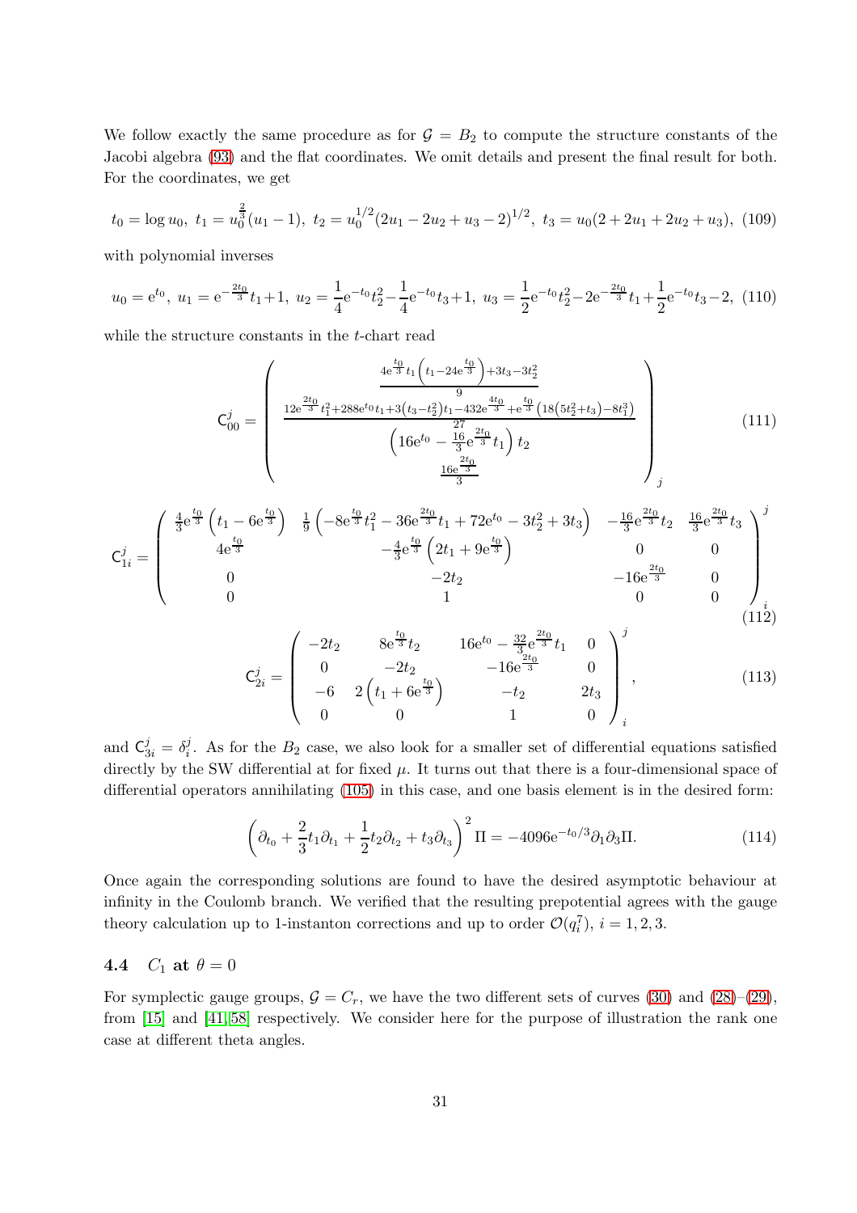We follow exactly the same procedure as for $\mathcal{G} = B_2$ to compute the structure constants of the Jacobi algebra (93) and the flat coordinates. We omit details and present the final result for both. For the coordinates, we get

$$t_0 = \log u_0,\ t_1 = u_0^{\frac{2}{3}}(u_1 - 1),\ t_2 = u_0^{1/2}(2u_1 - 2u_2 + u_3 - 2)^{1/2},\ t_3 = u_0(2 + 2u_1 + 2u_2 + u_3), \tag{109}$$

with polynomial inverses

$$u_0 = \mathrm{e}^{t_0},\ u_1 = \mathrm{e}^{-\frac{2t_0}{3}}t_1 + 1,\ u_2 = \frac{1}{4}\mathrm{e}^{-t_0}t_2^2 - \frac{1}{4}\mathrm{e}^{-t_0}t_3 + 1,\ u_3 = \frac{1}{2}\mathrm{e}^{-t_0}t_2^2 - 2\mathrm{e}^{-\frac{2t_0}{3}}t_1 + \frac{1}{2}\mathrm{e}^{-t_0}t_3 - 2, \tag{110}$$

while the structure constants in the $t$-chart read

$$\mathsf{C}_{00}^j = \begin{pmatrix} \frac{4\mathrm{e}^{\frac{t_0}{3}}t_1\left(t_1 - 24\mathrm{e}^{\frac{t_0}{3}}\right) + 3t_3 - 3t_2^2}{9} \\ \frac{12\mathrm{e}^{\frac{2t_0}{3}}t_1^2 + 288\mathrm{e}^{t_0}t_1 + 3\left(t_3 - t_2^2\right)t_1 - 432\mathrm{e}^{\frac{4t_0}{3}} + \mathrm{e}^{\frac{t_0}{3}}\left(18\left(5t_2^2 + t_3\right) - 8t_1^3\right)}{27} \\ \left(16\mathrm{e}^{t_0} - \frac{16}{3}\mathrm{e}^{\frac{2t_0}{3}}t_1\right)t_2 \\ \frac{16\mathrm{e}^{\frac{2t_0}{3}}}{3} \end{pmatrix}_j \tag{111}$$

$$\mathsf{C}_{1i}^j = \begin{pmatrix} \frac{4}{3}\mathrm{e}^{\frac{t_0}{3}}\left(t_1 - 6\mathrm{e}^{\frac{t_0}{3}}\right) & \frac{1}{9}\left(-8\mathrm{e}^{\frac{t_0}{3}}t_1^2 - 36\mathrm{e}^{\frac{2t_0}{3}}t_1 + 72\mathrm{e}^{t_0} - 3t_2^2 + 3t_3\right) & -\frac{16}{3}\mathrm{e}^{\frac{2t_0}{3}}t_2 & \frac{16}{3}\mathrm{e}^{\frac{2t_0}{3}}t_3 \\ 4\mathrm{e}^{\frac{t_0}{3}} & -\frac{4}{3}\mathrm{e}^{\frac{t_0}{3}}\left(2t_1 + 9\mathrm{e}^{\frac{t_0}{3}}\right) & 0 & 0 \\ 0 & -2t_2 & -16\mathrm{e}^{\frac{2t_0}{3}} & 0 \\ 0 & 1 & 0 & 0 \end{pmatrix}_i^j \tag{112}$$

$$\mathsf{C}_{2i}^j = \begin{pmatrix} -2t_2 & 8\mathrm{e}^{\frac{t_0}{3}}t_2 & 16\mathrm{e}^{t_0} - \frac{32}{3}\mathrm{e}^{\frac{2t_0}{3}}t_1 & 0 \\ 0 & -2t_2 & -16\mathrm{e}^{\frac{2t_0}{3}} & 0 \\ -6 & 2\left(t_1 + 6\mathrm{e}^{\frac{t_0}{3}}\right) & -t_2 & 2t_3 \\ 0 & 0 & 1 & 0 \end{pmatrix}_i^j, \tag{113}$$

and $\mathsf{C}_{3i}^j = \delta_i^j$. As for the $B_2$ case, we also look for a smaller set of differential equations satisfied directly by the SW differential at for fixed $\mu$. It turns out that there is a four-dimensional space of differential operators annihilating (105) in this case, and one basis element is in the desired form:

$$\left(\partial_{t_0} + \frac{2}{3}t_1\partial_{t_1} + \frac{1}{2}t_2\partial_{t_2} + t_3\partial_{t_3}\right)^2\Pi = -4096\mathrm{e}^{-t_0/3}\partial_1\partial_3\Pi. \tag{114}$$

Once again the corresponding solutions are found to have the desired asymptotic behaviour at infinity in the Coulomb branch. We verified that the resulting prepotential agrees with the gauge theory calculation up to 1-instanton corrections and up to order $\mathcal{O}(q_i^7)$, $i = 1, 2, 3$.

### 4.4 $C_1$ at $\theta = 0$

For symplectic gauge groups, $\mathcal{G} = C_r$, we have the two different sets of curves (30) and (28)–(29), from [15] and [41, 58] respectively. We consider here for the purpose of illustration the rank one case at different theta angles.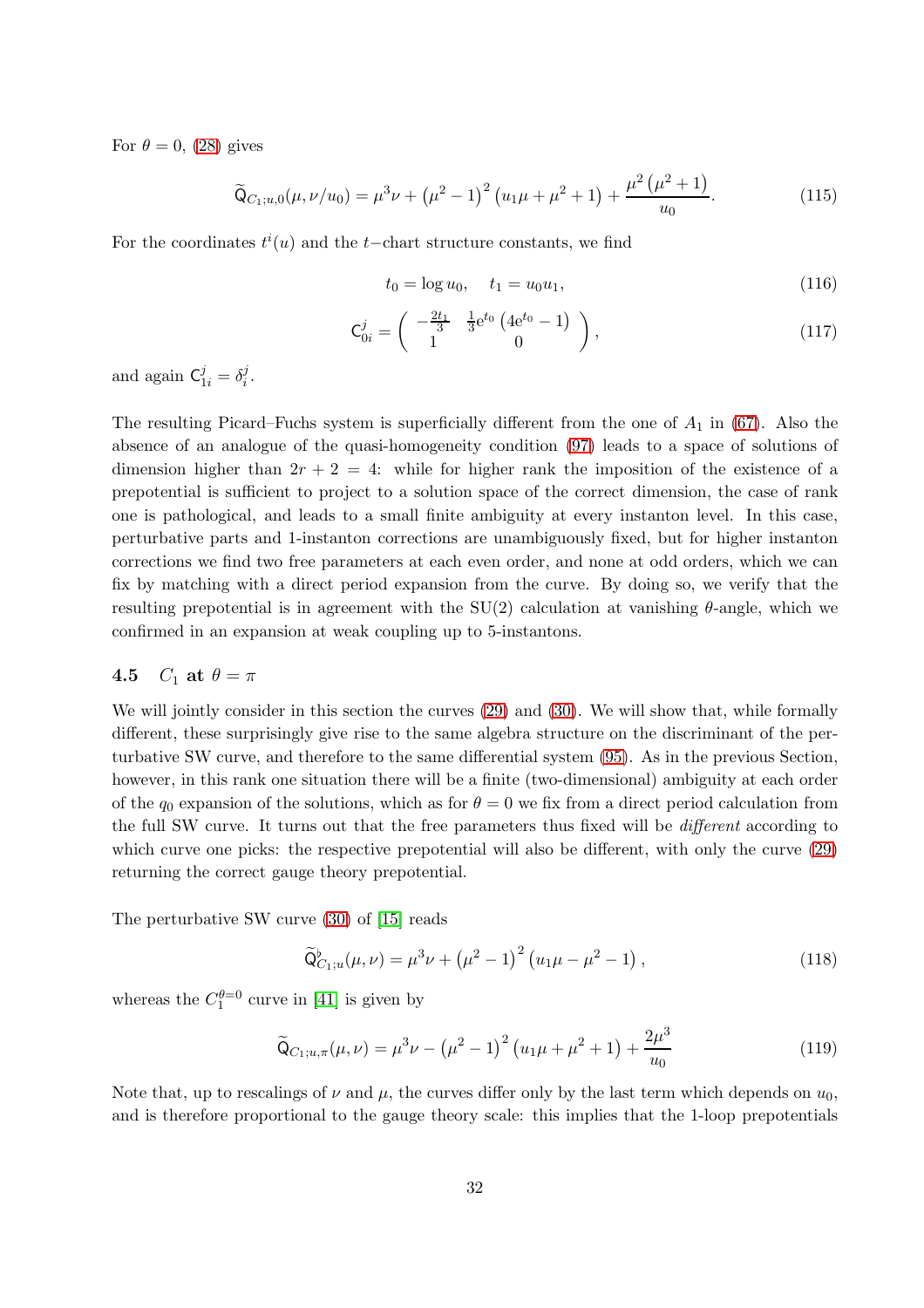For $\theta = 0$, (28) gives

$$\widetilde{\mathsf{Q}}_{C_1;u,0}(\mu, \nu/u_0) = \mu^3\nu + \left(\mu^2-1\right)^2\left(u_1\mu + \mu^2 + 1\right) + \frac{\mu^2\left(\mu^2+1\right)}{u_0}. \tag{115}$$

For the coordinates $t^i(u)$ and the $t$−chart structure constants, we find

$$t_0 = \log u_0, \quad t_1 = u_0 u_1, \tag{116}$$

$$\mathsf{C}^j_{0i} = \begin{pmatrix} -\frac{2t_1}{3} & \frac{1}{3}\mathrm{e}^{t_0}\left(4\mathrm{e}^{t_0}-1\right) \\ 1 & 0 \end{pmatrix}, \tag{117}$$

and again $\mathsf{C}^j_{1i} = \delta^j_i$.

The resulting Picard–Fuchs system is superficially different from the one of $A_1$ in (67). Also the absence of an analogue of the quasi-homogeneity condition (97) leads to a space of solutions of dimension higher than $2r + 2 = 4$: while for higher rank the imposition of the existence of a prepotential is sufficient to project to a solution space of the correct dimension, the case of rank one is pathological, and leads to a small finite ambiguity at every instanton level. In this case, perturbative parts and 1-instanton corrections are unambiguously fixed, but for higher instanton corrections we find two free parameters at each even order, and none at odd orders, which we can fix by matching with a direct period expansion from the curve. By doing so, we verify that the resulting prepotential is in agreement with the SU(2) calculation at vanishing $\theta$-angle, which we confirmed in an expansion at weak coupling up to 5-instantons.

### 4.5 $C_1$ at $\theta = \pi$

We will jointly consider in this section the curves (29) and (30). We will show that, while formally different, these surprisingly give rise to the same algebra structure on the discriminant of the perturbative SW curve, and therefore to the same differential system (95). As in the previous Section, however, in this rank one situation there will be a finite (two-dimensional) ambiguity at each order of the $q_0$ expansion of the solutions, which as for $\theta = 0$ we fix from a direct period calculation from the full SW curve. It turns out that the free parameters thus fixed will be *different* according to which curve one picks: the respective prepotential will also be different, with only the curve (29) returning the correct gauge theory prepotential.

The perturbative SW curve (30) of [15] reads

$$\widetilde{\mathsf{Q}}^\flat_{C_1;u}(\mu, \nu) = \mu^3\nu + \left(\mu^2-1\right)^2\left(u_1\mu - \mu^2 - 1\right), \tag{118}$$

whereas the $C_1^{\theta=0}$ curve in [41] is given by

$$\widetilde{\mathsf{Q}}_{C_1;u,\pi}(\mu, \nu) = \mu^3\nu - \left(\mu^2-1\right)^2\left(u_1\mu + \mu^2 + 1\right) + \frac{2\mu^3}{u_0} \tag{119}$$

Note that, up to rescalings of $\nu$ and $\mu$, the curves differ only by the last term which depends on $u_0$, and is therefore proportional to the gauge theory scale: this implies that the 1-loop prepotentials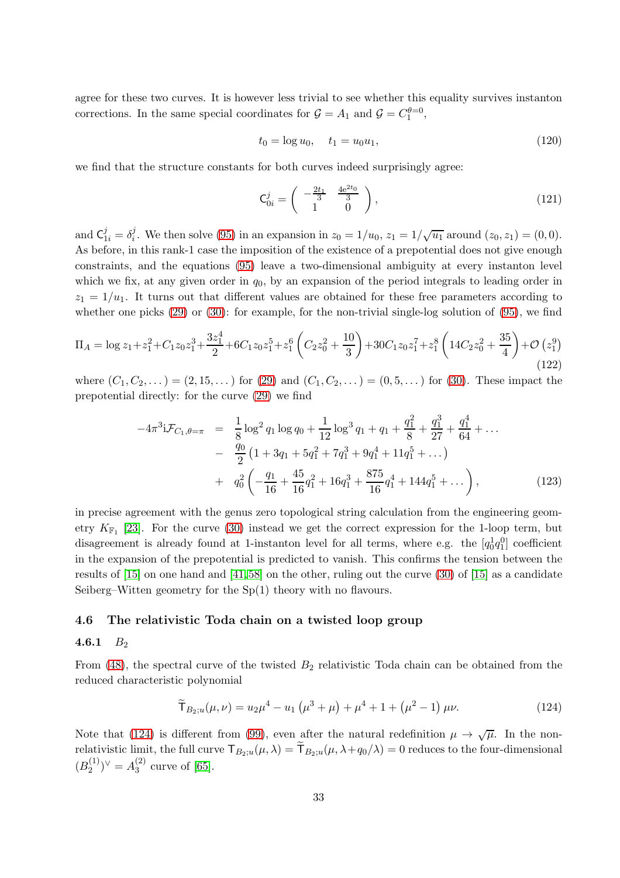agree for these two curves. It is however less trivial to see whether this equality survives instanton corrections. In the same special coordinates for $\mathcal{G} = A_1$ and $\mathcal{G} = C_1^{\theta=0}$,

$$t_0 = \log u_0, \quad t_1 = u_0 u_1, \tag{120}$$

we find that the structure constants for both curves indeed surprisingly agree:

$$\mathsf{C}_{0i}^{j} = \begin{pmatrix} -\frac{2t_1}{3} & \frac{4e^{2t_0}}{3} \\ 1 & 0 \end{pmatrix}, \tag{121}$$

and $\mathsf{C}_{1i}^{j} = \delta_i^j$. We then solve (95) in an expansion in $z_0 = 1/u_0$, $z_1 = 1/\sqrt{u_1}$ around $(z_0, z_1) = (0, 0)$. As before, in this rank-1 case the imposition of the existence of a prepotential does not give enough constraints, and the equations (95) leave a two-dimensional ambiguity at every instanton level which we fix, at any given order in $q_0$, by an expansion of the period integrals to leading order in $z_1 = 1/u_1$. It turns out that different values are obtained for these free parameters according to whether one picks (29) or (30): for example, for the non-trivial single-log solution of (95), we find

$$\Pi_A = \log z_1 + z_1^2 + C_1 z_0 z_1^3 + \frac{3z_1^4}{2} + 6C_1 z_0 z_1^5 + z_1^6\left(C_2 z_0^2 + \frac{10}{3}\right) + 30 C_1 z_0 z_1^7 + z_1^8\left(14 C_2 z_0^2 + \frac{35}{4}\right) + \mathcal{O}\left(z_1^9\right) \tag{122}$$

where $(C_1, C_2, \dots) = (2, 15, \dots)$ for (29) and $(C_1, C_2, \dots) = (0, 5, \dots)$ for (30). These impact the prepotential directly: for the curve (29) we find

$$\begin{aligned}
-4\pi^3 \mathrm{i} \mathcal{F}_{C_1,\theta=\pi} &= \frac{1}{8}\log^2 q_1 \log q_0 + \frac{1}{12}\log^3 q_1 + q_1 + \frac{q_1^2}{8} + \frac{q_1^3}{27} + \frac{q_1^4}{64} + \dots \\
&- \frac{q_0}{2}\left(1 + 3q_1 + 5q_1^2 + 7q_1^3 + 9q_1^4 + 11q_1^5 + \dots\right) \\
&+ q_0^2\left(-\frac{q_1}{16} + \frac{45}{16}q_1^2 + 16q_1^3 + \frac{875}{16}q_1^4 + 144q_1^5 + \dots\right),
\end{aligned} \tag{123}$$

in precise agreement with the genus zero topological string calculation from the engineering geometry $K_{\mathbb{F}_1}$ [23]. For the curve (30) instead we get the correct expression for the 1-loop term, but disagreement is already found at 1-instanton level for all terms, where e.g. the $[q_0^1 q_1^0]$ coefficient in the expansion of the prepotential is predicted to vanish. This confirms the tension between the results of [15] on one hand and [41,58] on the other, ruling out the curve (30) of [15] as a candidate Seiberg–Witten geometry for the Sp(1) theory with no flavours.

### 4.6 The relativistic Toda chain on a twisted loop group

#### 4.6.1 $B_2$

From (48), the spectral curve of the twisted $B_2$ relativistic Toda chain can be obtained from the reduced characteristic polynomial

$$\widetilde{\mathsf{T}}_{B_2;u}(\mu, \nu) = u_2\mu^4 - u_1\left(\mu^3 + \mu\right) + \mu^4 + 1 + \left(\mu^2 - 1\right)\mu\nu. \tag{124}$$

Note that (124) is different from (99), even after the natural redefinition $\mu \to \sqrt{\mu}$. In the non-relativistic limit, the full curve $\mathsf{T}_{B_2;u}(\mu, \lambda) = \widetilde{\mathsf{T}}_{B_2;u}(\mu, \lambda + q_0/\lambda) = 0$ reduces to the four-dimensional $(B_2^{(1)})^\vee = A_3^{(2)}$ curve of [65].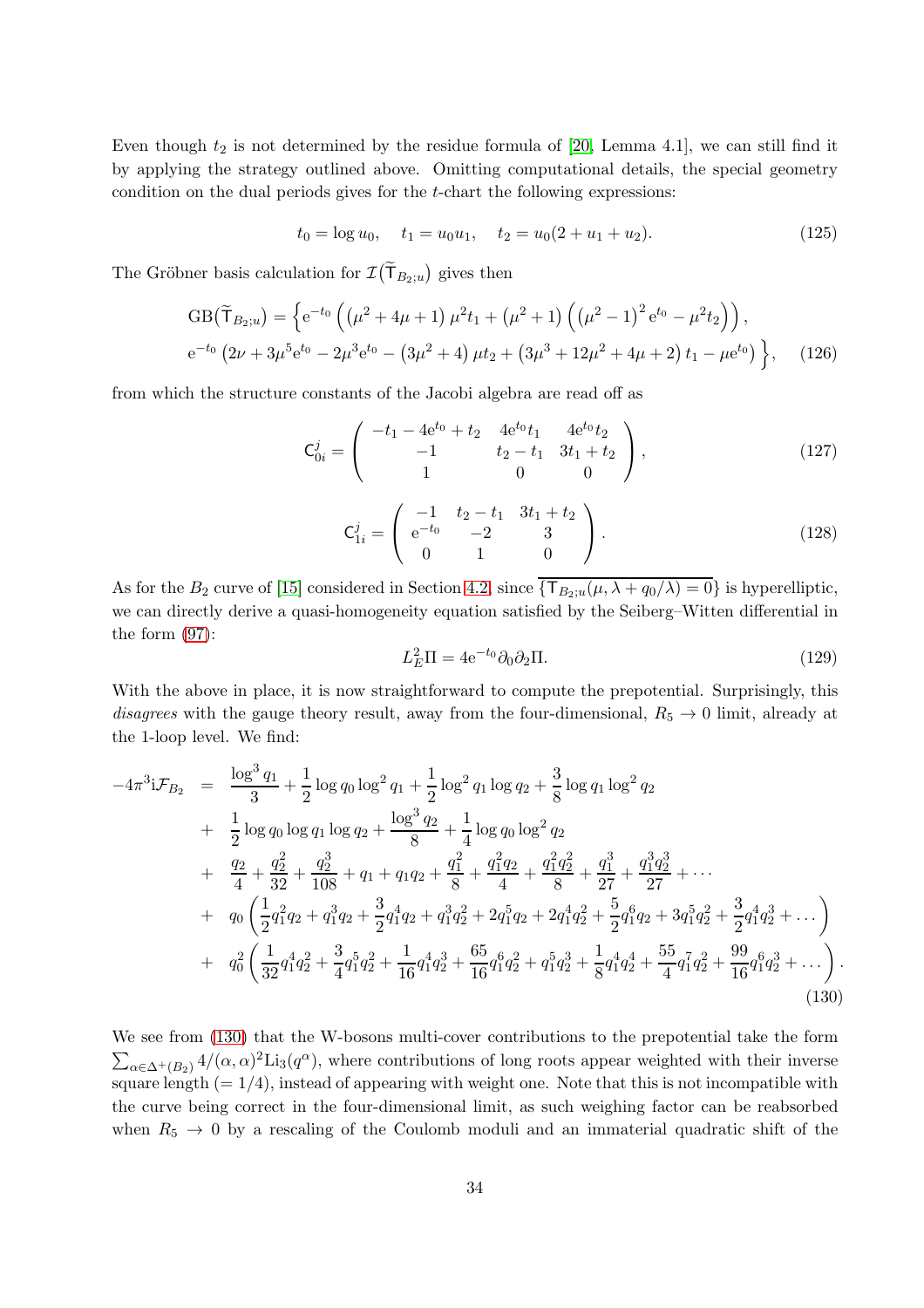Even though $t_2$ is not determined by the residue formula of [20, Lemma 4.1], we can still find it by applying the strategy outlined above. Omitting computational details, the special geometry condition on the dual periods gives for the $t$-chart the following expressions:

$$t_0 = \log u_0, \quad t_1 = u_0 u_1, \quad t_2 = u_0(2 + u_1 + u_2). \tag{125}$$

The Gröbner basis calculation for $\mathcal{I}(\widetilde{\mathsf{T}}_{B_2;u})$ gives then

$$\begin{aligned}
\mathrm{GB}(\widetilde{\mathsf{T}}_{B_2;u}) = \Big\{ & \mathrm{e}^{-t_0}\left( \left(\mu^2 + 4\mu + 1\right)\mu^2 t_1 + \left(\mu^2 + 1\right)\left( \left(\mu^2 - 1\right)^2 \mathrm{e}^{t_0} - \mu^2 t_2 \right) \right), \\
& \mathrm{e}^{-t_0}\left( 2\nu + 3\mu^5 \mathrm{e}^{t_0} - 2\mu^3 \mathrm{e}^{t_0} - \left(3\mu^2 + 4\right)\mu t_2 + \left(3\mu^3 + 12\mu^2 + 4\mu + 2\right) t_1 - \mu \mathrm{e}^{t_0} \right) \Big\},
\end{aligned} \tag{126}$$

from which the structure constants of the Jacobi algebra are read off as

$$\mathsf{C}_{0i}^j = \begin{pmatrix} -t_1 - 4\mathrm{e}^{t_0} + t_2 & 4\mathrm{e}^{t_0} t_1 & 4\mathrm{e}^{t_0} t_2 \\ -1 & t_2 - t_1 & 3t_1 + t_2 \\ 1 & 0 & 0 \end{pmatrix}, \tag{127}$$

$$\mathsf{C}_{1i}^j = \begin{pmatrix} -1 & t_2 - t_1 & 3t_1 + t_2 \\ \mathrm{e}^{-t_0} & -2 & 3 \\ 0 & 1 & 0 \end{pmatrix}. \tag{128}$$

As for the $B_2$ curve of [15] considered in Section 4.2, since $\overline{\{\mathsf{T}_{B_2;u}(\mu, \lambda + q_0/\lambda) = 0\}}$ is hyperelliptic, we can directly derive a quasi-homogeneity equation satisfied by the Seiberg–Witten differential in the form (97):

$$L_E^2 \Pi = 4\mathrm{e}^{-t_0} \partial_0 \partial_2 \Pi. \tag{129}$$

With the above in place, it is now straightforward to compute the prepotential. Surprisingly, this *disagrees* with the gauge theory result, away from the four-dimensional, $R_5 \to 0$ limit, already at the 1-loop level. We find:

$$\begin{aligned}
-4\pi^3 \mathrm{i} \mathcal{F}_{B_2} \;=\; & \frac{\log^3 q_1}{3} + \frac{1}{2}\log q_0 \log^2 q_1 + \frac{1}{2}\log^2 q_1 \log q_2 + \frac{3}{8}\log q_1 \log^2 q_2 \\
+ \; & \frac{1}{2}\log q_0 \log q_1 \log q_2 + \frac{\log^3 q_2}{8} + \frac{1}{4}\log q_0 \log^2 q_2 \\
+ \; & \frac{q_2}{4} + \frac{q_2^2}{32} + \frac{q_2^3}{108} + q_1 + q_1 q_2 + \frac{q_1^2}{8} + \frac{q_1^2 q_2}{4} + \frac{q_1^2 q_2^2}{8} + \frac{q_1^3}{27} + \frac{q_1^3 q_2^3}{27} + \cdots \\
+ \; & q_0 \left( \frac{1}{2} q_1^2 q_2 + q_1^3 q_2 + \frac{3}{2} q_1^4 q_2 + q_1^3 q_2^2 + 2 q_1^5 q_2 + 2 q_1^4 q_2^2 + \frac{5}{2} q_1^6 q_2 + 3 q_1^5 q_2^2 + \frac{3}{2} q_1^4 q_2^3 + \ldots \right) \\
+ \; & q_0^2 \left( \frac{1}{32} q_1^4 q_2^2 + \frac{3}{4} q_1^5 q_2^2 + \frac{1}{16} q_1^4 q_2^3 + \frac{65}{16} q_1^6 q_2^2 + q_1^5 q_2^3 + \frac{1}{8} q_1^4 q_2^4 + \frac{55}{4} q_1^7 q_2^2 + \frac{99}{16} q_1^6 q_2^3 + \ldots \right).
\end{aligned} \tag{130}$$

We see from (130) that the W-bosons multi-cover contributions to the prepotential take the form $\sum_{\alpha \in \Delta^+(B_2)} 4/(\alpha,\alpha)^2 \mathrm{Li}_3(q^\alpha)$, where contributions of long roots appear weighted with their inverse square length ($= 1/4$), instead of appearing with weight one. Note that this is not incompatible with the curve being correct in the four-dimensional limit, as such weighing factor can be reabsorbed when $R_5 \to 0$ by a rescaling of the Coulomb moduli and an immaterial quadratic shift of the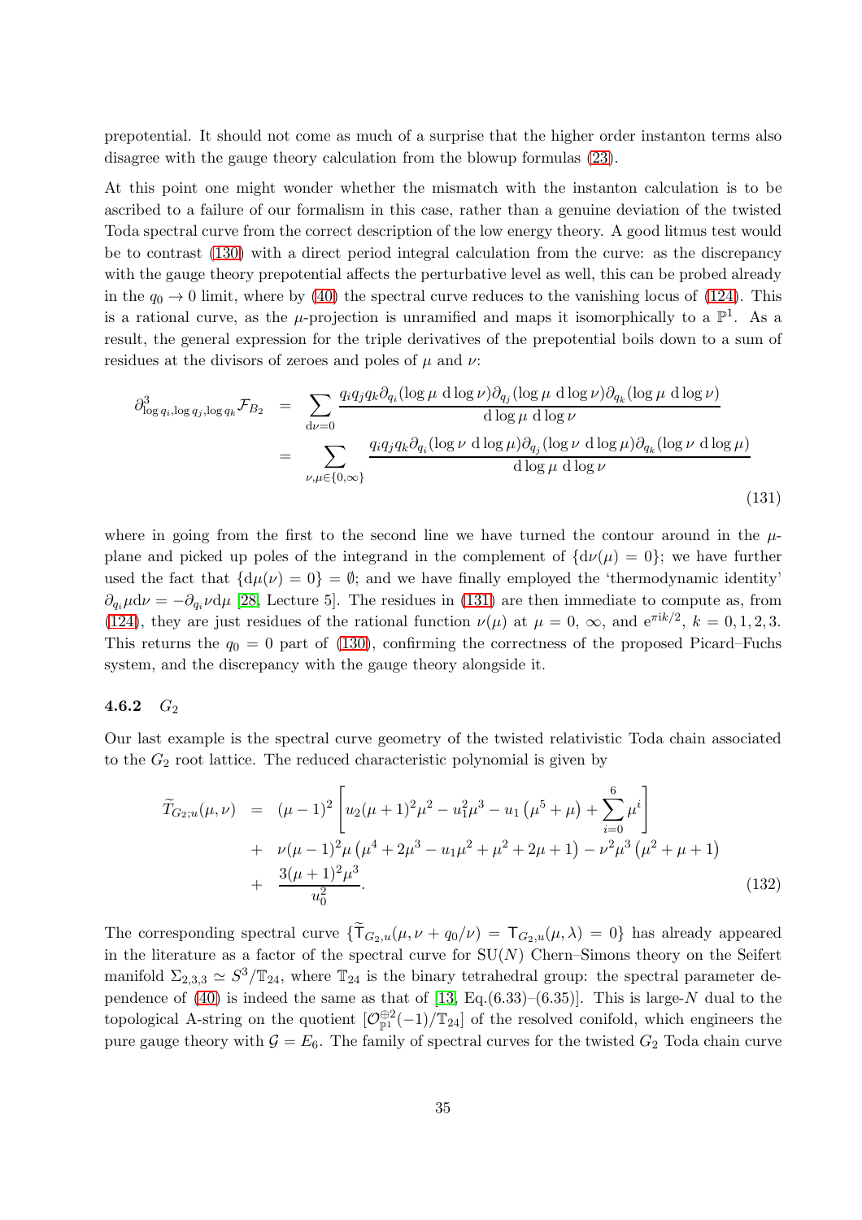prepotential. It should not come as much of a surprise that the higher order instanton terms also disagree with the gauge theory calculation from the blowup formulas (23).

At this point one might wonder whether the mismatch with the instanton calculation is to be ascribed to a failure of our formalism in this case, rather than a genuine deviation of the twisted Toda spectral curve from the correct description of the low energy theory. A good litmus test would be to contrast (130) with a direct period integral calculation from the curve: as the discrepancy with the gauge theory prepotential affects the perturbative level as well, this can be probed already in the $q_0 \to 0$ limit, where by (40) the spectral curve reduces to the vanishing locus of (124). This is a rational curve, as the $\mu$-projection is unramified and maps it isomorphically to a $\mathbb{P}^1$. As a result, the general expression for the triple derivatives of the prepotential boils down to a sum of residues at the divisors of zeroes and poles of $\mu$ and $\nu$:

$$
\begin{aligned}
\partial^3_{\log q_i, \log q_j, \log q_k} \mathcal{F}_{B_2} &= \sum_{\mathrm{d}\nu = 0} \frac{q_i q_j q_k \partial_{q_i}(\log \mu \, \mathrm{d}\log \nu) \partial_{q_j}(\log \mu \, \mathrm{d}\log \nu) \partial_{q_k}(\log \mu \, \mathrm{d}\log \nu)}{\mathrm{d}\log \mu \, \mathrm{d}\log \nu} \\
&= \sum_{\nu, \mu \in \{0, \infty\}} \frac{q_i q_j q_k \partial_{q_i}(\log \nu \, \mathrm{d}\log \mu) \partial_{q_j}(\log \nu \, \mathrm{d}\log \mu) \partial_{q_k}(\log \nu \, \mathrm{d}\log \mu)}{\mathrm{d}\log \mu \, \mathrm{d}\log \nu}
\end{aligned}
\tag{131}
$$

where in going from the first to the second line we have turned the contour around in the $\mu$-plane and picked up poles of the integrand in the complement of $\{\mathrm{d}\nu(\mu) = 0\}$; we have further used the fact that $\{\mathrm{d}\mu(\nu) = 0\} = \emptyset$; and we have finally employed the 'thermodynamic identity' $\partial_{q_i} \mu \mathrm{d}\nu = -\partial_{q_i} \nu \mathrm{d}\mu$ [28, Lecture 5]. The residues in (131) are then immediate to compute as, from (124), they are just residues of the rational function $\nu(\mu)$ at $\mu = 0$, $\infty$, and $\mathrm{e}^{\pi \mathrm{i} k/2}$, $k = 0, 1, 2, 3$. This returns the $q_0 = 0$ part of (130), confirming the correctness of the proposed Picard–Fuchs system, and the discrepancy with the gauge theory alongside it.

### 4.6.2 $G_2$

Our last example is the spectral curve geometry of the twisted relativistic Toda chain associated to the $G_2$ root lattice. The reduced characteristic polynomial is given by

$$
\begin{aligned}
\widetilde{T}_{G_2;u}(\mu, \nu) &= (\mu - 1)^2 \left[ u_2 (\mu + 1)^2 \mu^2 - u_1^2 \mu^3 - u_1 \left( \mu^5 + \mu \right) + \sum_{i=0}^{6} \mu^i \right] \\
&+ \nu (\mu - 1)^2 \mu \left( \mu^4 + 2\mu^3 - u_1 \mu^2 + \mu^2 + 2\mu + 1 \right) - \nu^2 \mu^3 \left( \mu^2 + \mu + 1 \right) \\
&+ \frac{3(\mu + 1)^2 \mu^3}{u_0^2}.
\end{aligned}
\tag{132}
$$

The corresponding spectral curve $\{\widetilde{\mathsf{T}}_{G_2,u}(\mu, \nu + q_0/\nu) = \mathsf{T}_{G_2,u}(\mu, \lambda) = 0\}$ has already appeared in the literature as a factor of the spectral curve for $\mathrm{SU}(N)$ Chern–Simons theory on the Seifert manifold $\Sigma_{2,3,3} \simeq S^3/\mathbb{T}_{24}$, where $\mathbb{T}_{24}$ is the binary tetrahedral group: the spectral parameter dependence of (40) is indeed the same as that of [13, Eq.(6.33)–(6.35)]. This is large-$N$ dual to the topological A-string on the quotient $[\mathcal{O}^{\oplus 2}_{\mathbb{P}^1}(-1)/\mathbb{T}_{24}]$ of the resolved conifold, which engineers the pure gauge theory with $\mathcal{G} = E_6$. The family of spectral curves for the twisted $G_2$ Toda chain curve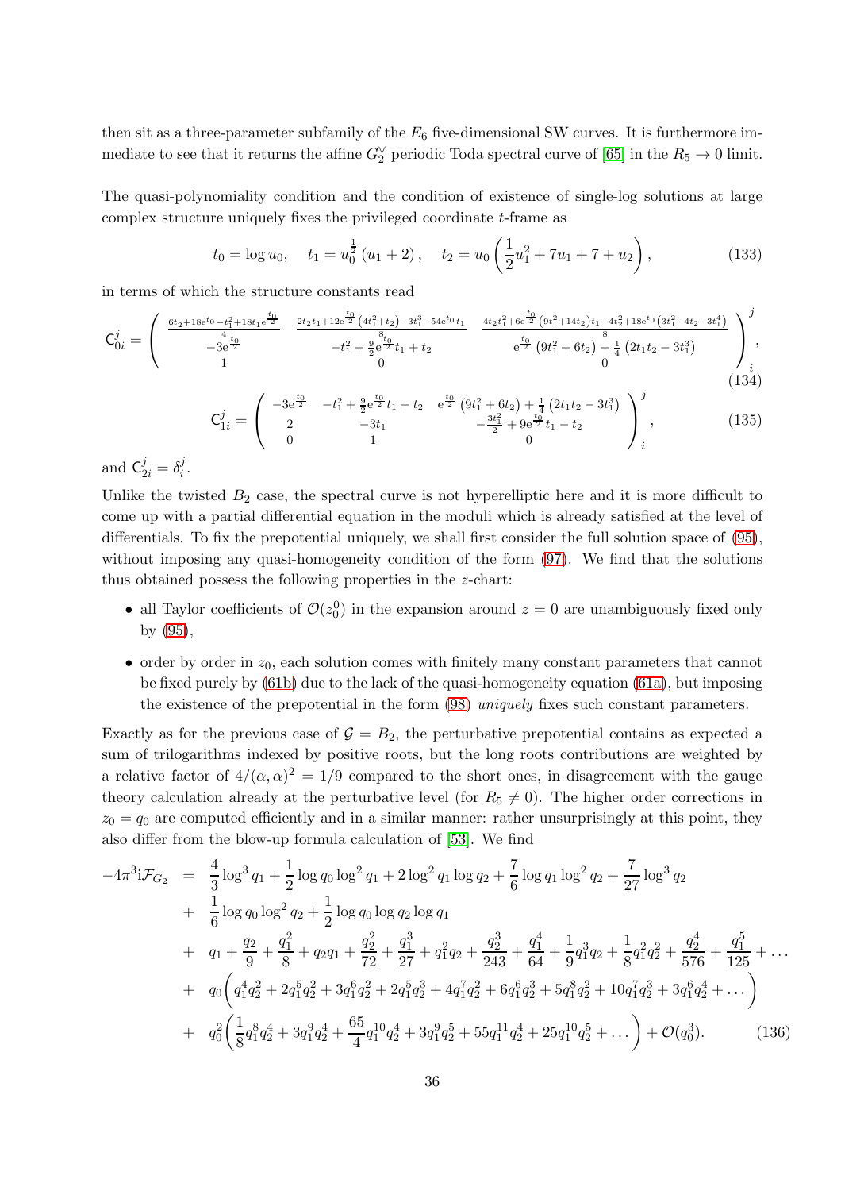then sit as a three-parameter subfamily of the $E_6$ five-dimensional SW curves. It is furthermore immediate to see that it returns the affine $G_2^\vee$ periodic Toda spectral curve of [65] in the $R_5 \to 0$ limit.

The quasi-polynomiality condition and the condition of existence of single-log solutions at large complex structure uniquely fixes the privileged coordinate $t$-frame as

$$t_0 = \log u_0, \quad t_1 = u_0^{\frac{1}{2}}(u_1 + 2), \quad t_2 = u_0\left(\frac{1}{2}u_1^2 + 7u_1 + 7 + u_2\right), \tag{133}$$

in terms of which the structure constants read

$$\mathsf{C}_{0i}^j = \begin{pmatrix} \frac{6t_2+18e^{t_0}-t_1^2+18t_1e^{\frac{t_0}{2}}}{4} & \frac{2t_2t_1+12e^{\frac{t_0}{2}}\left(4t_1^2+t_2\right)-3t_1^3-54e^{t_0}t_1}{8} & \frac{4t_2t_1^2+6e^{\frac{t_0}{2}}\left(9t_1^2+14t_2\right)t_1-4t_2^2+18e^{t_0}\left(3t_1^2-4t_2-3t_1^4\right)}{8} \\ -3e^{\frac{t_0}{2}} & -t_1^2+\frac{9}{2}e^{\frac{t_0}{2}}t_1+t_2 & e^{\frac{t_0}{2}}\left(9t_1^2+6t_2\right)+\frac{1}{4}\left(2t_1t_2-3t_1^3\right) \\ 1 & 0 & 0 \end{pmatrix}_i^j, \tag{134}$$

$$\mathsf{C}_{1i}^j = \begin{pmatrix} -3e^{\frac{t_0}{2}} & -t_1^2+\frac{9}{2}e^{\frac{t_0}{2}}t_1+t_2 & e^{\frac{t_0}{2}}\left(9t_1^2+6t_2\right)+\frac{1}{4}\left(2t_1t_2-3t_1^3\right) \\ 2 & -3t_1 & -\frac{3t_1^2}{2}+9e^{\frac{t_0}{2}}t_1-t_2 \\ 0 & 1 & 0 \end{pmatrix}_i^j, \tag{135}$$

and $\mathsf{C}_{2i}^j = \delta_i^j$.

Unlike the twisted $B_2$ case, the spectral curve is not hyperelliptic here and it is more difficult to come up with a partial differential equation in the moduli which is already satisfied at the level of differentials. To fix the prepotential uniquely, we shall first consider the full solution space of (95), without imposing any quasi-homogeneity condition of the form (97). We find that the solutions thus obtained possess the following properties in the $z$-chart:

- all Taylor coefficients of $\mathcal{O}(z_0^0)$ in the expansion around $z = 0$ are unambiguously fixed only by (95),
- order by order in $z_0$, each solution comes with finitely many constant parameters that cannot be fixed purely by (61b) due to the lack of the quasi-homogeneity equation (61a), but imposing the existence of the prepotential in the form (98) *uniquely* fixes such constant parameters.

Exactly as for the previous case of $\mathcal{G} = B_2$, the perturbative prepotential contains as expected a sum of trilogarithms indexed by positive roots, but the long roots contributions are weighted by a relative factor of $4/(\alpha,\alpha)^2 = 1/9$ compared to the short ones, in disagreement with the gauge theory calculation already at the perturbative level (for $R_5 \neq 0$). The higher order corrections in $z_0 = q_0$ are computed efficiently and in a similar manner: rather unsurprisingly at this point, they also differ from the blow-up formula calculation of [53]. We find

$$\begin{aligned}
-4\pi^3 \mathrm{i}\mathcal{F}_{G_2} &= \frac{4}{3}\log^3 q_1 + \frac{1}{2}\log q_0 \log^2 q_1 + 2\log^2 q_1 \log q_2 + \frac{7}{6}\log q_1 \log^2 q_2 + \frac{7}{27}\log^3 q_2 \\
&+ \frac{1}{6}\log q_0 \log^2 q_2 + \frac{1}{2}\log q_0 \log q_2 \log q_1 \\
&+ q_1 + \frac{q_2}{9} + \frac{q_1^2}{8} + q_2 q_1 + \frac{q_2^2}{72} + \frac{q_1^3}{27} + q_1^2 q_2 + \frac{q_2^3}{243} + \frac{q_1^4}{64} + \frac{1}{9}q_1^3 q_2 + \frac{1}{8}q_1^2 q_2^2 + \frac{q_2^4}{576} + \frac{q_1^5}{125} + \ldots \\
&+ q_0\left(q_1^4 q_2^2 + 2q_1^5 q_2^2 + 3q_1^6 q_2^2 + 2q_1^5 q_2^3 + 4q_1^7 q_2^2 + 6q_1^6 q_2^3 + 5q_1^8 q_2^2 + 10q_1^7 q_2^3 + 3q_1^6 q_2^4 + \ldots\right) \\
&+ q_0^2\left(\frac{1}{8}q_1^8 q_2^4 + 3q_1^9 q_2^4 + \frac{65}{4}q_1^{10} q_2^4 + 3q_1^9 q_2^5 + 55q_1^{11} q_2^4 + 25q_1^{10} q_2^5 + \ldots\right) + \mathcal{O}(q_0^3).
\end{aligned} \tag{136}$$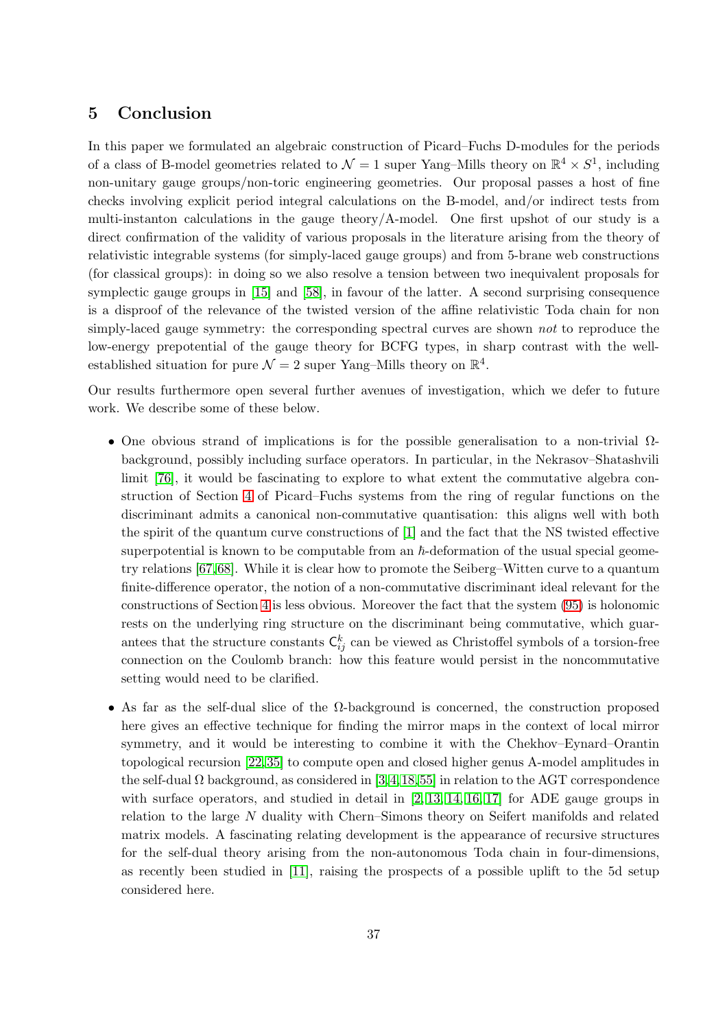## 5 Conclusion

In this paper we formulated an algebraic construction of Picard–Fuchs D-modules for the periods of a class of B-model geometries related to $\mathcal{N} = 1$ super Yang–Mills theory on $\mathbb{R}^4 \times S^1$, including non-unitary gauge groups/non-toric engineering geometries. Our proposal passes a host of fine checks involving explicit period integral calculations on the B-model, and/or indirect tests from multi-instanton calculations in the gauge theory/A-model. One first upshot of our study is a direct confirmation of the validity of various proposals in the literature arising from the theory of relativistic integrable systems (for simply-laced gauge groups) and from 5-brane web constructions (for classical groups): in doing so we also resolve a tension between two inequivalent proposals for symplectic gauge groups in [15] and [58], in favour of the latter. A second surprising consequence is a disproof of the relevance of the twisted version of the affine relativistic Toda chain for non simply-laced gauge symmetry: the corresponding spectral curves are shown *not* to reproduce the low-energy prepotential of the gauge theory for BCFG types, in sharp contrast with the well-established situation for pure $\mathcal{N} = 2$ super Yang–Mills theory on $\mathbb{R}^4$.

Our results furthermore open several further avenues of investigation, which we defer to future work. We describe some of these below.

- One obvious strand of implications is for the possible generalisation to a non-trivial $\Omega$-background, possibly including surface operators. In particular, in the Nekrasov–Shatashvili limit [76], it would be fascinating to explore to what extent the commutative algebra construction of Section 4 of Picard–Fuchs systems from the ring of regular functions on the discriminant admits a canonical non-commutative quantisation: this aligns well with both the spirit of the quantum curve constructions of [1] and the fact that the NS twisted effective superpotential is known to be computable from an $\hbar$-deformation of the usual special geometry relations [67,68]. While it is clear how to promote the Seiberg–Witten curve to a quantum finite-difference operator, the notion of a non-commutative discriminant ideal relevant for the constructions of Section 4 is less obvious. Moreover the fact that the system (95) is holonomic rests on the underlying ring structure on the discriminant being commutative, which guarantees that the structure constants $\mathsf{C}_{ij}^k$ can be viewed as Christoffel symbols of a torsion-free connection on the Coulomb branch: how this feature would persist in the noncommutative setting would need to be clarified.

- As far as the self-dual slice of the $\Omega$-background is concerned, the construction proposed here gives an effective technique for finding the mirror maps in the context of local mirror symmetry, and it would be interesting to combine it with the Chekhov–Eynard–Orantin topological recursion [22,35] to compute open and closed higher genus A-model amplitudes in the self-dual $\Omega$ background, as considered in [3,4,18,55] in relation to the AGT correspondence with surface operators, and studied in detail in [2,13,14,16,17] for ADE gauge groups in relation to the large $N$ duality with Chern–Simons theory on Seifert manifolds and related matrix models. A fascinating relating development is the appearance of recursive structures for the self-dual theory arising from the non-autonomous Toda chain in four-dimensions, as recently been studied in [11], raising the prospects of a possible uplift to the 5d setup considered here.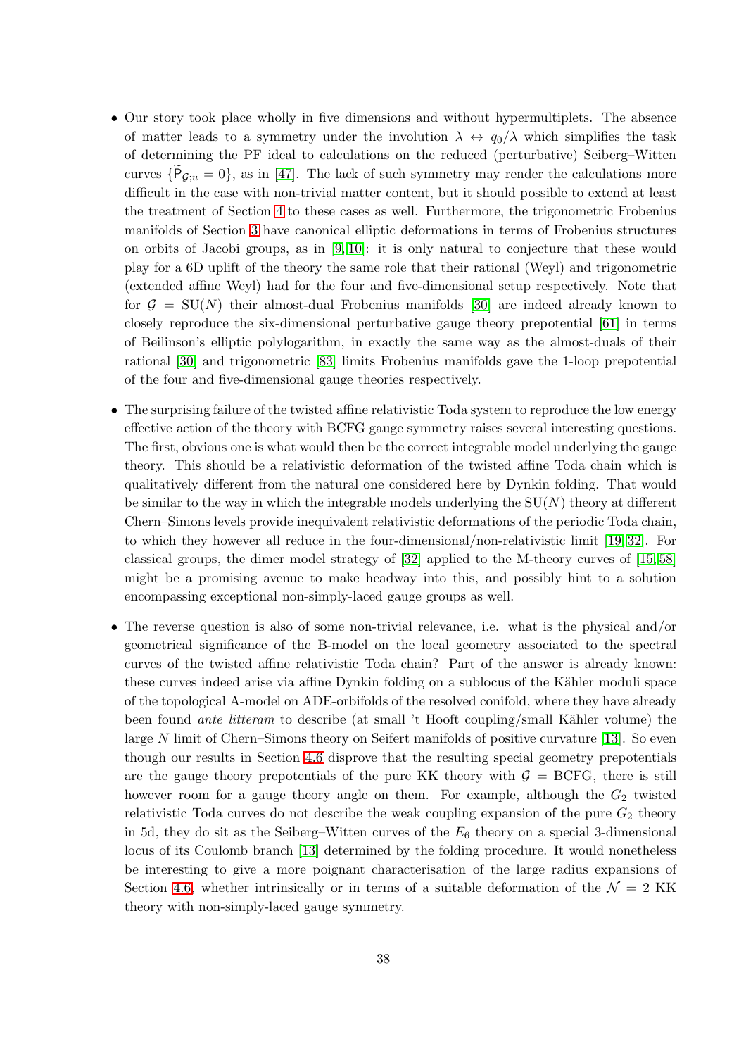- Our story took place wholly in five dimensions and without hypermultiplets. The absence of matter leads to a symmetry under the involution $\lambda \leftrightarrow q_0/\lambda$ which simplifies the task of determining the PF ideal to calculations on the reduced (perturbative) Seiberg–Witten curves $\{\widetilde{\mathsf{P}}_{\mathcal{G};u} = 0\}$, as in [47]. The lack of such symmetry may render the calculations more difficult in the case with non-trivial matter content, but it should possible to extend at least the treatment of Section 4 to these cases as well. Furthermore, the trigonometric Frobenius manifolds of Section 3 have canonical elliptic deformations in terms of Frobenius structures on orbits of Jacobi groups, as in [9, 10]: it is only natural to conjecture that these would play for a 6D uplift of the theory the same role that their rational (Weyl) and trigonometric (extended affine Weyl) had for the four and five-dimensional setup respectively. Note that for $\mathcal{G} = \mathrm{SU}(N)$ their almost-dual Frobenius manifolds [30] are indeed already known to closely reproduce the six-dimensional perturbative gauge theory prepotential [61] in terms of Beilinson's elliptic polylogarithm, in exactly the same way as the almost-duals of their rational [30] and trigonometric [83] limits Frobenius manifolds gave the 1-loop prepotential of the four and five-dimensional gauge theories respectively.

- The surprising failure of the twisted affine relativistic Toda system to reproduce the low energy effective action of the theory with BCFG gauge symmetry raises several interesting questions. The first, obvious one is what would then be the correct integrable model underlying the gauge theory. This should be a relativistic deformation of the twisted affine Toda chain which is qualitatively different from the natural one considered here by Dynkin folding. That would be similar to the way in which the integrable models underlying the $\mathrm{SU}(N)$ theory at different Chern–Simons levels provide inequivalent relativistic deformations of the periodic Toda chain, to which they however all reduce in the four-dimensional/non-relativistic limit [19, 32]. For classical groups, the dimer model strategy of [32] applied to the M-theory curves of [15, 58] might be a promising avenue to make headway into this, and possibly hint to a solution encompassing exceptional non-simply-laced gauge groups as well.

- The reverse question is also of some non-trivial relevance, i.e. what is the physical and/or geometrical significance of the B-model on the local geometry associated to the spectral curves of the twisted affine relativistic Toda chain? Part of the answer is already known: these curves indeed arise via affine Dynkin folding on a sublocus of the Kähler moduli space of the topological A-model on ADE-orbifolds of the resolved conifold, where they have already been found *ante litteram* to describe (at small 't Hooft coupling/small Kähler volume) the large $N$ limit of Chern–Simons theory on Seifert manifolds of positive curvature [13]. So even though our results in Section 4.6 disprove that the resulting special geometry prepotentials are the gauge theory prepotentials of the pure KK theory with $\mathcal{G} = \mathrm{BCFG}$, there is still however room for a gauge theory angle on them. For example, although the $G_2$ twisted relativistic Toda curves do not describe the weak coupling expansion of the pure $G_2$ theory in 5d, they do sit as the Seiberg–Witten curves of the $E_6$ theory on a special 3-dimensional locus of its Coulomb branch [13] determined by the folding procedure. It would nonetheless be interesting to give a more poignant characterisation of the large radius expansions of Section 4.6, whether intrinsically or in terms of a suitable deformation of the $\mathcal{N} = 2$ KK theory with non-simply-laced gauge symmetry.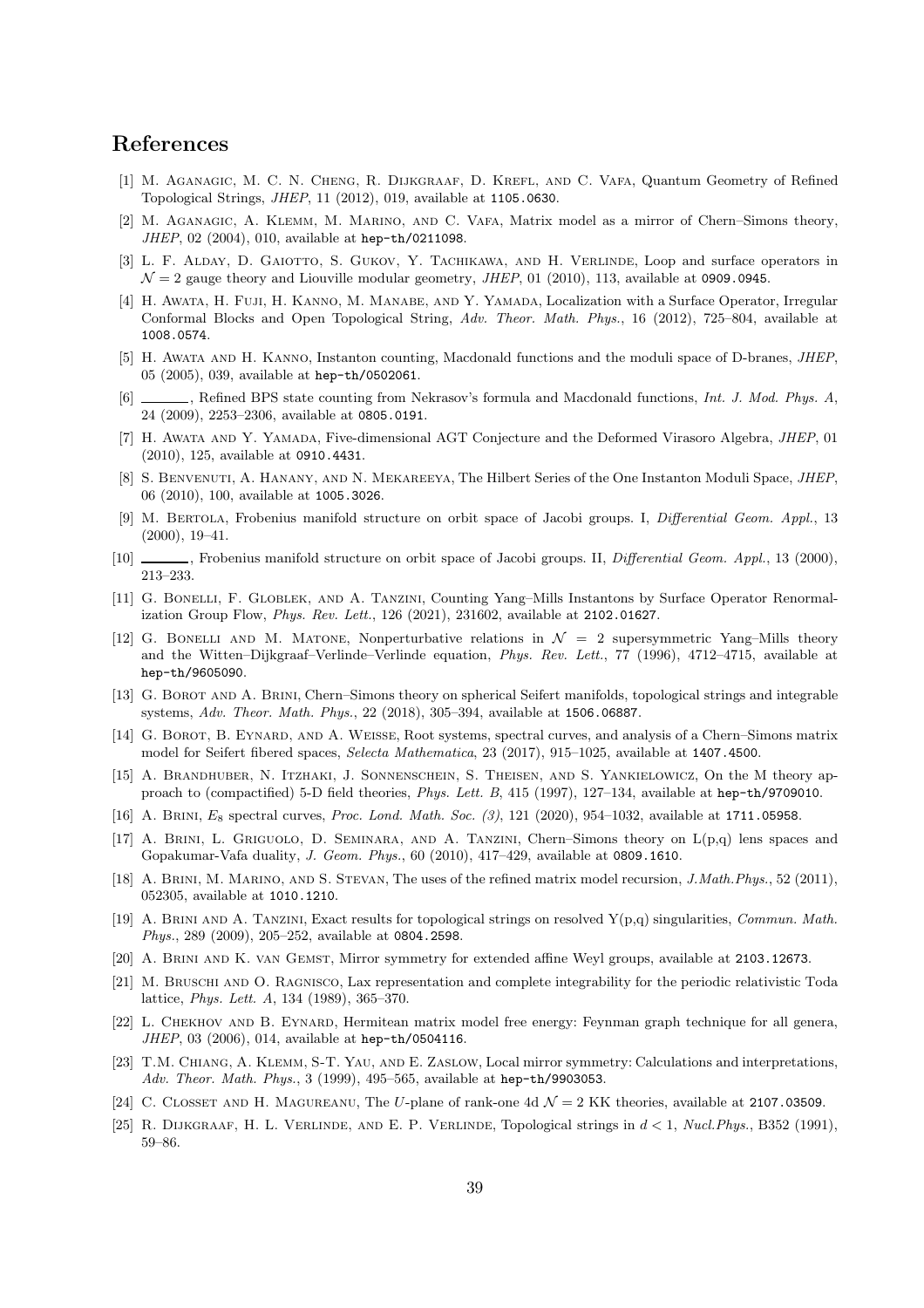## References

[1] M. Aganagic, M. C. N. Cheng, R. Dijkgraaf, D. Krefl, and C. Vafa, Quantum Geometry of Refined Topological Strings, *JHEP*, 11 (2012), 019, available at 1105.0630.

[2] M. Aganagic, A. Klemm, M. Marino, and C. Vafa, Matrix model as a mirror of Chern–Simons theory, *JHEP*, 02 (2004), 010, available at hep-th/0211098.

[3] L. F. Alday, D. Gaiotto, S. Gukov, Y. Tachikawa, and H. Verlinde, Loop and surface operators in $\mathcal{N} = 2$ gauge theory and Liouville modular geometry, *JHEP*, 01 (2010), 113, available at 0909.0945.

[4] H. Awata, H. Fuji, H. Kanno, M. Manabe, and Y. Yamada, Localization with a Surface Operator, Irregular Conformal Blocks and Open Topological String, *Adv. Theor. Math. Phys.*, 16 (2012), 725–804, available at 1008.0574.

[5] H. Awata and H. Kanno, Instanton counting, Macdonald functions and the moduli space of D-branes, *JHEP*, 05 (2005), 039, available at hep-th/0502061.

[6] ———, Refined BPS state counting from Nekrasov's formula and Macdonald functions, *Int. J. Mod. Phys. A*, 24 (2009), 2253–2306, available at 0805.0191.

[7] H. Awata and Y. Yamada, Five-dimensional AGT Conjecture and the Deformed Virasoro Algebra, *JHEP*, 01 (2010), 125, available at 0910.4431.

[8] S. Benvenuti, A. Hanany, and N. Mekareeya, The Hilbert Series of the One Instanton Moduli Space, *JHEP*, 06 (2010), 100, available at 1005.3026.

[9] M. Bertola, Frobenius manifold structure on orbit space of Jacobi groups. I, *Differential Geom. Appl.*, 13 (2000), 19–41.

[10] ———, Frobenius manifold structure on orbit space of Jacobi groups. II, *Differential Geom. Appl.*, 13 (2000), 213–233.

[11] G. Bonelli, F. Globlek, and A. Tanzini, Counting Yang–Mills Instantons by Surface Operator Renormalization Group Flow, *Phys. Rev. Lett.*, 126 (2021), 231602, available at 2102.01627.

[12] G. Bonelli and M. Matone, Nonperturbative relations in $\mathcal{N} = 2$ supersymmetric Yang–Mills theory and the Witten–Dijkgraaf–Verlinde–Verlinde equation, *Phys. Rev. Lett.*, 77 (1996), 4712–4715, available at hep-th/9605090.

[13] G. Borot and A. Brini, Chern–Simons theory on spherical Seifert manifolds, topological strings and integrable systems, *Adv. Theor. Math. Phys.*, 22 (2018), 305–394, available at 1506.06887.

[14] G. Borot, B. Eynard, and A. Weisse, Root systems, spectral curves, and analysis of a Chern–Simons matrix model for Seifert fibered spaces, *Selecta Mathematica*, 23 (2017), 915–1025, available at 1407.4500.

[15] A. Brandhuber, N. Itzhaki, J. Sonnenschein, S. Theisen, and S. Yankielowicz, On the M theory approach to (compactified) 5-D field theories, *Phys. Lett. B*, 415 (1997), 127–134, available at hep-th/9709010.

[16] A. Brini, $E_8$ spectral curves, *Proc. Lond. Math. Soc. (3)*, 121 (2020), 954–1032, available at 1711.05958.

[17] A. Brini, L. Griguolo, D. Seminara, and A. Tanzini, Chern–Simons theory on L(p,q) lens spaces and Gopakumar-Vafa duality, *J. Geom. Phys.*, 60 (2010), 417–429, available at 0809.1610.

[18] A. Brini, M. Marino, and S. Stevan, The uses of the refined matrix model recursion, *J.Math.Phys.*, 52 (2011), 052305, available at 1010.1210.

[19] A. Brini and A. Tanzini, Exact results for topological strings on resolved Y(p,q) singularities, *Commun. Math. Phys.*, 289 (2009), 205–252, available at 0804.2598.

[20] A. Brini and K. van Gemst, Mirror symmetry for extended affine Weyl groups, available at 2103.12673.

[21] M. Bruschi and O. Ragnisco, Lax representation and complete integrability for the periodic relativistic Toda lattice, *Phys. Lett. A*, 134 (1989), 365–370.

[22] L. Chekhov and B. Eynard, Hermitean matrix model free energy: Feynman graph technique for all genera, *JHEP*, 03 (2006), 014, available at hep-th/0504116.

[23] T.M. Chiang, A. Klemm, S-T. Yau, and E. Zaslow, Local mirror symmetry: Calculations and interpretations, *Adv. Theor. Math. Phys.*, 3 (1999), 495–565, available at hep-th/9903053.

[24] C. Closset and H. Magureanu, The $U$-plane of rank-one 4d $\mathcal{N} = 2$ KK theories, available at 2107.03509.

[25] R. Dijkgraaf, H. L. Verlinde, and E. P. Verlinde, Topological strings in $d < 1$, *Nucl.Phys.*, B352 (1991), 59–86.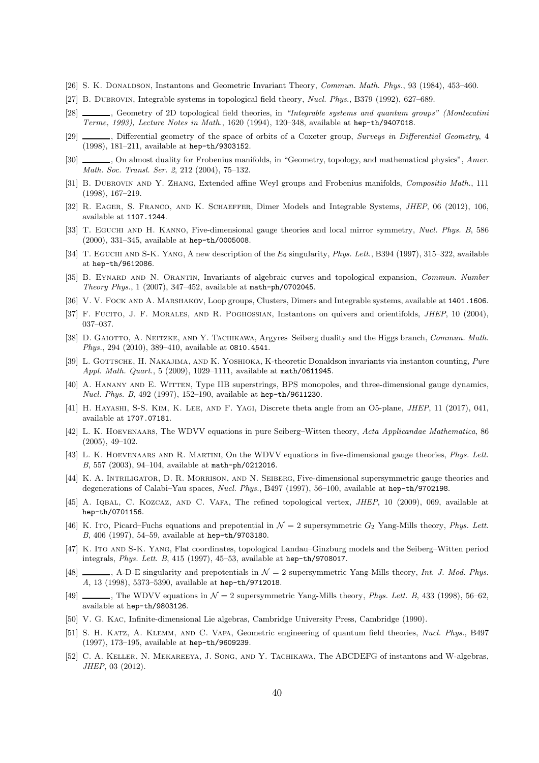[26] S. K. Donaldson, Instantons and Geometric Invariant Theory, *Commun. Math. Phys.*, 93 (1984), 453–460.

[27] B. Dubrovin, Integrable systems in topological field theory, *Nucl. Phys.*, B379 (1992), 627–689.

[28] ———, Geometry of 2D topological field theories, in *"Integrable systems and quantum groups" (Montecatini Terme, 1993), Lecture Notes in Math.*, 1620 (1994), 120–348, available at hep-th/9407018.

[29] ———, Differential geometry of the space of orbits of a Coxeter group, *Surveys in Differential Geometry*, 4 (1998), 181–211, available at hep-th/9303152.

[30] ———, On almost duality for Frobenius manifolds, in "Geometry, topology, and mathematical physics", *Amer. Math. Soc. Transl. Ser. 2*, 212 (2004), 75–132.

[31] B. Dubrovin and Y. Zhang, Extended affine Weyl groups and Frobenius manifolds, *Compositio Math.*, 111 (1998), 167–219.

[32] R. Eager, S. Franco, and K. Schaeffer, Dimer Models and Integrable Systems, *JHEP*, 06 (2012), 106, available at 1107.1244.

[33] T. Eguchi and H. Kanno, Five-dimensional gauge theories and local mirror symmetry, *Nucl. Phys. B*, 586 (2000), 331–345, available at hep-th/0005008.

[34] T. Eguchi and S-K. Yang, A new description of the $E_6$ singularity, *Phys. Lett.*, B394 (1997), 315–322, available at hep-th/9612086.

[35] B. Eynard and N. Orantin, Invariants of algebraic curves and topological expansion, *Commun. Number Theory Phys.*, 1 (2007), 347–452, available at math-ph/0702045.

[36] V. V. Fock and A. Marshakov, Loop groups, Clusters, Dimers and Integrable systems, available at 1401.1606.

[37] F. Fucito, J. F. Morales, and R. Poghossian, Instantons on quivers and orientifolds, *JHEP*, 10 (2004), 037–037.

[38] D. Gaiotto, A. Neitzke, and Y. Tachikawa, Argyres–Seiberg duality and the Higgs branch, *Commun. Math. Phys.*, 294 (2010), 389–410, available at 0810.4541.

[39] L. Gottsche, H. Nakajima, and K. Yoshioka, K-theoretic Donaldson invariants via instanton counting, *Pure Appl. Math. Quart.*, 5 (2009), 1029–1111, available at math/0611945.

[40] A. Hanany and E. Witten, Type IIB superstrings, BPS monopoles, and three-dimensional gauge dynamics, *Nucl. Phys. B*, 492 (1997), 152–190, available at hep-th/9611230.

[41] H. Hayashi, S-S. Kim, K. Lee, and F. Yagi, Discrete theta angle from an O5-plane, *JHEP*, 11 (2017), 041, available at 1707.07181.

[42] L. K. Hoevenaars, The WDVV equations in pure Seiberg–Witten theory, *Acta Applicandae Mathematica*, 86 (2005), 49–102.

[43] L. K. Hoevenaars and R. Martini, On the WDVV equations in five-dimensional gauge theories, *Phys. Lett. B*, 557 (2003), 94–104, available at math-ph/0212016.

[44] K. A. Intriligator, D. R. Morrison, and N. Seiberg, Five-dimensional supersymmetric gauge theories and degenerations of Calabi–Yau spaces, *Nucl. Phys.*, B497 (1997), 56–100, available at hep-th/9702198.

[45] A. Iqbal, C. Kozcaz, and C. Vafa, The refined topological vertex, *JHEP*, 10 (2009), 069, available at hep-th/0701156.

[46] K. Ito, Picard–Fuchs equations and prepotential in $\mathcal{N} = 2$ supersymmetric $G_2$ Yang-Mills theory, *Phys. Lett. B*, 406 (1997), 54–59, available at hep-th/9703180.

[47] K. Ito and S-K. Yang, Flat coordinates, topological Landau–Ginzburg models and the Seiberg–Witten period integrals, *Phys. Lett. B*, 415 (1997), 45–53, available at hep-th/9708017.

[48] ———, A-D-E singularity and prepotentials in $\mathcal{N} = 2$ supersymmetric Yang-Mills theory, *Int. J. Mod. Phys. A*, 13 (1998), 5373–5390, available at hep-th/9712018.

[49] ———, The WDVV equations in $\mathcal{N} = 2$ supersymmetric Yang-Mills theory, *Phys. Lett. B*, 433 (1998), 56–62, available at hep-th/9803126.

[50] V. G. Kac, Infinite-dimensional Lie algebras, Cambridge University Press, Cambridge (1990).

[51] S. H. Katz, A. Klemm, and C. Vafa, Geometric engineering of quantum field theories, *Nucl. Phys.*, B497 (1997), 173–195, available at hep-th/9609239.

[52] C. A. Keller, N. Mekareeya, J. Song, and Y. Tachikawa, The ABCDEFG of instantons and W-algebras, *JHEP*, 03 (2012).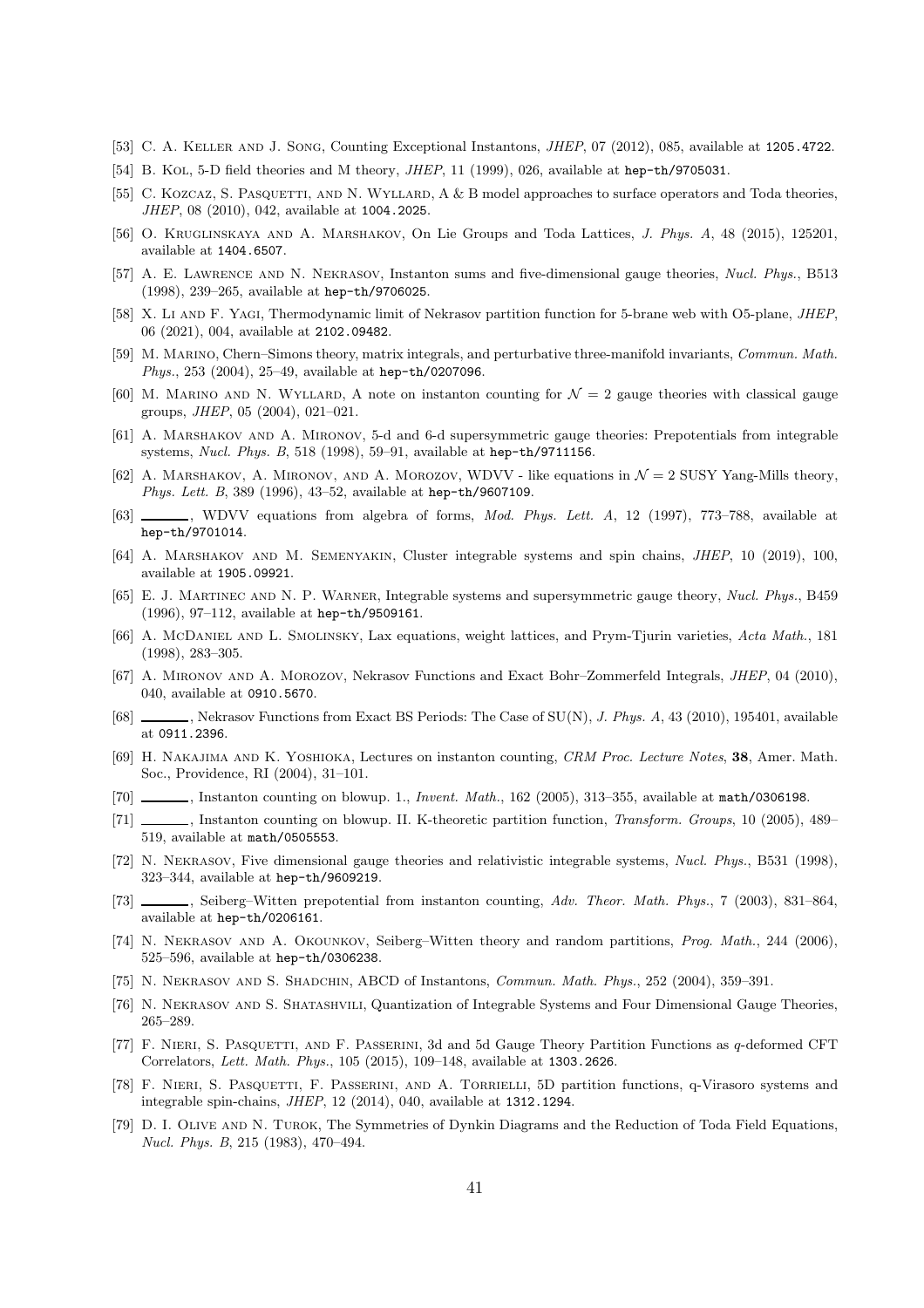[53] C. A. Keller and J. Song, Counting Exceptional Instantons, *JHEP*, 07 (2012), 085, available at 1205.4722.

[54] B. Kol, 5-D field theories and M theory, *JHEP*, 11 (1999), 026, available at hep-th/9705031.

[55] C. Kozcaz, S. Pasquetti, and N. Wyllard, A & B model approaches to surface operators and Toda theories, *JHEP*, 08 (2010), 042, available at 1004.2025.

[56] O. Kruglinskaya and A. Marshakov, On Lie Groups and Toda Lattices, *J. Phys. A*, 48 (2015), 125201, available at 1404.6507.

[57] A. E. Lawrence and N. Nekrasov, Instanton sums and five-dimensional gauge theories, *Nucl. Phys.*, B513 (1998), 239–265, available at hep-th/9706025.

[58] X. Li and F. Yagi, Thermodynamic limit of Nekrasov partition function for 5-brane web with O5-plane, *JHEP*, 06 (2021), 004, available at 2102.09482.

[59] M. Marino, Chern–Simons theory, matrix integrals, and perturbative three-manifold invariants, *Commun. Math. Phys.*, 253 (2004), 25–49, available at hep-th/0207096.

[60] M. Marino and N. Wyllard, A note on instanton counting for $\mathcal{N} = 2$ gauge theories with classical gauge groups, *JHEP*, 05 (2004), 021–021.

[61] A. Marshakov and A. Mironov, 5-d and 6-d supersymmetric gauge theories: Prepotentials from integrable systems, *Nucl. Phys. B*, 518 (1998), 59–91, available at hep-th/9711156.

[62] A. Marshakov, A. Mironov, and A. Morozov, WDVV - like equations in $\mathcal{N} = 2$ SUSY Yang-Mills theory, *Phys. Lett. B*, 389 (1996), 43–52, available at hep-th/9607109.

[63] ———, WDVV equations from algebra of forms, *Mod. Phys. Lett. A*, 12 (1997), 773–788, available at hep-th/9701014.

[64] A. Marshakov and M. Semenyakin, Cluster integrable systems and spin chains, *JHEP*, 10 (2019), 100, available at 1905.09921.

[65] E. J. Martinec and N. P. Warner, Integrable systems and supersymmetric gauge theory, *Nucl. Phys.*, B459 (1996), 97–112, available at hep-th/9509161.

[66] A. McDaniel and L. Smolinsky, Lax equations, weight lattices, and Prym-Tjurin varieties, *Acta Math.*, 181 (1998), 283–305.

[67] A. Mironov and A. Morozov, Nekrasov Functions and Exact Bohr–Zommerfeld Integrals, *JHEP*, 04 (2010), 040, available at 0910.5670.

[68] ———, Nekrasov Functions from Exact BS Periods: The Case of SU(N), *J. Phys. A*, 43 (2010), 195401, available at 0911.2396.

[69] H. Nakajima and K. Yoshioka, Lectures on instanton counting, *CRM Proc. Lecture Notes*, **38**, Amer. Math. Soc., Providence, RI (2004), 31–101.

[70] ———, Instanton counting on blowup. 1., *Invent. Math.*, 162 (2005), 313–355, available at math/0306198.

[71] ———, Instanton counting on blowup. II. K-theoretic partition function, *Transform. Groups*, 10 (2005), 489–519, available at math/0505553.

[72] N. Nekrasov, Five dimensional gauge theories and relativistic integrable systems, *Nucl. Phys.*, B531 (1998), 323–344, available at hep-th/9609219.

[73] ———, Seiberg–Witten prepotential from instanton counting, *Adv. Theor. Math. Phys.*, 7 (2003), 831–864, available at hep-th/0206161.

[74] N. Nekrasov and A. Okounkov, Seiberg–Witten theory and random partitions, *Prog. Math.*, 244 (2006), 525–596, available at hep-th/0306238.

[75] N. Nekrasov and S. Shadchin, ABCD of Instantons, *Commun. Math. Phys.*, 252 (2004), 359–391.

[76] N. Nekrasov and S. Shatashvili, Quantization of Integrable Systems and Four Dimensional Gauge Theories, 265–289.

[77] F. Nieri, S. Pasquetti, and F. Passerini, 3d and 5d Gauge Theory Partition Functions as $q$-deformed CFT Correlators, *Lett. Math. Phys.*, 105 (2015), 109–148, available at 1303.2626.

[78] F. Nieri, S. Pasquetti, F. Passerini, and A. Torrielli, 5D partition functions, q-Virasoro systems and integrable spin-chains, *JHEP*, 12 (2014), 040, available at 1312.1294.

[79] D. I. Olive and N. Turok, The Symmetries of Dynkin Diagrams and the Reduction of Toda Field Equations, *Nucl. Phys. B*, 215 (1983), 470–494.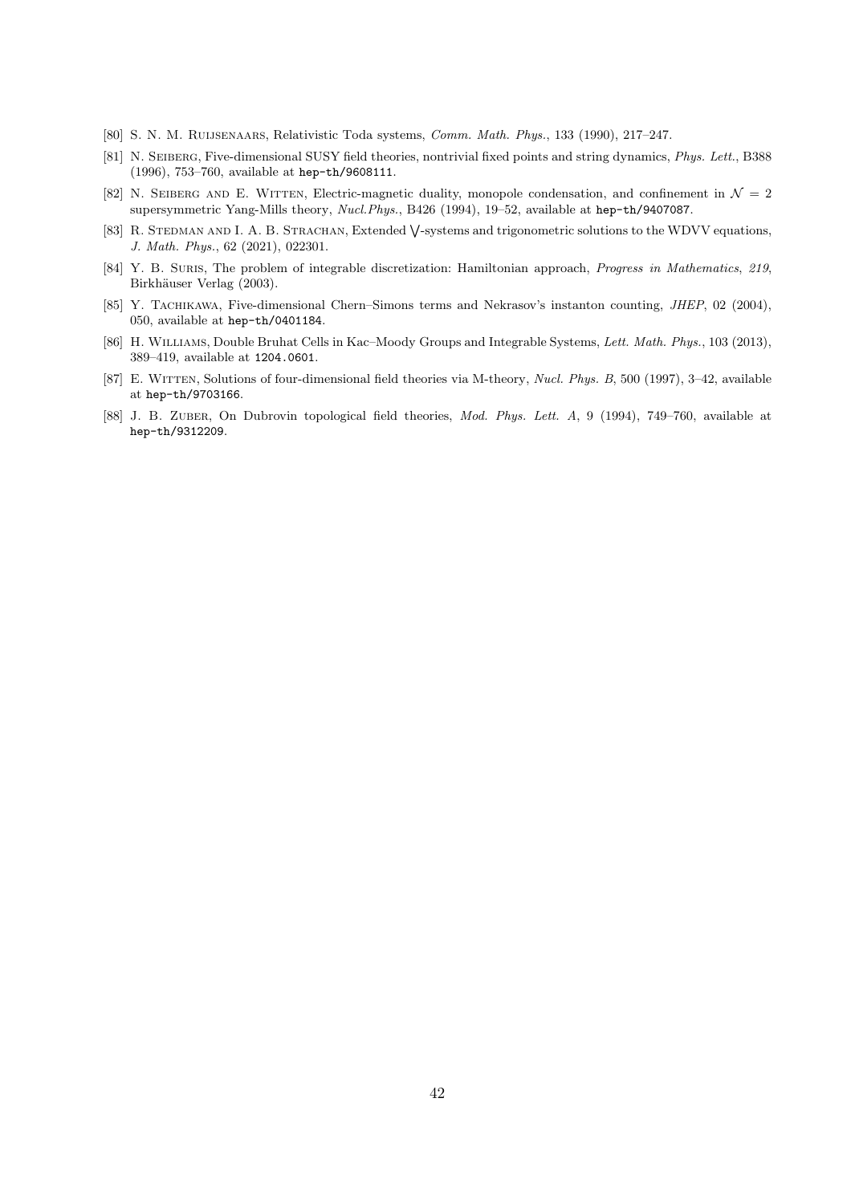[80] S. N. M. Ruijsenaars, Relativistic Toda systems, *Comm. Math. Phys.*, 133 (1990), 217–247.

[81] N. Seiberg, Five-dimensional SUSY field theories, nontrivial fixed points and string dynamics, *Phys. Lett.*, B388 (1996), 753–760, available at hep-th/9608111.

[82] N. Seiberg and E. Witten, Electric-magnetic duality, monopole condensation, and confinement in $\mathcal{N} = 2$ supersymmetric Yang-Mills theory, *Nucl.Phys.*, B426 (1994), 19–52, available at hep-th/9407087.

[83] R. Stedman and I. A. B. Strachan, Extended $\bigvee$-systems and trigonometric solutions to the WDVV equations, *J. Math. Phys.*, 62 (2021), 022301.

[84] Y. B. Suris, The problem of integrable discretization: Hamiltonian approach, *Progress in Mathematics*, *219*, Birkhäuser Verlag (2003).

[85] Y. Tachikawa, Five-dimensional Chern–Simons terms and Nekrasov's instanton counting, *JHEP*, 02 (2004), 050, available at hep-th/0401184.

[86] H. Williams, Double Bruhat Cells in Kac–Moody Groups and Integrable Systems, *Lett. Math. Phys.*, 103 (2013), 389–419, available at 1204.0601.

[87] E. Witten, Solutions of four-dimensional field theories via M-theory, *Nucl. Phys. B*, 500 (1997), 3–42, available at hep-th/9703166.

[88] J. B. Zuber, On Dubrovin topological field theories, *Mod. Phys. Lett. A*, 9 (1994), 749–760, available at hep-th/9312209.